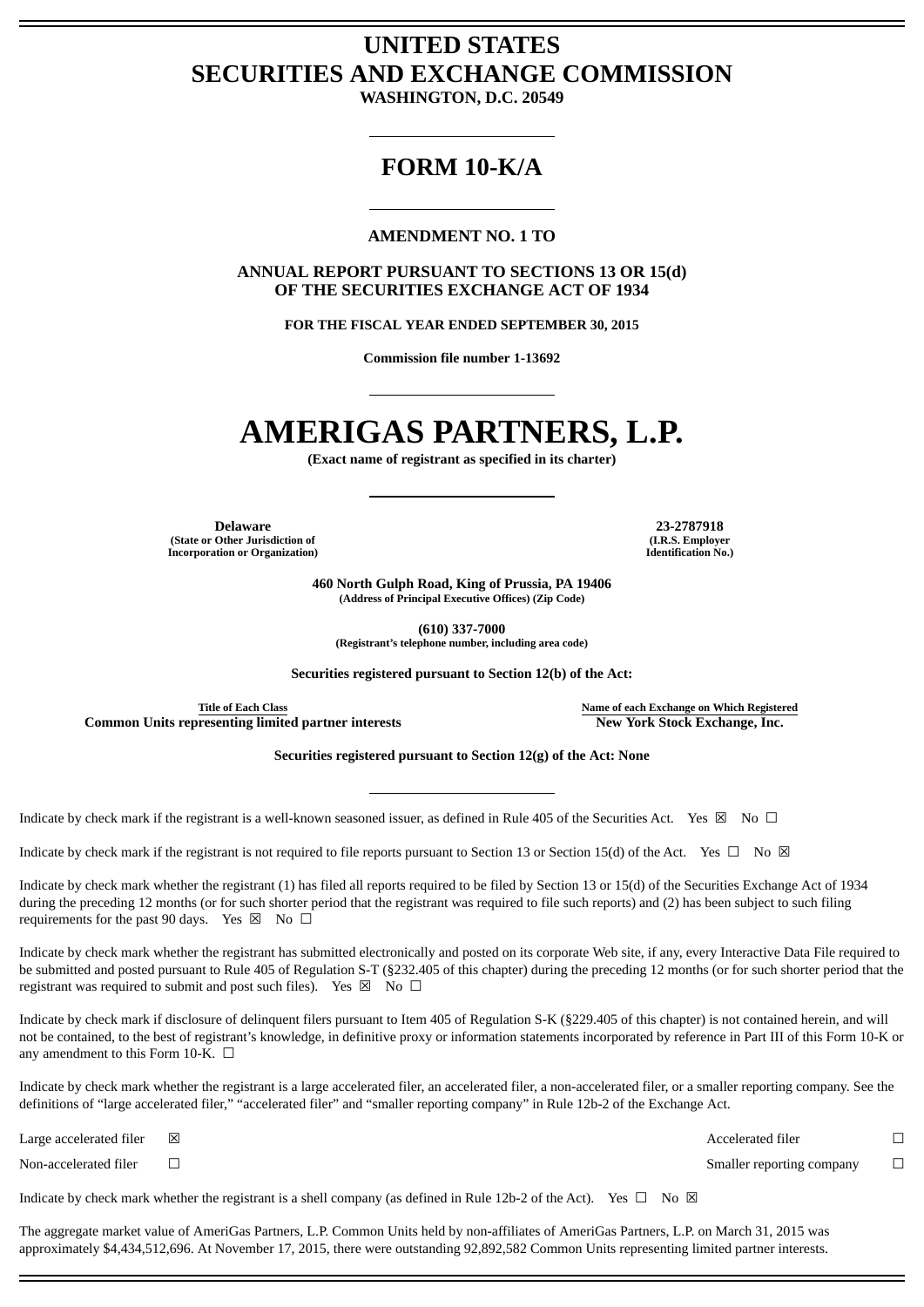# UNITED STATES
# SECURITIES AND EXCHANGE COMMISSION

**WASHINGTON, D.C. 20549**

## FORM 10-K/A

**AMENDMENT NO. 1 TO**

**ANNUAL REPORT PURSUANT TO SECTIONS 13 OR 15(d)
OF THE SECURITIES EXCHANGE ACT OF 1934**

**FOR THE FISCAL YEAR ENDED SEPTEMBER 30, 2015**

**Commission file number 1-13692**

# AMERIGAS PARTNERS, L.P.

**(Exact name of registrant as specified in its charter)**

| **Delaware** | **23-2787918** |
|---|---|
| **(State or Other Jurisdiction of Incorporation or Organization)** | **(I.R.S. Employer Identification No.)** |

**460 North Gulph Road, King of Prussia, PA 19406**
**(Address of Principal Executive Offices) (Zip Code)**

**(610) 337-7000**
**(Registrant's telephone number, including area code)**

**Securities registered pursuant to Section 12(b) of the Act:**

| Title of Each Class | Name of each Exchange on Which Registered |
|---|---|
| **Common Units representing limited partner interests** | **New York Stock Exchange, Inc.** |

**Securities registered pursuant to Section 12(g) of the Act: None**

Indicate by check mark if the registrant is a well-known seasoned issuer, as defined in Rule 405 of the Securities Act. Yes ☒ No ☐

Indicate by check mark if the registrant is not required to file reports pursuant to Section 13 or Section 15(d) of the Act. Yes ☐ No ☒

Indicate by check mark whether the registrant (1) has filed all reports required to be filed by Section 13 or 15(d) of the Securities Exchange Act of 1934 during the preceding 12 months (or for such shorter period that the registrant was required to file such reports) and (2) has been subject to such filing requirements for the past 90 days. Yes ☒ No ☐

Indicate by check mark whether the registrant has submitted electronically and posted on its corporate Web site, if any, every Interactive Data File required to be submitted and posted pursuant to Rule 405 of Regulation S-T (§232.405 of this chapter) during the preceding 12 months (or for such shorter period that the registrant was required to submit and post such files). Yes ☒ No ☐

Indicate by check mark if disclosure of delinquent filers pursuant to Item 405 of Regulation S-K (§229.405 of this chapter) is not contained herein, and will not be contained, to the best of registrant's knowledge, in definitive proxy or information statements incorporated by reference in Part III of this Form 10-K or any amendment to this Form 10-K. ☐

Indicate by check mark whether the registrant is a large accelerated filer, an accelerated filer, a non-accelerated filer, or a smaller reporting company. See the definitions of "large accelerated filer," "accelerated filer" and "smaller reporting company" in Rule 12b-2 of the Exchange Act.

| | | | |
|---|---|---|---|
| Large accelerated filer | ☒ | Accelerated filer | ☐ |
| Non-accelerated filer | ☐ | Smaller reporting company | ☐ |

Indicate by check mark whether the registrant is a shell company (as defined in Rule 12b-2 of the Act). Yes ☐ No ☒

The aggregate market value of AmeriGas Partners, L.P. Common Units held by non-affiliates of AmeriGas Partners, L.P. on March 31, 2015 was approximately $4,434,512,696. At November 17, 2015, there were outstanding 92,892,582 Common Units representing limited partner interests.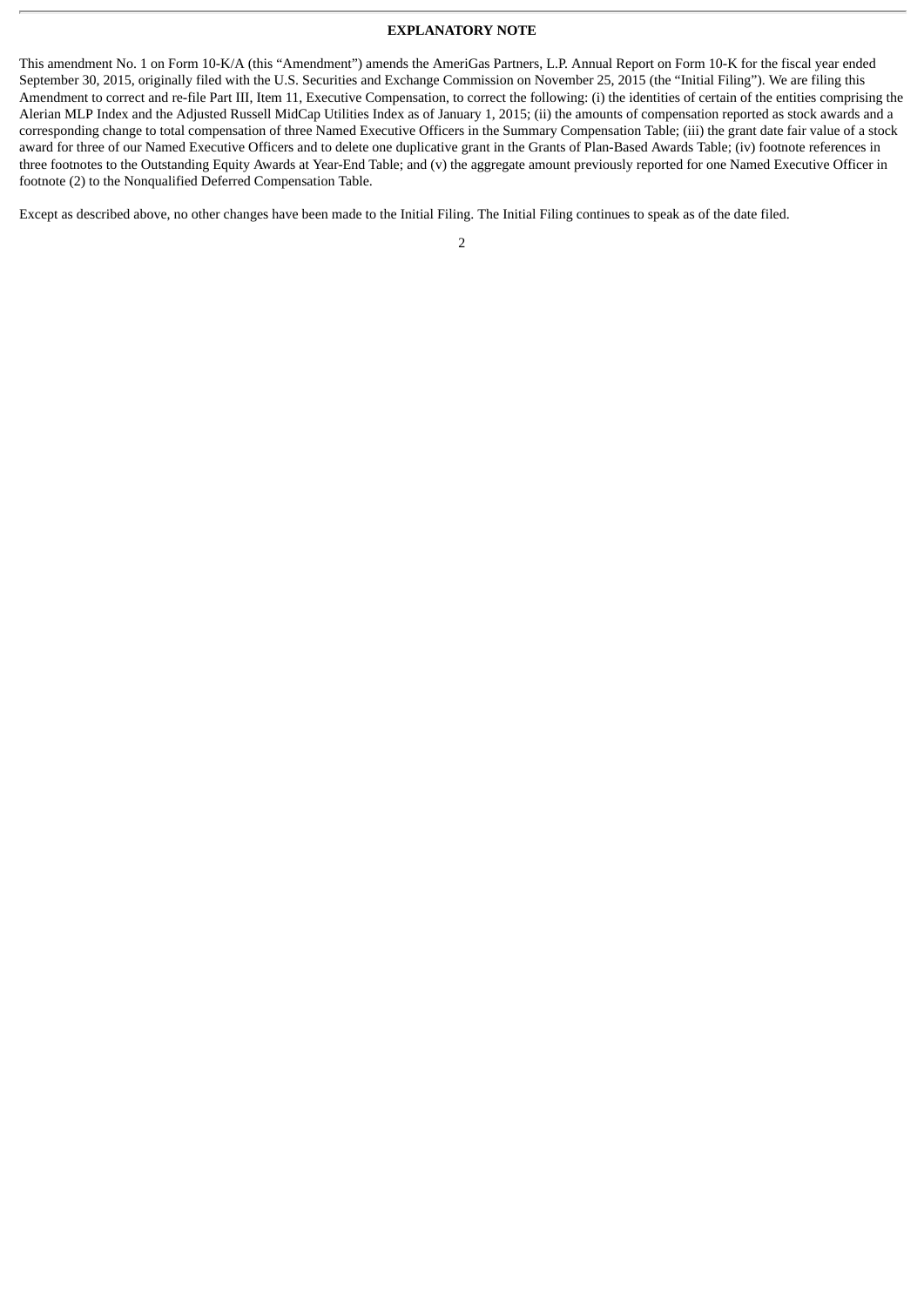**EXPLANATORY NOTE**

This amendment No. 1 on Form 10-K/A (this "Amendment") amends the AmeriGas Partners, L.P. Annual Report on Form 10-K for the fiscal year ended September 30, 2015, originally filed with the U.S. Securities and Exchange Commission on November 25, 2015 (the "Initial Filing"). We are filing this Amendment to correct and re-file Part III, Item 11, Executive Compensation, to correct the following: (i) the identities of certain of the entities comprising the Alerian MLP Index and the Adjusted Russell MidCap Utilities Index as of January 1, 2015; (ii) the amounts of compensation reported as stock awards and a corresponding change to total compensation of three Named Executive Officers in the Summary Compensation Table; (iii) the grant date fair value of a stock award for three of our Named Executive Officers and to delete one duplicative grant in the Grants of Plan-Based Awards Table; (iv) footnote references in three footnotes to the Outstanding Equity Awards at Year-End Table; and (v) the aggregate amount previously reported for one Named Executive Officer in footnote (2) to the Nonqualified Deferred Compensation Table.

Except as described above, no other changes have been made to the Initial Filing. The Initial Filing continues to speak as of the date filed.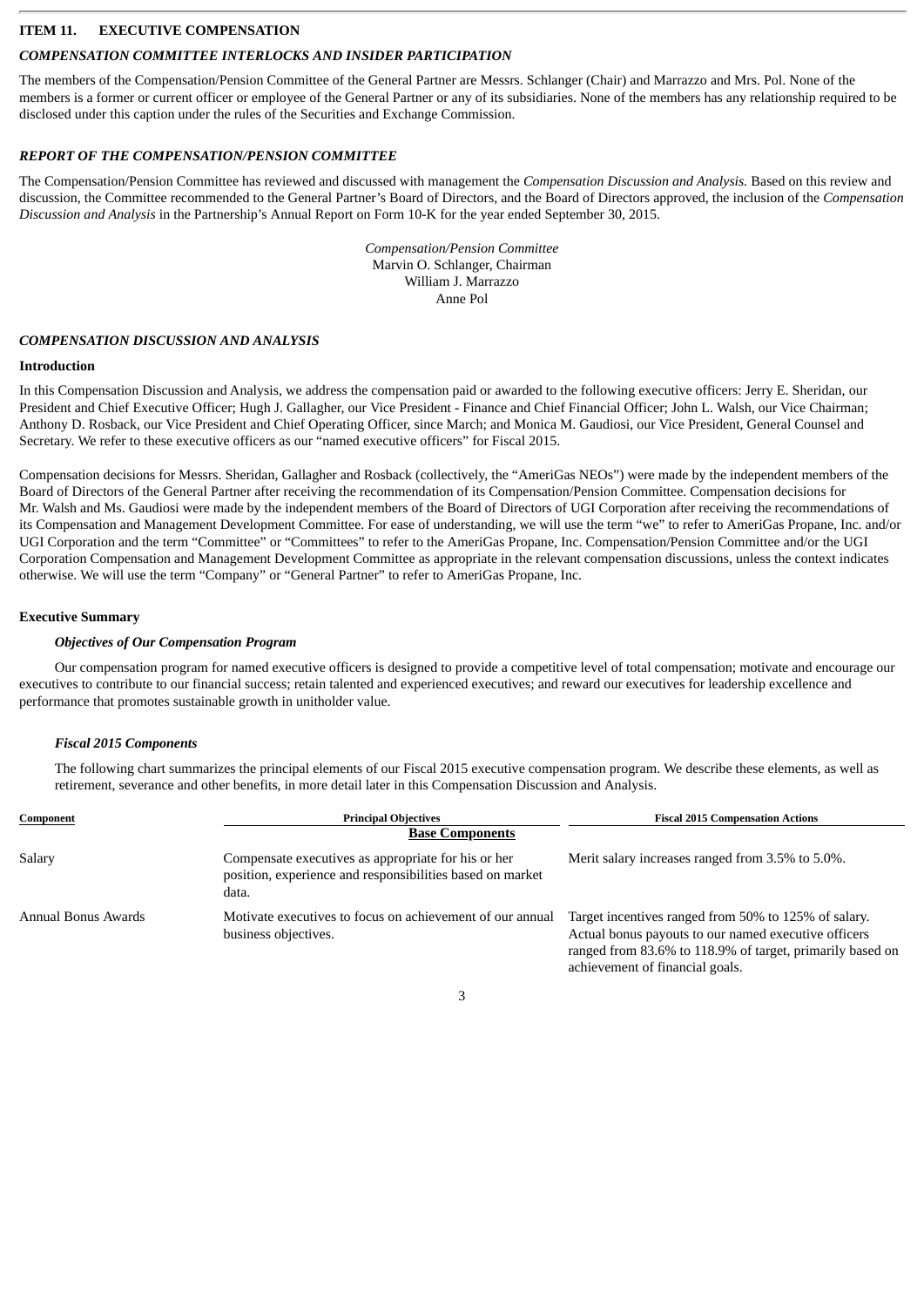## ITEM 11. EXECUTIVE COMPENSATION

### *COMPENSATION COMMITTEE INTERLOCKS AND INSIDER PARTICIPATION*

The members of the Compensation/Pension Committee of the General Partner are Messrs. Schlanger (Chair) and Marrazzo and Mrs. Pol. None of the members is a former or current officer or employee of the General Partner or any of its subsidiaries. None of the members has any relationship required to be disclosed under this caption under the rules of the Securities and Exchange Commission.

### *REPORT OF THE COMPENSATION/PENSION COMMITTEE*

The Compensation/Pension Committee has reviewed and discussed with management the *Compensation Discussion and Analysis.* Based on this review and discussion, the Committee recommended to the General Partner's Board of Directors, and the Board of Directors approved, the inclusion of the *Compensation Discussion and Analysis* in the Partnership's Annual Report on Form 10-K for the year ended September 30, 2015.

*Compensation/Pension Committee*
Marvin O. Schlanger, Chairman
William J. Marrazzo
Anne Pol

### *COMPENSATION DISCUSSION AND ANALYSIS*

**Introduction**

In this Compensation Discussion and Analysis, we address the compensation paid or awarded to the following executive officers: Jerry E. Sheridan, our President and Chief Executive Officer; Hugh J. Gallagher, our Vice President - Finance and Chief Financial Officer; John L. Walsh, our Vice Chairman; Anthony D. Rosback, our Vice President and Chief Operating Officer, since March; and Monica M. Gaudiosi, our Vice President, General Counsel and Secretary. We refer to these executive officers as our "named executive officers" for Fiscal 2015.

Compensation decisions for Messrs. Sheridan, Gallagher and Rosback (collectively, the "AmeriGas NEOs") were made by the independent members of the Board of Directors of the General Partner after receiving the recommendation of its Compensation/Pension Committee. Compensation decisions for Mr. Walsh and Ms. Gaudiosi were made by the independent members of the Board of Directors of UGI Corporation after receiving the recommendations of its Compensation and Management Development Committee. For ease of understanding, we will use the term "we" to refer to AmeriGas Propane, Inc. and/or UGI Corporation and the term "Committee" or "Committees" to refer to the AmeriGas Propane, Inc. Compensation/Pension Committee and/or the UGI Corporation Compensation and Management Development Committee as appropriate in the relevant compensation discussions, unless the context indicates otherwise. We will use the term "Company" or "General Partner" to refer to AmeriGas Propane, Inc.

**Executive Summary**

***Objectives of Our Compensation Program***

Our compensation program for named executive officers is designed to provide a competitive level of total compensation; motivate and encourage our executives to contribute to our financial success; retain talented and experienced executives; and reward our executives for leadership excellence and performance that promotes sustainable growth in unitholder value.

***Fiscal 2015 Components***

The following chart summarizes the principal elements of our Fiscal 2015 executive compensation program. We describe these elements, as well as retirement, severance and other benefits, in more detail later in this Compensation Discussion and Analysis.

| Component | Principal Objectives | Fiscal 2015 Compensation Actions |
|---|---|---|
| | **Base Components** | |
| Salary | Compensate executives as appropriate for his or her position, experience and responsibilities based on market data. | Merit salary increases ranged from 3.5% to 5.0%. |
| Annual Bonus Awards | Motivate executives to focus on achievement of our annual business objectives. | Target incentives ranged from 50% to 125% of salary. Actual bonus payouts to our named executive officers ranged from 83.6% to 118.9% of target, primarily based on achievement of financial goals. |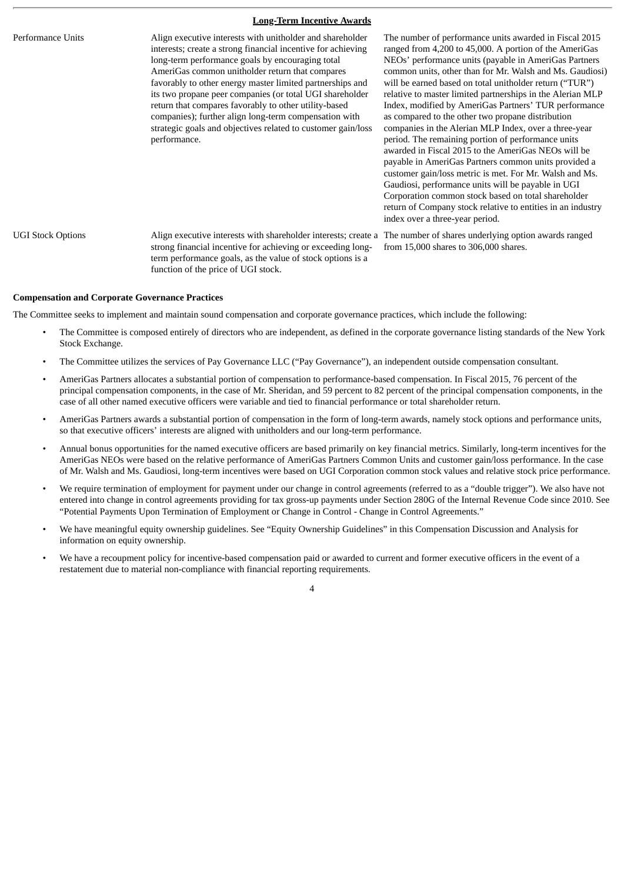| Long-Term Incentive Awards | | |
|---|---|---|
| Performance Units | Align executive interests with unitholder and shareholder interests; create a strong financial incentive for achieving long-term performance goals by encouraging total AmeriGas common unitholder return that compares favorably to other energy master limited partnerships and its two propane peer companies (or total UGI shareholder return that compares favorably to other utility-based companies); further align long-term compensation with strategic goals and objectives related to customer gain/loss performance. | The number of performance units awarded in Fiscal 2015 ranged from 4,200 to 45,000. A portion of the AmeriGas NEOs' performance units (payable in AmeriGas Partners common units, other than for Mr. Walsh and Ms. Gaudiosi) will be earned based on total unitholder return ("TUR") relative to master limited partnerships in the Alerian MLP Index, modified by AmeriGas Partners' TUR performance as compared to the other two propane distribution companies in the Alerian MLP Index, over a three-year period. The remaining portion of performance units awarded in Fiscal 2015 to the AmeriGas NEOs will be payable in AmeriGas Partners common units provided a customer gain/loss metric is met. For Mr. Walsh and Ms. Gaudiosi, performance units will be payable in UGI Corporation common stock based on total shareholder return of Company stock relative to entities in an industry index over a three-year period. |
| UGI Stock Options | Align executive interests with shareholder interests; create a strong financial incentive for achieving or exceeding long-term performance goals, as the value of stock options is a function of the price of UGI stock. | The number of shares underlying option awards ranged from 15,000 shares to 306,000 shares. |

**Compensation and Corporate Governance Practices**

The Committee seeks to implement and maintain sound compensation and corporate governance practices, which include the following:

- The Committee is composed entirely of directors who are independent, as defined in the corporate governance listing standards of the New York Stock Exchange.
- The Committee utilizes the services of Pay Governance LLC ("Pay Governance"), an independent outside compensation consultant.
- AmeriGas Partners allocates a substantial portion of compensation to performance-based compensation. In Fiscal 2015, 76 percent of the principal compensation components, in the case of Mr. Sheridan, and 59 percent to 82 percent of the principal compensation components, in the case of all other named executive officers were variable and tied to financial performance or total shareholder return.
- AmeriGas Partners awards a substantial portion of compensation in the form of long-term awards, namely stock options and performance units, so that executive officers' interests are aligned with unitholders and our long-term performance.
- Annual bonus opportunities for the named executive officers are based primarily on key financial metrics. Similarly, long-term incentives for the AmeriGas NEOs were based on the relative performance of AmeriGas Partners Common Units and customer gain/loss performance. In the case of Mr. Walsh and Ms. Gaudiosi, long-term incentives were based on UGI Corporation common stock values and relative stock price performance.
- We require termination of employment for payment under our change in control agreements (referred to as a "double trigger"). We also have not entered into change in control agreements providing for tax gross-up payments under Section 280G of the Internal Revenue Code since 2010. See "Potential Payments Upon Termination of Employment or Change in Control - Change in Control Agreements."
- We have meaningful equity ownership guidelines. See "Equity Ownership Guidelines" in this Compensation Discussion and Analysis for information on equity ownership.
- We have a recoupment policy for incentive-based compensation paid or awarded to current and former executive officers in the event of a restatement due to material non-compliance with financial reporting requirements.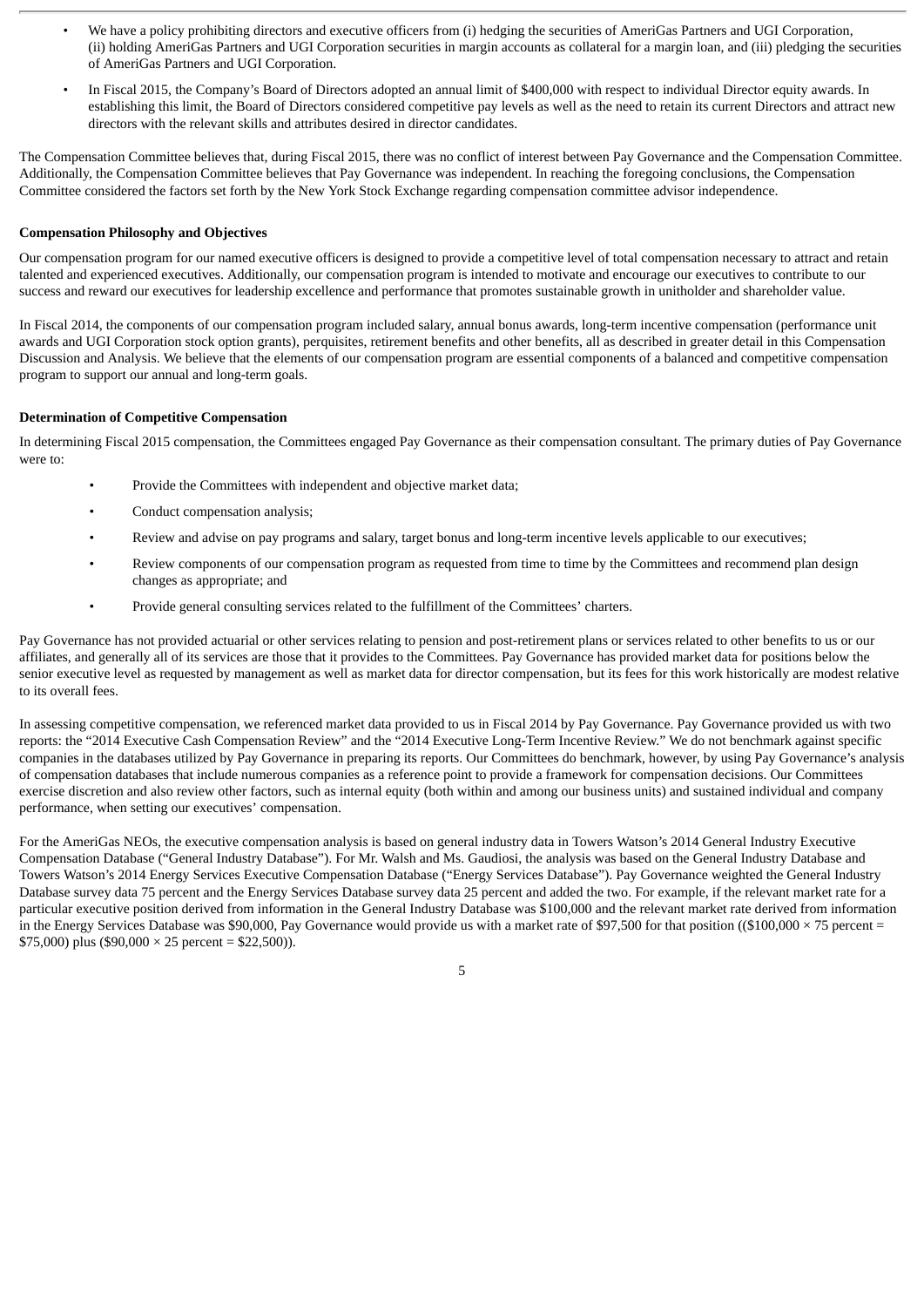- We have a policy prohibiting directors and executive officers from (i) hedging the securities of AmeriGas Partners and UGI Corporation, (ii) holding AmeriGas Partners and UGI Corporation securities in margin accounts as collateral for a margin loan, and (iii) pledging the securities of AmeriGas Partners and UGI Corporation.
- In Fiscal 2015, the Company's Board of Directors adopted an annual limit of $400,000 with respect to individual Director equity awards. In establishing this limit, the Board of Directors considered competitive pay levels as well as the need to retain its current Directors and attract new directors with the relevant skills and attributes desired in director candidates.

The Compensation Committee believes that, during Fiscal 2015, there was no conflict of interest between Pay Governance and the Compensation Committee. Additionally, the Compensation Committee believes that Pay Governance was independent. In reaching the foregoing conclusions, the Compensation Committee considered the factors set forth by the New York Stock Exchange regarding compensation committee advisor independence.

**Compensation Philosophy and Objectives**

Our compensation program for our named executive officers is designed to provide a competitive level of total compensation necessary to attract and retain talented and experienced executives. Additionally, our compensation program is intended to motivate and encourage our executives to contribute to our success and reward our executives for leadership excellence and performance that promotes sustainable growth in unitholder and shareholder value.

In Fiscal 2014, the components of our compensation program included salary, annual bonus awards, long-term incentive compensation (performance unit awards and UGI Corporation stock option grants), perquisites, retirement benefits and other benefits, all as described in greater detail in this Compensation Discussion and Analysis. We believe that the elements of our compensation program are essential components of a balanced and competitive compensation program to support our annual and long-term goals.

**Determination of Competitive Compensation**

In determining Fiscal 2015 compensation, the Committees engaged Pay Governance as their compensation consultant. The primary duties of Pay Governance were to:

- Provide the Committees with independent and objective market data;
- Conduct compensation analysis;
- Review and advise on pay programs and salary, target bonus and long-term incentive levels applicable to our executives;
- Review components of our compensation program as requested from time to time by the Committees and recommend plan design changes as appropriate; and
- Provide general consulting services related to the fulfillment of the Committees' charters.

Pay Governance has not provided actuarial or other services relating to pension and post-retirement plans or services related to other benefits to us or our affiliates, and generally all of its services are those that it provides to the Committees. Pay Governance has provided market data for positions below the senior executive level as requested by management as well as market data for director compensation, but its fees for this work historically are modest relative to its overall fees.

In assessing competitive compensation, we referenced market data provided to us in Fiscal 2014 by Pay Governance. Pay Governance provided us with two reports: the "2014 Executive Cash Compensation Review" and the "2014 Executive Long-Term Incentive Review." We do not benchmark against specific companies in the databases utilized by Pay Governance in preparing its reports. Our Committees do benchmark, however, by using Pay Governance's analysis of compensation databases that include numerous companies as a reference point to provide a framework for compensation decisions. Our Committees exercise discretion and also review other factors, such as internal equity (both within and among our business units) and sustained individual and company performance, when setting our executives' compensation.

For the AmeriGas NEOs, the executive compensation analysis is based on general industry data in Towers Watson's 2014 General Industry Executive Compensation Database ("General Industry Database"). For Mr. Walsh and Ms. Gaudiosi, the analysis was based on the General Industry Database and Towers Watson's 2014 Energy Services Executive Compensation Database ("Energy Services Database"). Pay Governance weighted the General Industry Database survey data 75 percent and the Energy Services Database survey data 25 percent and added the two. For example, if the relevant market rate for a particular executive position derived from information in the General Industry Database was $100,000 and the relevant market rate derived from information in the Energy Services Database was $90,000, Pay Governance would provide us with a market rate of $97,500 for that position (($100,000 × 75 percent = $75,000) plus ($90,000 × 25 percent = $22,500)).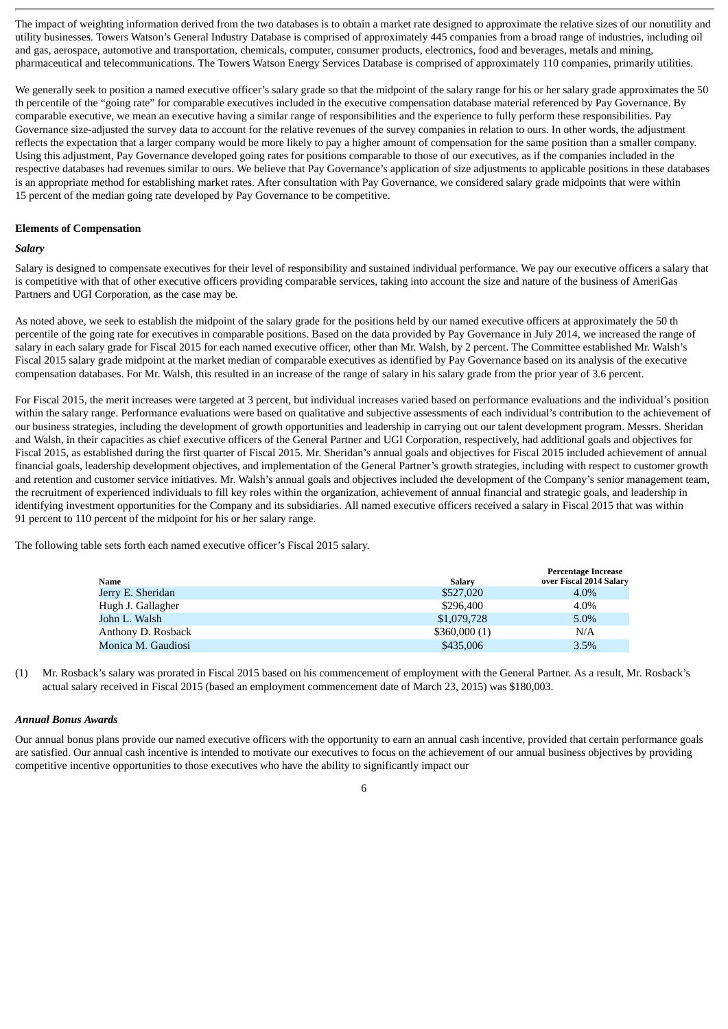The impact of weighting information derived from the two databases is to obtain a market rate designed to approximate the relative sizes of our nonutility and utility businesses. Towers Watson's General Industry Database is comprised of approximately 445 companies from a broad range of industries, including oil and gas, aerospace, automotive and transportation, chemicals, computer, consumer products, electronics, food and beverages, metals and mining, pharmaceutical and telecommunications. The Towers Watson Energy Services Database is comprised of approximately 110 companies, primarily utilities.

We generally seek to position a named executive officer's salary grade so that the midpoint of the salary range for his or her salary grade approximates the 50 th percentile of the "going rate" for comparable executives included in the executive compensation database material referenced by Pay Governance. By comparable executive, we mean an executive having a similar range of responsibilities and the experience to fully perform these responsibilities. Pay Governance size-adjusted the survey data to account for the relative revenues of the survey companies in relation to ours. In other words, the adjustment reflects the expectation that a larger company would be more likely to pay a higher amount of compensation for the same position than a smaller company. Using this adjustment, Pay Governance developed going rates for positions comparable to those of our executives, as if the companies included in the respective databases had revenues similar to ours. We believe that Pay Governance's application of size adjustments to applicable positions in these databases is an appropriate method for establishing market rates. After consultation with Pay Governance, we considered salary grade midpoints that were within 15 percent of the median going rate developed by Pay Governance to be competitive.

**Elements of Compensation**

***Salary***

Salary is designed to compensate executives for their level of responsibility and sustained individual performance. We pay our executive officers a salary that is competitive with that of other executive officers providing comparable services, taking into account the size and nature of the business of AmeriGas Partners and UGI Corporation, as the case may be.

As noted above, we seek to establish the midpoint of the salary grade for the positions held by our named executive officers at approximately the 50 th percentile of the going rate for executives in comparable positions. Based on the data provided by Pay Governance in July 2014, we increased the range of salary in each salary grade for Fiscal 2015 for each named executive officer, other than Mr. Walsh, by 2 percent. The Committee established Mr. Walsh's Fiscal 2015 salary grade midpoint at the market median of comparable executives as identified by Pay Governance based on its analysis of the executive compensation databases. For Mr. Walsh, this resulted in an increase of the range of salary in his salary grade from the prior year of 3.6 percent.

For Fiscal 2015, the merit increases were targeted at 3 percent, but individual increases varied based on performance evaluations and the individual's position within the salary range. Performance evaluations were based on qualitative and subjective assessments of each individual's contribution to the achievement of our business strategies, including the development of growth opportunities and leadership in carrying out our talent development program. Messrs. Sheridan and Walsh, in their capacities as chief executive officers of the General Partner and UGI Corporation, respectively, had additional goals and objectives for Fiscal 2015, as established during the first quarter of Fiscal 2015. Mr. Sheridan's annual goals and objectives for Fiscal 2015 included achievement of annual financial goals, leadership development objectives, and implementation of the General Partner's growth strategies, including with respect to customer growth and retention and customer service initiatives. Mr. Walsh's annual goals and objectives included the development of the Company's senior management team, the recruitment of experienced individuals to fill key roles within the organization, achievement of annual financial and strategic goals, and leadership in identifying investment opportunities for the Company and its subsidiaries. All named executive officers received a salary in Fiscal 2015 that was within 91 percent to 110 percent of the midpoint for his or her salary range.

The following table sets forth each named executive officer's Fiscal 2015 salary.

| Name | Salary | Percentage Increase over Fiscal 2014 Salary |
|---|---|---|
| Jerry E. Sheridan | $527,020 | 4.0% |
| Hugh J. Gallagher | $296,400 | 4.0% |
| John L. Walsh | $1,079,728 | 5.0% |
| Anthony D. Rosback | $360,000 (1) | N/A |
| Monica M. Gaudiosi | $435,006 | 3.5% |

(1) Mr. Rosback's salary was prorated in Fiscal 2015 based on his commencement of employment with the General Partner. As a result, Mr. Rosback's actual salary received in Fiscal 2015 (based an employment commencement date of March 23, 2015) was $180,003.

***Annual Bonus Awards***

Our annual bonus plans provide our named executive officers with the opportunity to earn an annual cash incentive, provided that certain performance goals are satisfied. Our annual cash incentive is intended to motivate our executives to focus on the achievement of our annual business objectives by providing competitive incentive opportunities to those executives who have the ability to significantly impact our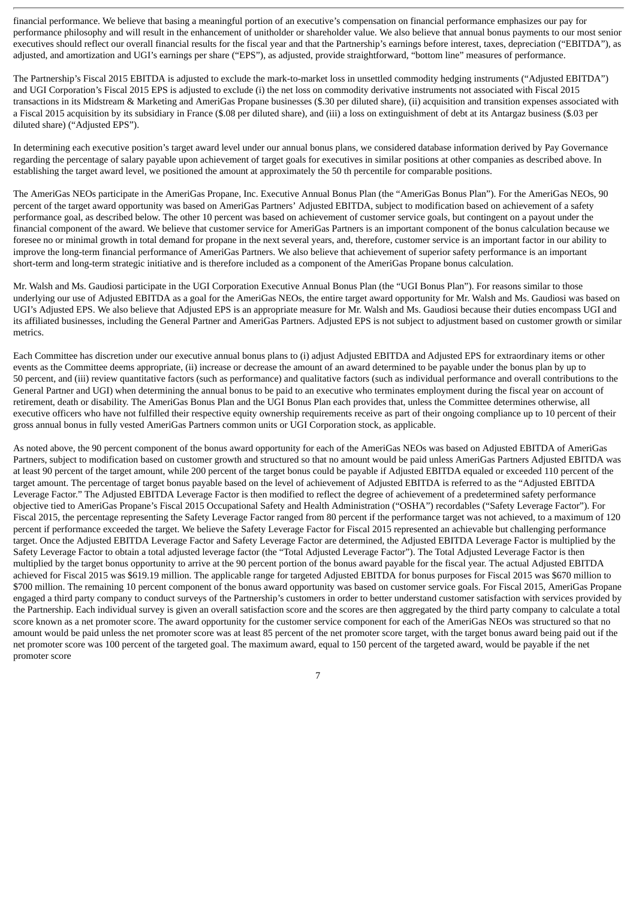financial performance. We believe that basing a meaningful portion of an executive's compensation on financial performance emphasizes our pay for performance philosophy and will result in the enhancement of unitholder or shareholder value. We also believe that annual bonus payments to our most senior executives should reflect our overall financial results for the fiscal year and that the Partnership's earnings before interest, taxes, depreciation ("EBITDA"), as adjusted, and amortization and UGI's earnings per share ("EPS"), as adjusted, provide straightforward, "bottom line" measures of performance.

The Partnership's Fiscal 2015 EBITDA is adjusted to exclude the mark-to-market loss in unsettled commodity hedging instruments ("Adjusted EBITDA") and UGI Corporation's Fiscal 2015 EPS is adjusted to exclude (i) the net loss on commodity derivative instruments not associated with Fiscal 2015 transactions in its Midstream & Marketing and AmeriGas Propane businesses ($.30 per diluted share), (ii) acquisition and transition expenses associated with a Fiscal 2015 acquisition by its subsidiary in France ($.08 per diluted share), and (iii) a loss on extinguishment of debt at its Antargaz business ($.03 per diluted share) ("Adjusted EPS").

In determining each executive position's target award level under our annual bonus plans, we considered database information derived by Pay Governance regarding the percentage of salary payable upon achievement of target goals for executives in similar positions at other companies as described above. In establishing the target award level, we positioned the amount at approximately the 50 th percentile for comparable positions.

The AmeriGas NEOs participate in the AmeriGas Propane, Inc. Executive Annual Bonus Plan (the "AmeriGas Bonus Plan"). For the AmeriGas NEOs, 90 percent of the target award opportunity was based on AmeriGas Partners' Adjusted EBITDA, subject to modification based on achievement of a safety performance goal, as described below. The other 10 percent was based on achievement of customer service goals, but contingent on a payout under the financial component of the award. We believe that customer service for AmeriGas Partners is an important component of the bonus calculation because we foresee no or minimal growth in total demand for propane in the next several years, and, therefore, customer service is an important factor in our ability to improve the long-term financial performance of AmeriGas Partners. We also believe that achievement of superior safety performance is an important short-term and long-term strategic initiative and is therefore included as a component of the AmeriGas Propane bonus calculation.

Mr. Walsh and Ms. Gaudiosi participate in the UGI Corporation Executive Annual Bonus Plan (the "UGI Bonus Plan"). For reasons similar to those underlying our use of Adjusted EBITDA as a goal for the AmeriGas NEOs, the entire target award opportunity for Mr. Walsh and Ms. Gaudiosi was based on UGI's Adjusted EPS. We also believe that Adjusted EPS is an appropriate measure for Mr. Walsh and Ms. Gaudiosi because their duties encompass UGI and its affiliated businesses, including the General Partner and AmeriGas Partners. Adjusted EPS is not subject to adjustment based on customer growth or similar metrics.

Each Committee has discretion under our executive annual bonus plans to (i) adjust Adjusted EBITDA and Adjusted EPS for extraordinary items or other events as the Committee deems appropriate, (ii) increase or decrease the amount of an award determined to be payable under the bonus plan by up to 50 percent, and (iii) review quantitative factors (such as performance) and qualitative factors (such as individual performance and overall contributions to the General Partner and UGI) when determining the annual bonus to be paid to an executive who terminates employment during the fiscal year on account of retirement, death or disability. The AmeriGas Bonus Plan and the UGI Bonus Plan each provides that, unless the Committee determines otherwise, all executive officers who have not fulfilled their respective equity ownership requirements receive as part of their ongoing compliance up to 10 percent of their gross annual bonus in fully vested AmeriGas Partners common units or UGI Corporation stock, as applicable.

As noted above, the 90 percent component of the bonus award opportunity for each of the AmeriGas NEOs was based on Adjusted EBITDA of AmeriGas Partners, subject to modification based on customer growth and structured so that no amount would be paid unless AmeriGas Partners Adjusted EBITDA was at least 90 percent of the target amount, while 200 percent of the target bonus could be payable if Adjusted EBITDA equaled or exceeded 110 percent of the target amount. The percentage of target bonus payable based on the level of achievement of Adjusted EBITDA is referred to as the "Adjusted EBITDA Leverage Factor." The Adjusted EBITDA Leverage Factor is then modified to reflect the degree of achievement of a predetermined safety performance objective tied to AmeriGas Propane's Fiscal 2015 Occupational Safety and Health Administration ("OSHA") recordables ("Safety Leverage Factor"). For Fiscal 2015, the percentage representing the Safety Leverage Factor ranged from 80 percent if the performance target was not achieved, to a maximum of 120 percent if performance exceeded the target. We believe the Safety Leverage Factor for Fiscal 2015 represented an achievable but challenging performance target. Once the Adjusted EBITDA Leverage Factor and Safety Leverage Factor are determined, the Adjusted EBITDA Leverage Factor is multiplied by the Safety Leverage Factor to obtain a total adjusted leverage factor (the "Total Adjusted Leverage Factor"). The Total Adjusted Leverage Factor is then multiplied by the target bonus opportunity to arrive at the 90 percent portion of the bonus award payable for the fiscal year. The actual Adjusted EBITDA achieved for Fiscal 2015 was $619.19 million. The applicable range for targeted Adjusted EBITDA for bonus purposes for Fiscal 2015 was $670 million to $700 million. The remaining 10 percent component of the bonus award opportunity was based on customer service goals. For Fiscal 2015, AmeriGas Propane engaged a third party company to conduct surveys of the Partnership's customers in order to better understand customer satisfaction with services provided by the Partnership. Each individual survey is given an overall satisfaction score and the scores are then aggregated by the third party company to calculate a total score known as a net promoter score. The award opportunity for the customer service component for each of the AmeriGas NEOs was structured so that no amount would be paid unless the net promoter score was at least 85 percent of the net promoter score target, with the target bonus award being paid out if the net promoter score was 100 percent of the targeted goal. The maximum award, equal to 150 percent of the targeted award, would be payable if the net promoter score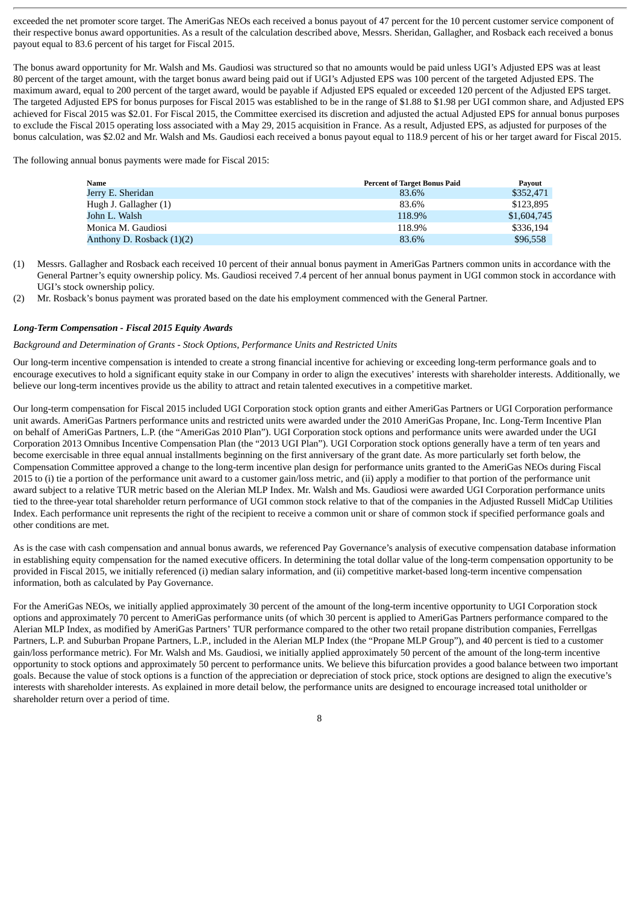exceeded the net promoter score target. The AmeriGas NEOs each received a bonus payout of 47 percent for the 10 percent customer service component of their respective bonus award opportunities. As a result of the calculation described above, Messrs. Sheridan, Gallagher, and Rosback each received a bonus payout equal to 83.6 percent of his target for Fiscal 2015.

The bonus award opportunity for Mr. Walsh and Ms. Gaudiosi was structured so that no amounts would be paid unless UGI's Adjusted EPS was at least 80 percent of the target amount, with the target bonus award being paid out if UGI's Adjusted EPS was 100 percent of the targeted Adjusted EPS. The maximum award, equal to 200 percent of the target award, would be payable if Adjusted EPS equaled or exceeded 120 percent of the Adjusted EPS target. The targeted Adjusted EPS for bonus purposes for Fiscal 2015 was established to be in the range of $1.88 to $1.98 per UGI common share, and Adjusted EPS achieved for Fiscal 2015 was $2.01. For Fiscal 2015, the Committee exercised its discretion and adjusted the actual Adjusted EPS for annual bonus purposes to exclude the Fiscal 2015 operating loss associated with a May 29, 2015 acquisition in France. As a result, Adjusted EPS, as adjusted for purposes of the bonus calculation, was $2.02 and Mr. Walsh and Ms. Gaudiosi each received a bonus payout equal to 118.9 percent of his or her target award for Fiscal 2015.

The following annual bonus payments were made for Fiscal 2015:

| Name | Percent of Target Bonus Paid | Payout |
|---|---|---|
| Jerry E. Sheridan | 83.6% | $352,471 |
| Hugh J. Gallagher (1) | 83.6% | $123,895 |
| John L. Walsh | 118.9% | $1,604,745 |
| Monica M. Gaudiosi | 118.9% | $336,194 |
| Anthony D. Rosback (1)(2) | 83.6% | $96,558 |

(1) Messrs. Gallagher and Rosback each received 10 percent of their annual bonus payment in AmeriGas Partners common units in accordance with the General Partner's equity ownership policy. Ms. Gaudiosi received 7.4 percent of her annual bonus payment in UGI common stock in accordance with UGI's stock ownership policy.

(2) Mr. Rosback's bonus payment was prorated based on the date his employment commenced with the General Partner.

***Long-Term Compensation - Fiscal 2015 Equity Awards***

*Background and Determination of Grants - Stock Options, Performance Units and Restricted Units*

Our long-term incentive compensation is intended to create a strong financial incentive for achieving or exceeding long-term performance goals and to encourage executives to hold a significant equity stake in our Company in order to align the executives' interests with shareholder interests. Additionally, we believe our long-term incentives provide us the ability to attract and retain talented executives in a competitive market.

Our long-term compensation for Fiscal 2015 included UGI Corporation stock option grants and either AmeriGas Partners or UGI Corporation performance unit awards. AmeriGas Partners performance units and restricted units were awarded under the 2010 AmeriGas Propane, Inc. Long-Term Incentive Plan on behalf of AmeriGas Partners, L.P. (the "AmeriGas 2010 Plan"). UGI Corporation stock options and performance units were awarded under the UGI Corporation 2013 Omnibus Incentive Compensation Plan (the "2013 UGI Plan"). UGI Corporation stock options generally have a term of ten years and become exercisable in three equal annual installments beginning on the first anniversary of the grant date. As more particularly set forth below, the Compensation Committee approved a change to the long-term incentive plan design for performance units granted to the AmeriGas NEOs during Fiscal 2015 to (i) tie a portion of the performance unit award to a customer gain/loss metric, and (ii) apply a modifier to that portion of the performance unit award subject to a relative TUR metric based on the Alerian MLP Index. Mr. Walsh and Ms. Gaudiosi were awarded UGI Corporation performance units tied to the three-year total shareholder return performance of UGI common stock relative to that of the companies in the Adjusted Russell MidCap Utilities Index. Each performance unit represents the right of the recipient to receive a common unit or share of common stock if specified performance goals and other conditions are met.

As is the case with cash compensation and annual bonus awards, we referenced Pay Governance's analysis of executive compensation database information in establishing equity compensation for the named executive officers. In determining the total dollar value of the long-term compensation opportunity to be provided in Fiscal 2015, we initially referenced (i) median salary information, and (ii) competitive market-based long-term incentive compensation information, both as calculated by Pay Governance.

For the AmeriGas NEOs, we initially applied approximately 30 percent of the amount of the long-term incentive opportunity to UGI Corporation stock options and approximately 70 percent to AmeriGas performance units (of which 30 percent is applied to AmeriGas Partners performance compared to the Alerian MLP Index, as modified by AmeriGas Partners' TUR performance compared to the other two retail propane distribution companies, Ferrellgas Partners, L.P. and Suburban Propane Partners, L.P., included in the Alerian MLP Index (the "Propane MLP Group"), and 40 percent is tied to a customer gain/loss performance metric). For Mr. Walsh and Ms. Gaudiosi, we initially applied approximately 50 percent of the amount of the long-term incentive opportunity to stock options and approximately 50 percent to performance units. We believe this bifurcation provides a good balance between two important goals. Because the value of stock options is a function of the appreciation or depreciation of stock price, stock options are designed to align the executive's interests with shareholder interests. As explained in more detail below, the performance units are designed to encourage increased total unitholder or shareholder return over a period of time.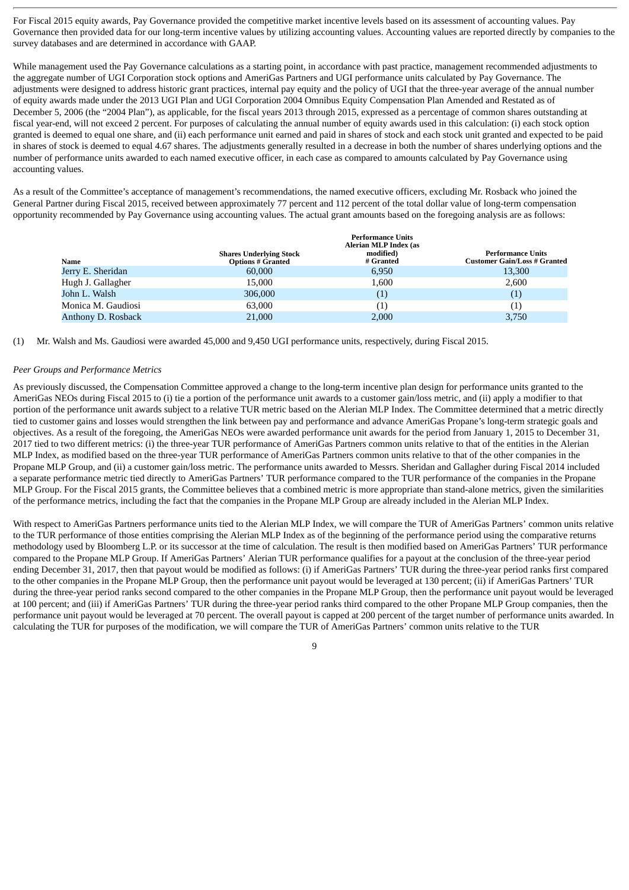For Fiscal 2015 equity awards, Pay Governance provided the competitive market incentive levels based on its assessment of accounting values. Pay Governance then provided data for our long-term incentive values by utilizing accounting values. Accounting values are reported directly by companies to the survey databases and are determined in accordance with GAAP.

While management used the Pay Governance calculations as a starting point, in accordance with past practice, management recommended adjustments to the aggregate number of UGI Corporation stock options and AmeriGas Partners and UGI performance units calculated by Pay Governance. The adjustments were designed to address historic grant practices, internal pay equity and the policy of UGI that the three-year average of the annual number of equity awards made under the 2013 UGI Plan and UGI Corporation 2004 Omnibus Equity Compensation Plan Amended and Restated as of December 5, 2006 (the "2004 Plan"), as applicable, for the fiscal years 2013 through 2015, expressed as a percentage of common shares outstanding at fiscal year-end, will not exceed 2 percent. For purposes of calculating the annual number of equity awards used in this calculation: (i) each stock option granted is deemed to equal one share, and (ii) each performance unit earned and paid in shares of stock and each stock unit granted and expected to be paid in shares of stock is deemed to equal 4.67 shares. The adjustments generally resulted in a decrease in both the number of shares underlying options and the number of performance units awarded to each named executive officer, in each case as compared to amounts calculated by Pay Governance using accounting values.

As a result of the Committee's acceptance of management's recommendations, the named executive officers, excluding Mr. Rosback who joined the General Partner during Fiscal 2015, received between approximately 77 percent and 112 percent of the total dollar value of long-term compensation opportunity recommended by Pay Governance using accounting values. The actual grant amounts based on the foregoing analysis are as follows:

| Name | Shares Underlying Stock Options # Granted | Performance Units Alerian MLP Index (as modified) # Granted | Performance Units Customer Gain/Loss # Granted |
|---|---|---|---|
| Jerry E. Sheridan | 60,000 | 6,950 | 13,300 |
| Hugh J. Gallagher | 15,000 | 1,600 | 2,600 |
| John L. Walsh | 306,000 | (1) | (1) |
| Monica M. Gaudiosi | 63,000 | (1) | (1) |
| Anthony D. Rosback | 21,000 | 2,000 | 3,750 |

(1) Mr. Walsh and Ms. Gaudiosi were awarded 45,000 and 9,450 UGI performance units, respectively, during Fiscal 2015.

*Peer Groups and Performance Metrics*

As previously discussed, the Compensation Committee approved a change to the long-term incentive plan design for performance units granted to the AmeriGas NEOs during Fiscal 2015 to (i) tie a portion of the performance unit awards to a customer gain/loss metric, and (ii) apply a modifier to that portion of the performance unit awards subject to a relative TUR metric based on the Alerian MLP Index. The Committee determined that a metric directly tied to customer gains and losses would strengthen the link between pay and performance and advance AmeriGas Propane's long-term strategic goals and objectives. As a result of the foregoing, the AmeriGas NEOs were awarded performance unit awards for the period from January 1, 2015 to December 31, 2017 tied to two different metrics: (i) the three-year TUR performance of AmeriGas Partners common units relative to that of the entities in the Alerian MLP Index, as modified based on the three-year TUR performance of AmeriGas Partners common units relative to that of the other companies in the Propane MLP Group, and (ii) a customer gain/loss metric. The performance units awarded to Messrs. Sheridan and Gallagher during Fiscal 2014 included a separate performance metric tied directly to AmeriGas Partners' TUR performance compared to the TUR performance of the companies in the Propane MLP Group. For the Fiscal 2015 grants, the Committee believes that a combined metric is more appropriate than stand-alone metrics, given the similarities of the performance metrics, including the fact that the companies in the Propane MLP Group are already included in the Alerian MLP Index.

With respect to AmeriGas Partners performance units tied to the Alerian MLP Index, we will compare the TUR of AmeriGas Partners' common units relative to the TUR performance of those entities comprising the Alerian MLP Index as of the beginning of the performance period using the comparative returns methodology used by Bloomberg L.P. or its successor at the time of calculation. The result is then modified based on AmeriGas Partners' TUR performance compared to the Propane MLP Group. If AmeriGas Partners' Alerian TUR performance qualifies for a payout at the conclusion of the three-year period ending December 31, 2017, then that payout would be modified as follows: (i) if AmeriGas Partners' TUR during the three-year period ranks first compared to the other companies in the Propane MLP Group, then the performance unit payout would be leveraged at 130 percent; (ii) if AmeriGas Partners' TUR during the three-year period ranks second compared to the other companies in the Propane MLP Group, then the performance unit payout would be leveraged at 100 percent; and (iii) if AmeriGas Partners' TUR during the three-year period ranks third compared to the other Propane MLP Group companies, then the performance unit payout would be leveraged at 70 percent. The overall payout is capped at 200 percent of the target number of performance units awarded. In calculating the TUR for purposes of the modification, we will compare the TUR of AmeriGas Partners' common units relative to the TUR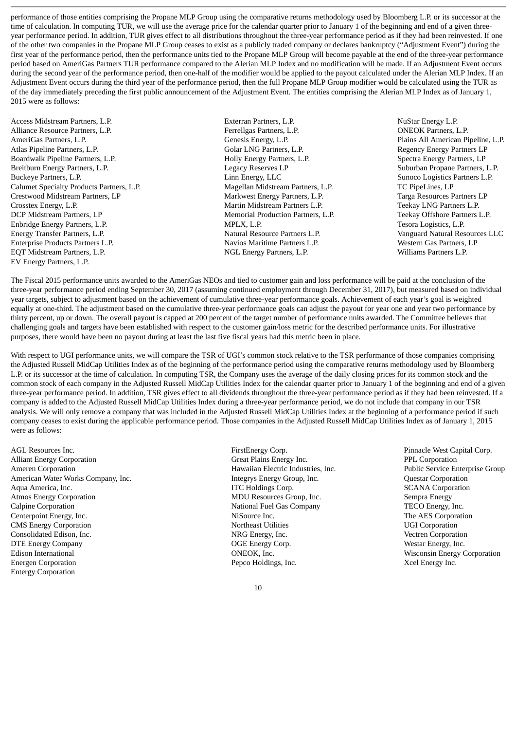performance of those entities comprising the Propane MLP Group using the comparative returns methodology used by Bloomberg L.P. or its successor at the time of calculation. In computing TUR, we will use the average price for the calendar quarter prior to January 1 of the beginning and end of a given three-year performance period. In addition, TUR gives effect to all distributions throughout the three-year performance period as if they had been reinvested. If one of the other two companies in the Propane MLP Group ceases to exist as a publicly traded company or declares bankruptcy ("Adjustment Event") during the first year of the performance period, then the performance units tied to the Propane MLP Group will become payable at the end of the three-year performance period based on AmeriGas Partners TUR performance compared to the Alerian MLP Index and no modification will be made. If an Adjustment Event occurs during the second year of the performance period, then one-half of the modifier would be applied to the payout calculated under the Alerian MLP Index. If an Adjustment Event occurs during the third year of the performance period, then the full Propane MLP Group modifier would be calculated using the TUR as of the day immediately preceding the first public announcement of the Adjustment Event. The entities comprising the Alerian MLP Index as of January 1, 2015 were as follows:

Access Midstream Partners, L.P.
Alliance Resource Partners, L.P.
AmeriGas Partners, L.P.
Atlas Pipeline Partners, L.P.
Boardwalk Pipeline Partners, L.P.
Breitburn Energy Partners, L.P.
Buckeye Partners, L.P.
Calumet Specialty Products Partners, L.P.
Crestwood Midstream Partners, LP
Crosstex Energy, L.P.
DCP Midstream Partners, LP
Enbridge Energy Partners, L.P.
Energy Transfer Partners, L.P.
Enterprise Products Partners L.P.
EQT Midstream Partners, L.P.
EV Energy Partners, L.P.
Exterran Partners, L.P.
Ferrellgas Partners, L.P.
Genesis Energy, L.P.
Golar LNG Partners, L.P.
Holly Energy Partners, L.P.
Legacy Reserves LP
Linn Energy, LLC
Magellan Midstream Partners, L.P.
Markwest Energy Partners, L.P.
Martin Midstream Partners L.P.
Memorial Production Partners, L.P.
MPLX, L.P.
Natural Resource Partners L.P.
Navios Maritime Partners L.P.
NGL Energy Partners, L.P.
NuStar Energy L.P.
ONEOK Partners, L.P.
Plains All American Pipeline, L.P.
Regency Energy Partners LP
Spectra Energy Partners, LP
Suburban Propane Partners, L.P.
Sunoco Logistics Partners L.P.
TC PipeLines, LP
Targa Resources Partners LP
Teekay LNG Partners L.P.
Teekay Offshore Partners L.P.
Tesora Logistics, L.P.
Vanguard Natural Resources LLC
Western Gas Partners, LP
Williams Partners L.P.

The Fiscal 2015 performance units awarded to the AmeriGas NEOs and tied to customer gain and loss performance will be paid at the conclusion of the three-year performance period ending September 30, 2017 (assuming continued employment through December 31, 2017), but measured based on individual year targets, subject to adjustment based on the achievement of cumulative three-year performance goals. Achievement of each year's goal is weighted equally at one-third. The adjustment based on the cumulative three-year performance goals can adjust the payout for year one and year two performance by thirty percent, up or down. The overall payout is capped at 200 percent of the target number of performance units awarded. The Committee believes that challenging goals and targets have been established with respect to the customer gain/loss metric for the described performance units. For illustrative purposes, there would have been no payout during at least the last five fiscal years had this metric been in place.

With respect to UGI performance units, we will compare the TSR of UGI's common stock relative to the TSR performance of those companies comprising the Adjusted Russell MidCap Utilities Index as of the beginning of the performance period using the comparative returns methodology used by Bloomberg L.P. or its successor at the time of calculation. In computing TSR, the Company uses the average of the daily closing prices for its common stock and the common stock of each company in the Adjusted Russell MidCap Utilities Index for the calendar quarter prior to January 1 of the beginning and end of a given three-year performance period. In addition, TSR gives effect to all dividends throughout the three-year performance period as if they had been reinvested. If a company is added to the Adjusted Russell MidCap Utilities Index during a three-year performance period, we do not include that company in our TSR analysis. We will only remove a company that was included in the Adjusted Russell MidCap Utilities Index at the beginning of a performance period if such company ceases to exist during the applicable performance period. Those companies in the Adjusted Russell MidCap Utilities Index as of January 1, 2015 were as follows:

AGL Resources Inc.
Alliant Energy Corporation
Ameren Corporation
American Water Works Company, Inc.
Aqua America, Inc.
Atmos Energy Corporation
Calpine Corporation
Centerpoint Energy, Inc.
CMS Energy Corporation
Consolidated Edison, Inc.
DTE Energy Company
Edison International
Energen Corporation
Entergy Corporation
FirstEnergy Corp.
Great Plains Energy Inc.
Hawaiian Electric Industries, Inc.
Integrys Energy Group, Inc.
ITC Holdings Corp.
MDU Resources Group, Inc.
National Fuel Gas Company
NiSource Inc.
Northeast Utilities
NRG Energy, Inc.
OGE Energy Corp.
ONEOK, Inc.
Pepco Holdings, Inc.
Pinnacle West Capital Corp.
PPL Corporation
Public Service Enterprise Group
Questar Corporation
SCANA Corporation
Sempra Energy
TECO Energy, Inc.
The AES Corporation
UGI Corporation
Vectren Corporation
Westar Energy, Inc.
Wisconsin Energy Corporation
Xcel Energy Inc.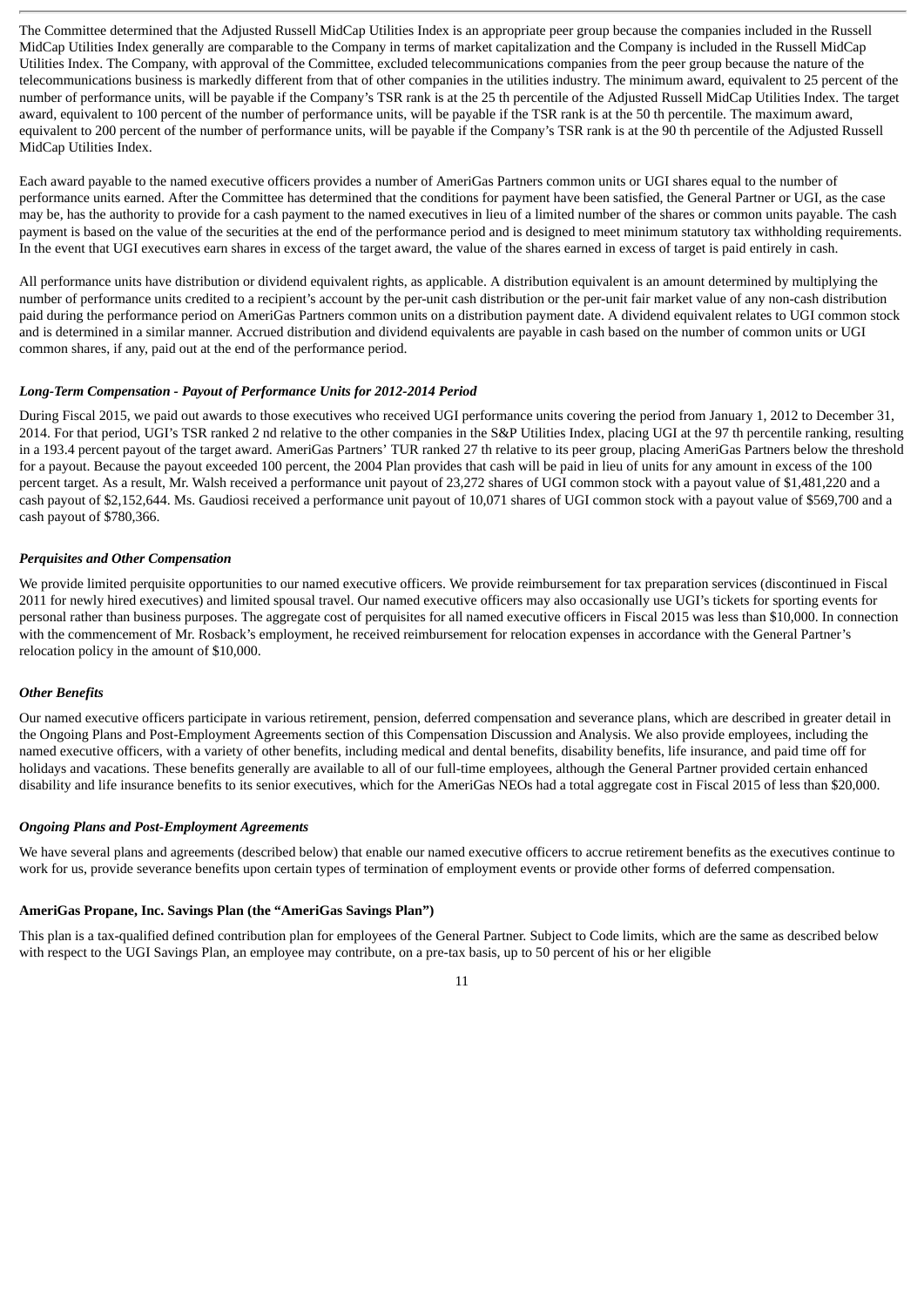The Committee determined that the Adjusted Russell MidCap Utilities Index is an appropriate peer group because the companies included in the Russell MidCap Utilities Index generally are comparable to the Company in terms of market capitalization and the Company is included in the Russell MidCap Utilities Index. The Company, with approval of the Committee, excluded telecommunications companies from the peer group because the nature of the telecommunications business is markedly different from that of other companies in the utilities industry. The minimum award, equivalent to 25 percent of the number of performance units, will be payable if the Company's TSR rank is at the 25 th percentile of the Adjusted Russell MidCap Utilities Index. The target award, equivalent to 100 percent of the number of performance units, will be payable if the TSR rank is at the 50 th percentile. The maximum award, equivalent to 200 percent of the number of performance units, will be payable if the Company's TSR rank is at the 90 th percentile of the Adjusted Russell MidCap Utilities Index.

Each award payable to the named executive officers provides a number of AmeriGas Partners common units or UGI shares equal to the number of performance units earned. After the Committee has determined that the conditions for payment have been satisfied, the General Partner or UGI, as the case may be, has the authority to provide for a cash payment to the named executives in lieu of a limited number of the shares or common units payable. The cash payment is based on the value of the securities at the end of the performance period and is designed to meet minimum statutory tax withholding requirements. In the event that UGI executives earn shares in excess of the target award, the value of the shares earned in excess of target is paid entirely in cash.

All performance units have distribution or dividend equivalent rights, as applicable. A distribution equivalent is an amount determined by multiplying the number of performance units credited to a recipient's account by the per-unit cash distribution or the per-unit fair market value of any non-cash distribution paid during the performance period on AmeriGas Partners common units on a distribution payment date. A dividend equivalent relates to UGI common stock and is determined in a similar manner. Accrued distribution and dividend equivalents are payable in cash based on the number of common units or UGI common shares, if any, paid out at the end of the performance period.

***Long-Term Compensation - Payout of Performance Units for 2012-2014 Period***

During Fiscal 2015, we paid out awards to those executives who received UGI performance units covering the period from January 1, 2012 to December 31, 2014. For that period, UGI's TSR ranked 2 nd relative to the other companies in the S&P Utilities Index, placing UGI at the 97 th percentile ranking, resulting in a 193.4 percent payout of the target award. AmeriGas Partners' TUR ranked 27 th relative to its peer group, placing AmeriGas Partners below the threshold for a payout. Because the payout exceeded 100 percent, the 2004 Plan provides that cash will be paid in lieu of units for any amount in excess of the 100 percent target. As a result, Mr. Walsh received a performance unit payout of 23,272 shares of UGI common stock with a payout value of $1,481,220 and a cash payout of $2,152,644. Ms. Gaudiosi received a performance unit payout of 10,071 shares of UGI common stock with a payout value of $569,700 and a cash payout of $780,366.

***Perquisites and Other Compensation***

We provide limited perquisite opportunities to our named executive officers. We provide reimbursement for tax preparation services (discontinued in Fiscal 2011 for newly hired executives) and limited spousal travel. Our named executive officers may also occasionally use UGI's tickets for sporting events for personal rather than business purposes. The aggregate cost of perquisites for all named executive officers in Fiscal 2015 was less than $10,000. In connection with the commencement of Mr. Rosback's employment, he received reimbursement for relocation expenses in accordance with the General Partner's relocation policy in the amount of $10,000.

***Other Benefits***

Our named executive officers participate in various retirement, pension, deferred compensation and severance plans, which are described in greater detail in the Ongoing Plans and Post-Employment Agreements section of this Compensation Discussion and Analysis. We also provide employees, including the named executive officers, with a variety of other benefits, including medical and dental benefits, disability benefits, life insurance, and paid time off for holidays and vacations. These benefits generally are available to all of our full-time employees, although the General Partner provided certain enhanced disability and life insurance benefits to its senior executives, which for the AmeriGas NEOs had a total aggregate cost in Fiscal 2015 of less than $20,000.

***Ongoing Plans and Post-Employment Agreements***

We have several plans and agreements (described below) that enable our named executive officers to accrue retirement benefits as the executives continue to work for us, provide severance benefits upon certain types of termination of employment events or provide other forms of deferred compensation.

**AmeriGas Propane, Inc. Savings Plan (the "AmeriGas Savings Plan")**

This plan is a tax-qualified defined contribution plan for employees of the General Partner. Subject to Code limits, which are the same as described below with respect to the UGI Savings Plan, an employee may contribute, on a pre-tax basis, up to 50 percent of his or her eligible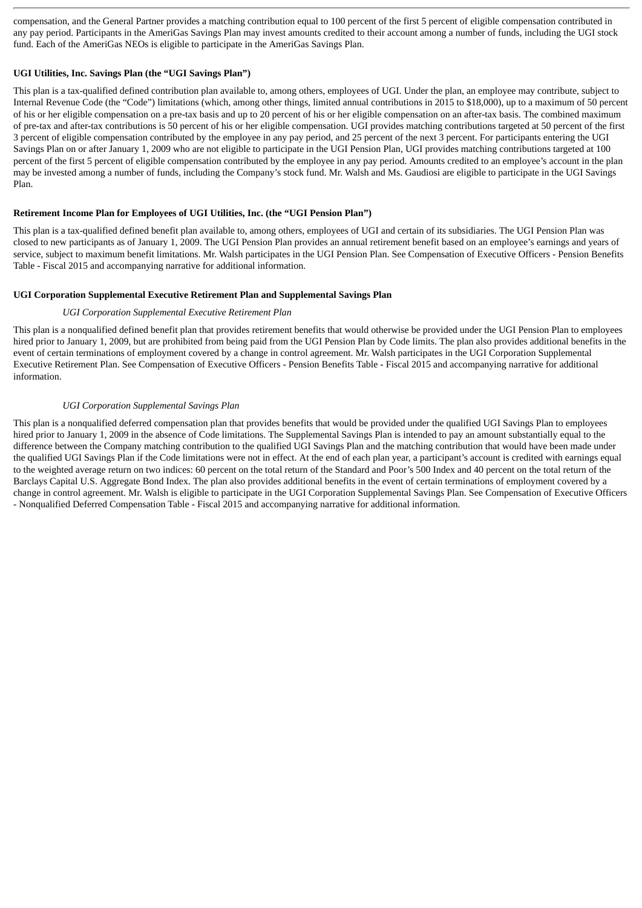compensation, and the General Partner provides a matching contribution equal to 100 percent of the first 5 percent of eligible compensation contributed in any pay period. Participants in the AmeriGas Savings Plan may invest amounts credited to their account among a number of funds, including the UGI stock fund. Each of the AmeriGas NEOs is eligible to participate in the AmeriGas Savings Plan.

**UGI Utilities, Inc. Savings Plan (the "UGI Savings Plan")**

This plan is a tax-qualified defined contribution plan available to, among others, employees of UGI. Under the plan, an employee may contribute, subject to Internal Revenue Code (the "Code") limitations (which, among other things, limited annual contributions in 2015 to $18,000), up to a maximum of 50 percent of his or her eligible compensation on a pre-tax basis and up to 20 percent of his or her eligible compensation on an after-tax basis. The combined maximum of pre-tax and after-tax contributions is 50 percent of his or her eligible compensation. UGI provides matching contributions targeted at 50 percent of the first 3 percent of eligible compensation contributed by the employee in any pay period, and 25 percent of the next 3 percent. For participants entering the UGI Savings Plan on or after January 1, 2009 who are not eligible to participate in the UGI Pension Plan, UGI provides matching contributions targeted at 100 percent of the first 5 percent of eligible compensation contributed by the employee in any pay period. Amounts credited to an employee's account in the plan may be invested among a number of funds, including the Company's stock fund. Mr. Walsh and Ms. Gaudiosi are eligible to participate in the UGI Savings Plan.

**Retirement Income Plan for Employees of UGI Utilities, Inc. (the "UGI Pension Plan")**

This plan is a tax-qualified defined benefit plan available to, among others, employees of UGI and certain of its subsidiaries. The UGI Pension Plan was closed to new participants as of January 1, 2009. The UGI Pension Plan provides an annual retirement benefit based on an employee's earnings and years of service, subject to maximum benefit limitations. Mr. Walsh participates in the UGI Pension Plan. See Compensation of Executive Officers - Pension Benefits Table - Fiscal 2015 and accompanying narrative for additional information.

**UGI Corporation Supplemental Executive Retirement Plan and Supplemental Savings Plan**

*UGI Corporation Supplemental Executive Retirement Plan*

This plan is a nonqualified defined benefit plan that provides retirement benefits that would otherwise be provided under the UGI Pension Plan to employees hired prior to January 1, 2009, but are prohibited from being paid from the UGI Pension Plan by Code limits. The plan also provides additional benefits in the event of certain terminations of employment covered by a change in control agreement. Mr. Walsh participates in the UGI Corporation Supplemental Executive Retirement Plan. See Compensation of Executive Officers - Pension Benefits Table - Fiscal 2015 and accompanying narrative for additional information.

*UGI Corporation Supplemental Savings Plan*

This plan is a nonqualified deferred compensation plan that provides benefits that would be provided under the qualified UGI Savings Plan to employees hired prior to January 1, 2009 in the absence of Code limitations. The Supplemental Savings Plan is intended to pay an amount substantially equal to the difference between the Company matching contribution to the qualified UGI Savings Plan and the matching contribution that would have been made under the qualified UGI Savings Plan if the Code limitations were not in effect. At the end of each plan year, a participant's account is credited with earnings equal to the weighted average return on two indices: 60 percent on the total return of the Standard and Poor's 500 Index and 40 percent on the total return of the Barclays Capital U.S. Aggregate Bond Index. The plan also provides additional benefits in the event of certain terminations of employment covered by a change in control agreement. Mr. Walsh is eligible to participate in the UGI Corporation Supplemental Savings Plan. See Compensation of Executive Officers - Nonqualified Deferred Compensation Table - Fiscal 2015 and accompanying narrative for additional information.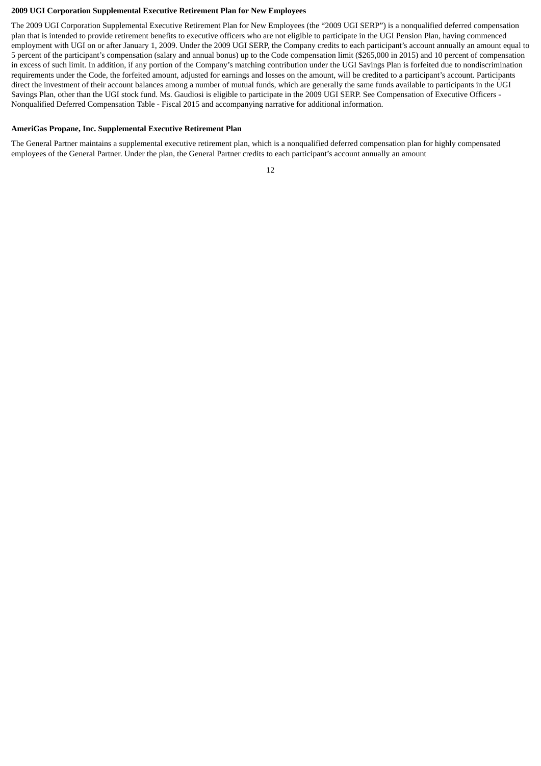**2009 UGI Corporation Supplemental Executive Retirement Plan for New Employees**

The 2009 UGI Corporation Supplemental Executive Retirement Plan for New Employees (the "2009 UGI SERP") is a nonqualified deferred compensation plan that is intended to provide retirement benefits to executive officers who are not eligible to participate in the UGI Pension Plan, having commenced employment with UGI on or after January 1, 2009. Under the 2009 UGI SERP, the Company credits to each participant's account annually an amount equal to 5 percent of the participant's compensation (salary and annual bonus) up to the Code compensation limit ($265,000 in 2015) and 10 percent of compensation in excess of such limit. In addition, if any portion of the Company's matching contribution under the UGI Savings Plan is forfeited due to nondiscrimination requirements under the Code, the forfeited amount, adjusted for earnings and losses on the amount, will be credited to a participant's account. Participants direct the investment of their account balances among a number of mutual funds, which are generally the same funds available to participants in the UGI Savings Plan, other than the UGI stock fund. Ms. Gaudiosi is eligible to participate in the 2009 UGI SERP. See Compensation of Executive Officers - Nonqualified Deferred Compensation Table - Fiscal 2015 and accompanying narrative for additional information.

**AmeriGas Propane, Inc. Supplemental Executive Retirement Plan**

The General Partner maintains a supplemental executive retirement plan, which is a nonqualified deferred compensation plan for highly compensated employees of the General Partner. Under the plan, the General Partner credits to each participant's account annually an amount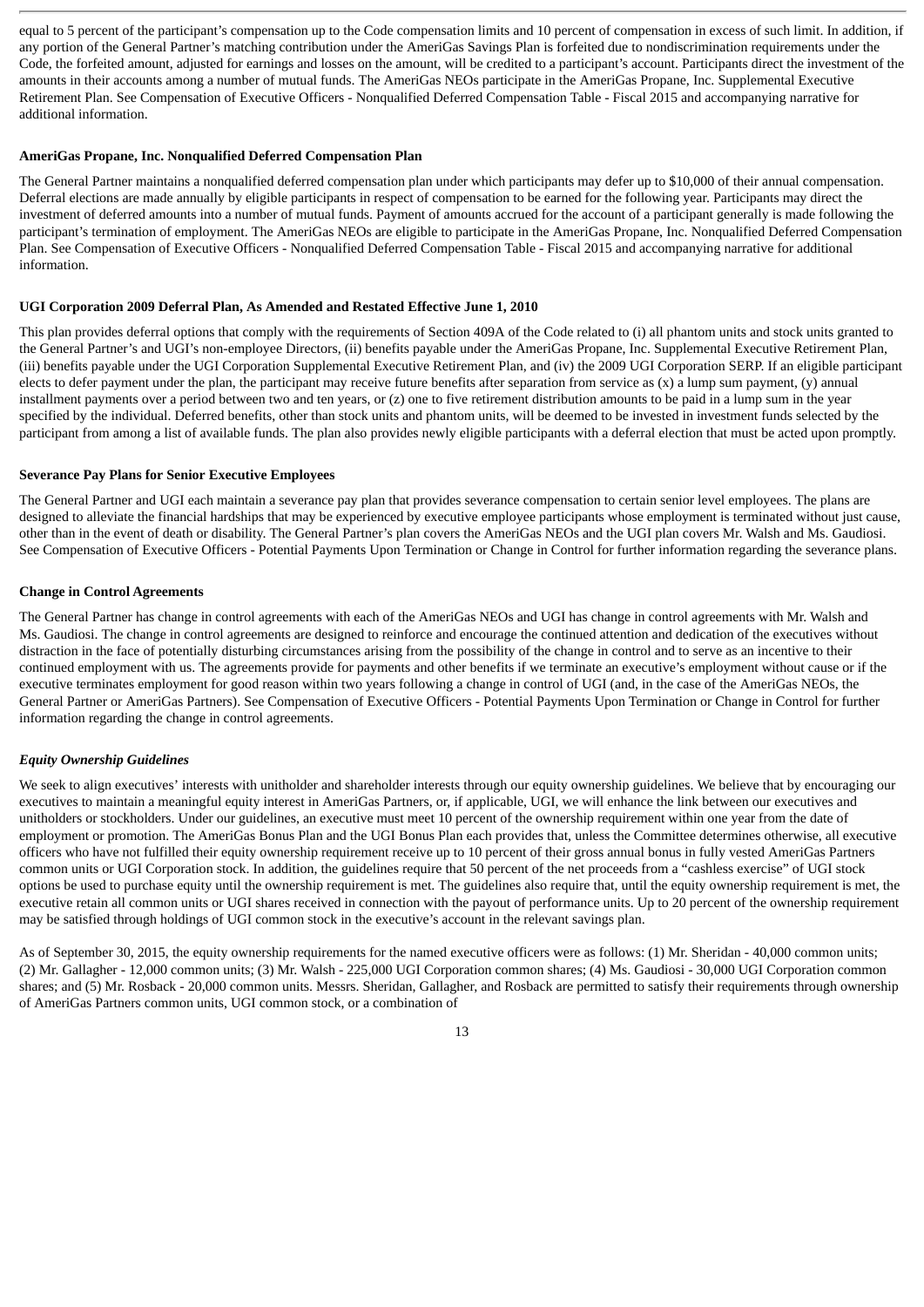equal to 5 percent of the participant's compensation up to the Code compensation limits and 10 percent of compensation in excess of such limit. In addition, if any portion of the General Partner's matching contribution under the AmeriGas Savings Plan is forfeited due to nondiscrimination requirements under the Code, the forfeited amount, adjusted for earnings and losses on the amount, will be credited to a participant's account. Participants direct the investment of the amounts in their accounts among a number of mutual funds. The AmeriGas NEOs participate in the AmeriGas Propane, Inc. Supplemental Executive Retirement Plan. See Compensation of Executive Officers - Nonqualified Deferred Compensation Table - Fiscal 2015 and accompanying narrative for additional information.

**AmeriGas Propane, Inc. Nonqualified Deferred Compensation Plan**

The General Partner maintains a nonqualified deferred compensation plan under which participants may defer up to $10,000 of their annual compensation. Deferral elections are made annually by eligible participants in respect of compensation to be earned for the following year. Participants may direct the investment of deferred amounts into a number of mutual funds. Payment of amounts accrued for the account of a participant generally is made following the participant's termination of employment. The AmeriGas NEOs are eligible to participate in the AmeriGas Propane, Inc. Nonqualified Deferred Compensation Plan. See Compensation of Executive Officers - Nonqualified Deferred Compensation Table - Fiscal 2015 and accompanying narrative for additional information.

**UGI Corporation 2009 Deferral Plan, As Amended and Restated Effective June 1, 2010**

This plan provides deferral options that comply with the requirements of Section 409A of the Code related to (i) all phantom units and stock units granted to the General Partner's and UGI's non-employee Directors, (ii) benefits payable under the AmeriGas Propane, Inc. Supplemental Executive Retirement Plan, (iii) benefits payable under the UGI Corporation Supplemental Executive Retirement Plan, and (iv) the 2009 UGI Corporation SERP. If an eligible participant elects to defer payment under the plan, the participant may receive future benefits after separation from service as (x) a lump sum payment, (y) annual installment payments over a period between two and ten years, or (z) one to five retirement distribution amounts to be paid in a lump sum in the year specified by the individual. Deferred benefits, other than stock units and phantom units, will be deemed to be invested in investment funds selected by the participant from among a list of available funds. The plan also provides newly eligible participants with a deferral election that must be acted upon promptly.

**Severance Pay Plans for Senior Executive Employees**

The General Partner and UGI each maintain a severance pay plan that provides severance compensation to certain senior level employees. The plans are designed to alleviate the financial hardships that may be experienced by executive employee participants whose employment is terminated without just cause, other than in the event of death or disability. The General Partner's plan covers the AmeriGas NEOs and the UGI plan covers Mr. Walsh and Ms. Gaudiosi. See Compensation of Executive Officers - Potential Payments Upon Termination or Change in Control for further information regarding the severance plans.

**Change in Control Agreements**

The General Partner has change in control agreements with each of the AmeriGas NEOs and UGI has change in control agreements with Mr. Walsh and Ms. Gaudiosi. The change in control agreements are designed to reinforce and encourage the continued attention and dedication of the executives without distraction in the face of potentially disturbing circumstances arising from the possibility of the change in control and to serve as an incentive to their continued employment with us. The agreements provide for payments and other benefits if we terminate an executive's employment without cause or if the executive terminates employment for good reason within two years following a change in control of UGI (and, in the case of the AmeriGas NEOs, the General Partner or AmeriGas Partners). See Compensation of Executive Officers - Potential Payments Upon Termination or Change in Control for further information regarding the change in control agreements.

***Equity Ownership Guidelines***

We seek to align executives' interests with unitholder and shareholder interests through our equity ownership guidelines. We believe that by encouraging our executives to maintain a meaningful equity interest in AmeriGas Partners, or, if applicable, UGI, we will enhance the link between our executives and unitholders or stockholders. Under our guidelines, an executive must meet 10 percent of the ownership requirement within one year from the date of employment or promotion. The AmeriGas Bonus Plan and the UGI Bonus Plan each provides that, unless the Committee determines otherwise, all executive officers who have not fulfilled their equity ownership requirement receive up to 10 percent of their gross annual bonus in fully vested AmeriGas Partners common units or UGI Corporation stock. In addition, the guidelines require that 50 percent of the net proceeds from a "cashless exercise" of UGI stock options be used to purchase equity until the ownership requirement is met. The guidelines also require that, until the equity ownership requirement is met, the executive retain all common units or UGI shares received in connection with the payout of performance units. Up to 20 percent of the ownership requirement may be satisfied through holdings of UGI common stock in the executive's account in the relevant savings plan.

As of September 30, 2015, the equity ownership requirements for the named executive officers were as follows: (1) Mr. Sheridan - 40,000 common units; (2) Mr. Gallagher - 12,000 common units; (3) Mr. Walsh - 225,000 UGI Corporation common shares; (4) Ms. Gaudiosi - 30,000 UGI Corporation common shares; and (5) Mr. Rosback - 20,000 common units. Messrs. Sheridan, Gallagher, and Rosback are permitted to satisfy their requirements through ownership of AmeriGas Partners common units, UGI common stock, or a combination of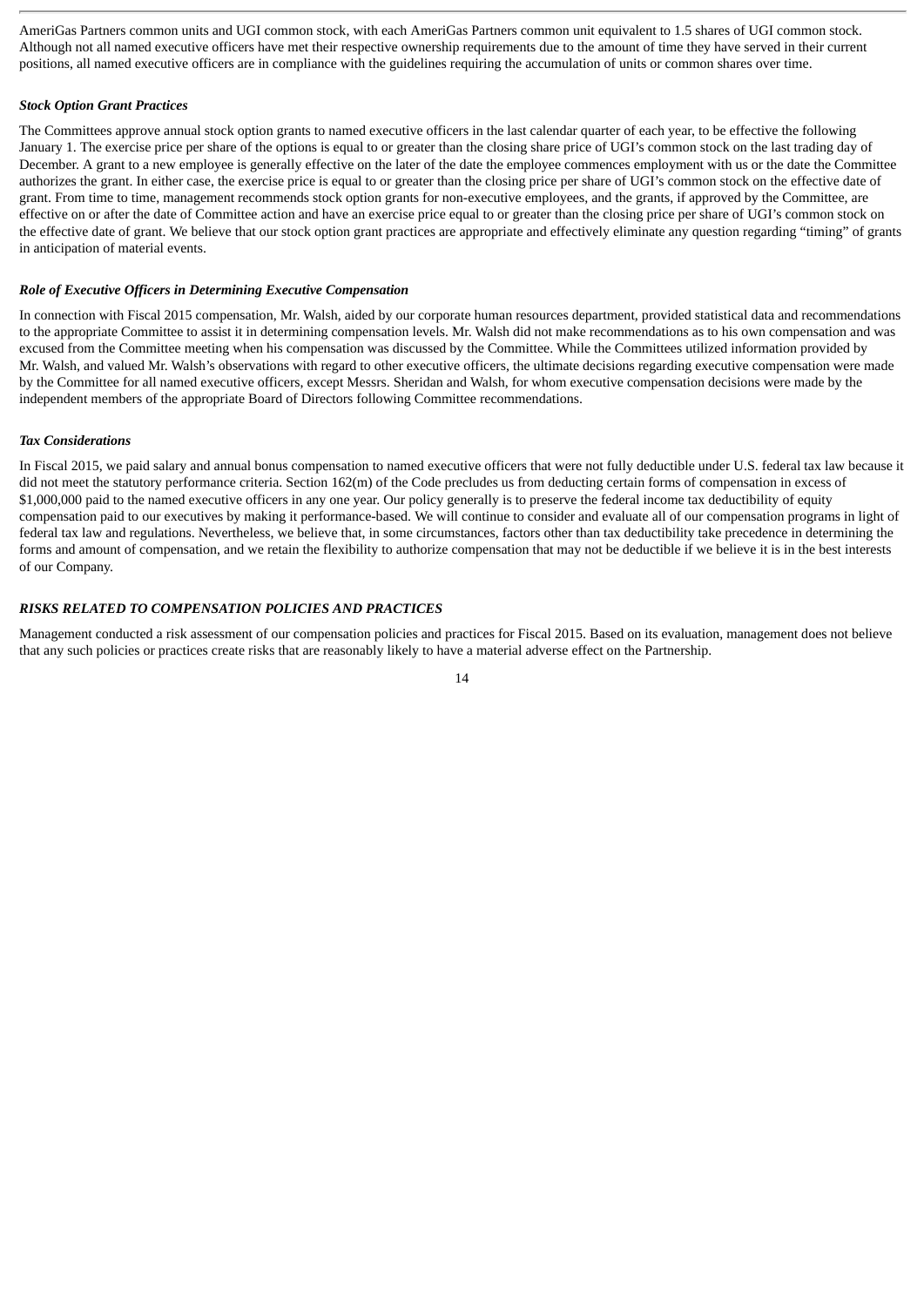AmeriGas Partners common units and UGI common stock, with each AmeriGas Partners common unit equivalent to 1.5 shares of UGI common stock. Although not all named executive officers have met their respective ownership requirements due to the amount of time they have served in their current positions, all named executive officers are in compliance with the guidelines requiring the accumulation of units or common shares over time.

***Stock Option Grant Practices***

The Committees approve annual stock option grants to named executive officers in the last calendar quarter of each year, to be effective the following January 1. The exercise price per share of the options is equal to or greater than the closing share price of UGI's common stock on the last trading day of December. A grant to a new employee is generally effective on the later of the date the employee commences employment with us or the date the Committee authorizes the grant. In either case, the exercise price is equal to or greater than the closing price per share of UGI's common stock on the effective date of grant. From time to time, management recommends stock option grants for non-executive employees, and the grants, if approved by the Committee, are effective on or after the date of Committee action and have an exercise price equal to or greater than the closing price per share of UGI's common stock on the effective date of grant. We believe that our stock option grant practices are appropriate and effectively eliminate any question regarding "timing" of grants in anticipation of material events.

***Role of Executive Officers in Determining Executive Compensation***

In connection with Fiscal 2015 compensation, Mr. Walsh, aided by our corporate human resources department, provided statistical data and recommendations to the appropriate Committee to assist it in determining compensation levels. Mr. Walsh did not make recommendations as to his own compensation and was excused from the Committee meeting when his compensation was discussed by the Committee. While the Committees utilized information provided by Mr. Walsh, and valued Mr. Walsh's observations with regard to other executive officers, the ultimate decisions regarding executive compensation were made by the Committee for all named executive officers, except Messrs. Sheridan and Walsh, for whom executive compensation decisions were made by the independent members of the appropriate Board of Directors following Committee recommendations.

***Tax Considerations***

In Fiscal 2015, we paid salary and annual bonus compensation to named executive officers that were not fully deductible under U.S. federal tax law because it did not meet the statutory performance criteria. Section 162(m) of the Code precludes us from deducting certain forms of compensation in excess of $1,000,000 paid to the named executive officers in any one year. Our policy generally is to preserve the federal income tax deductibility of equity compensation paid to our executives by making it performance-based. We will continue to consider and evaluate all of our compensation programs in light of federal tax law and regulations. Nevertheless, we believe that, in some circumstances, factors other than tax deductibility take precedence in determining the forms and amount of compensation, and we retain the flexibility to authorize compensation that may not be deductible if we believe it is in the best interests of our Company.

***RISKS RELATED TO COMPENSATION POLICIES AND PRACTICES***

Management conducted a risk assessment of our compensation policies and practices for Fiscal 2015. Based on its evaluation, management does not believe that any such policies or practices create risks that are reasonably likely to have a material adverse effect on the Partnership.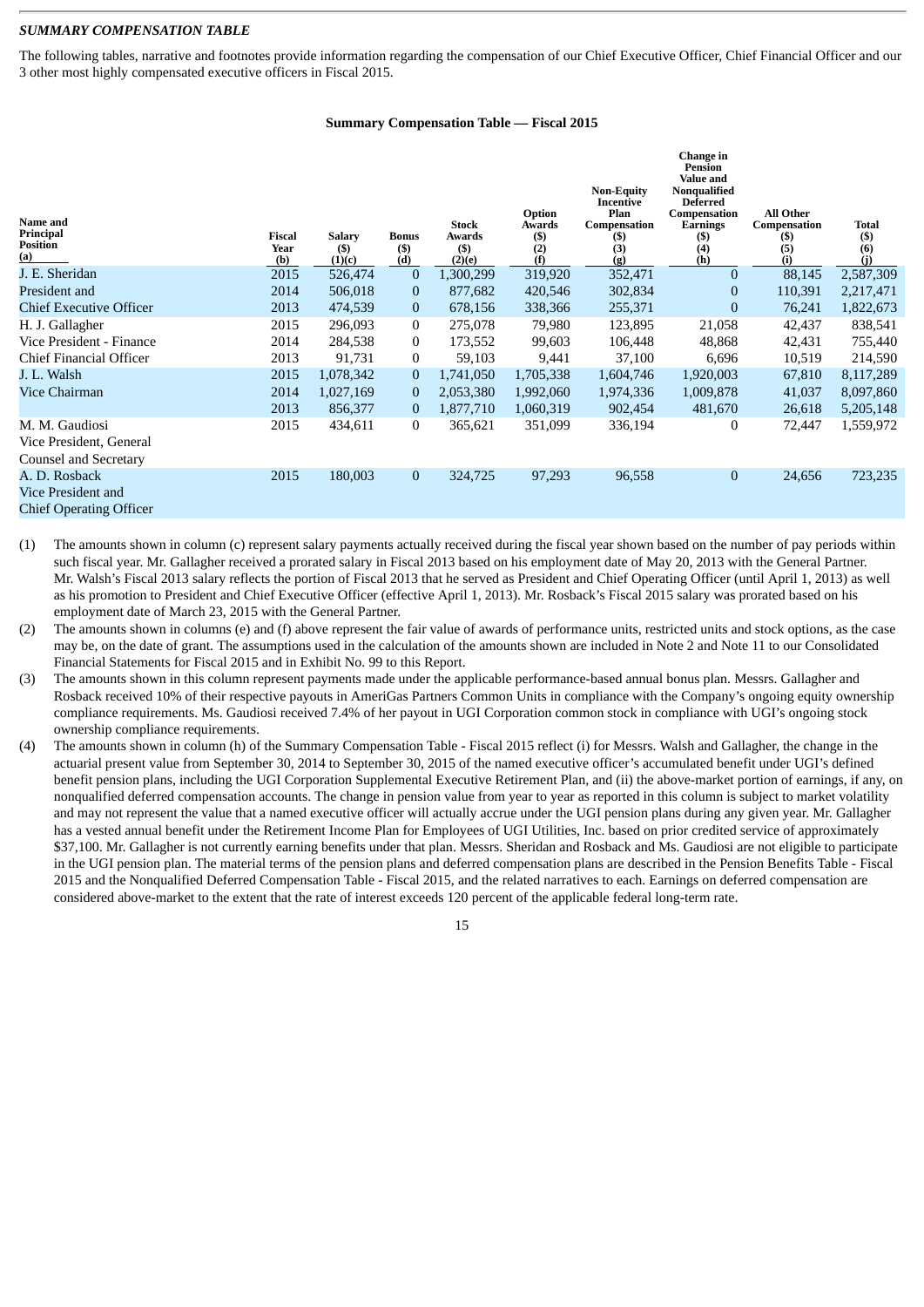***SUMMARY COMPENSATION TABLE***

The following tables, narrative and footnotes provide information regarding the compensation of our Chief Executive Officer, Chief Financial Officer and our 3 other most highly compensated executive officers in Fiscal 2015.

**Summary Compensation Table — Fiscal 2015**

| Name and Principal Position (a) | Fiscal Year (b) | Salary ($) (1)(c) | Bonus ($) (d) | Stock Awards ($) (2)(e) | Option Awards ($) (2) (f) | Non-Equity Incentive Plan Compensation ($) (3) (g) | Change in Pension Value and Nonqualified Deferred Compensation Earnings ($) (4) (h) | All Other Compensation ($) (5) (i) | Total ($) (6) (j) |
|---|---|---|---|---|---|---|---|---|---|
| J. E. Sheridan | 2015 | 526,474 | 0 | 1,300,299 | 319,920 | 352,471 | 0 | 88,145 | 2,587,309 |
| President and | 2014 | 506,018 | 0 | 877,682 | 420,546 | 302,834 | 0 | 110,391 | 2,217,471 |
| Chief Executive Officer | 2013 | 474,539 | 0 | 678,156 | 338,366 | 255,371 | 0 | 76,241 | 1,822,673 |
| H. J. Gallagher | 2015 | 296,093 | 0 | 275,078 | 79,980 | 123,895 | 21,058 | 42,437 | 838,541 |
| Vice President - Finance | 2014 | 284,538 | 0 | 173,552 | 99,603 | 106,448 | 48,868 | 42,431 | 755,440 |
| Chief Financial Officer | 2013 | 91,731 | 0 | 59,103 | 9,441 | 37,100 | 6,696 | 10,519 | 214,590 |
| J. L. Walsh | 2015 | 1,078,342 | 0 | 1,741,050 | 1,705,338 | 1,604,746 | 1,920,003 | 67,810 | 8,117,289 |
| Vice Chairman | 2014 | 1,027,169 | 0 | 2,053,380 | 1,992,060 | 1,974,336 | 1,009,878 | 41,037 | 8,097,860 |
| | 2013 | 856,377 | 0 | 1,877,710 | 1,060,319 | 902,454 | 481,670 | 26,618 | 5,205,148 |
| M. M. Gaudiosi<br>Vice President, General Counsel and Secretary | 2015 | 434,611 | 0 | 365,621 | 351,099 | 336,194 | 0 | 72,447 | 1,559,972 |
| A. D. Rosback<br>Vice President and Chief Operating Officer | 2015 | 180,003 | 0 | 324,725 | 97,293 | 96,558 | 0 | 24,656 | 723,235 |

(1) The amounts shown in column (c) represent salary payments actually received during the fiscal year shown based on the number of pay periods within such fiscal year. Mr. Gallagher received a prorated salary in Fiscal 2013 based on his employment date of May 20, 2013 with the General Partner. Mr. Walsh's Fiscal 2013 salary reflects the portion of Fiscal 2013 that he served as President and Chief Operating Officer (until April 1, 2013) as well as his promotion to President and Chief Executive Officer (effective April 1, 2013). Mr. Rosback's Fiscal 2015 salary was prorated based on his employment date of March 23, 2015 with the General Partner.

(2) The amounts shown in columns (e) and (f) above represent the fair value of awards of performance units, restricted units and stock options, as the case may be, on the date of grant. The assumptions used in the calculation of the amounts shown are included in Note 2 and Note 11 to our Consolidated Financial Statements for Fiscal 2015 and in Exhibit No. 99 to this Report.

(3) The amounts shown in this column represent payments made under the applicable performance-based annual bonus plan. Messrs. Gallagher and Rosback received 10% of their respective payouts in AmeriGas Partners Common Units in compliance with the Company's ongoing equity ownership compliance requirements. Ms. Gaudiosi received 7.4% of her payout in UGI Corporation common stock in compliance with UGI's ongoing stock ownership compliance requirements.

(4) The amounts shown in column (h) of the Summary Compensation Table - Fiscal 2015 reflect (i) for Messrs. Walsh and Gallagher, the change in the actuarial present value from September 30, 2014 to September 30, 2015 of the named executive officer's accumulated benefit under UGI's defined benefit pension plans, including the UGI Corporation Supplemental Executive Retirement Plan, and (ii) the above-market portion of earnings, if any, on nonqualified deferred compensation accounts. The change in pension value from year to year as reported in this column is subject to market volatility and may not represent the value that a named executive officer will actually accrue under the UGI pension plans during any given year. Mr. Gallagher has a vested annual benefit under the Retirement Income Plan for Employees of UGI Utilities, Inc. based on prior credited service of approximately $37,100. Mr. Gallagher is not currently earning benefits under that plan. Messrs. Sheridan and Rosback and Ms. Gaudiosi are not eligible to participate in the UGI pension plan. The material terms of the pension plans and deferred compensation plans are described in the Pension Benefits Table - Fiscal 2015 and the Nonqualified Deferred Compensation Table - Fiscal 2015, and the related narratives to each. Earnings on deferred compensation are considered above-market to the extent that the rate of interest exceeds 120 percent of the applicable federal long-term rate.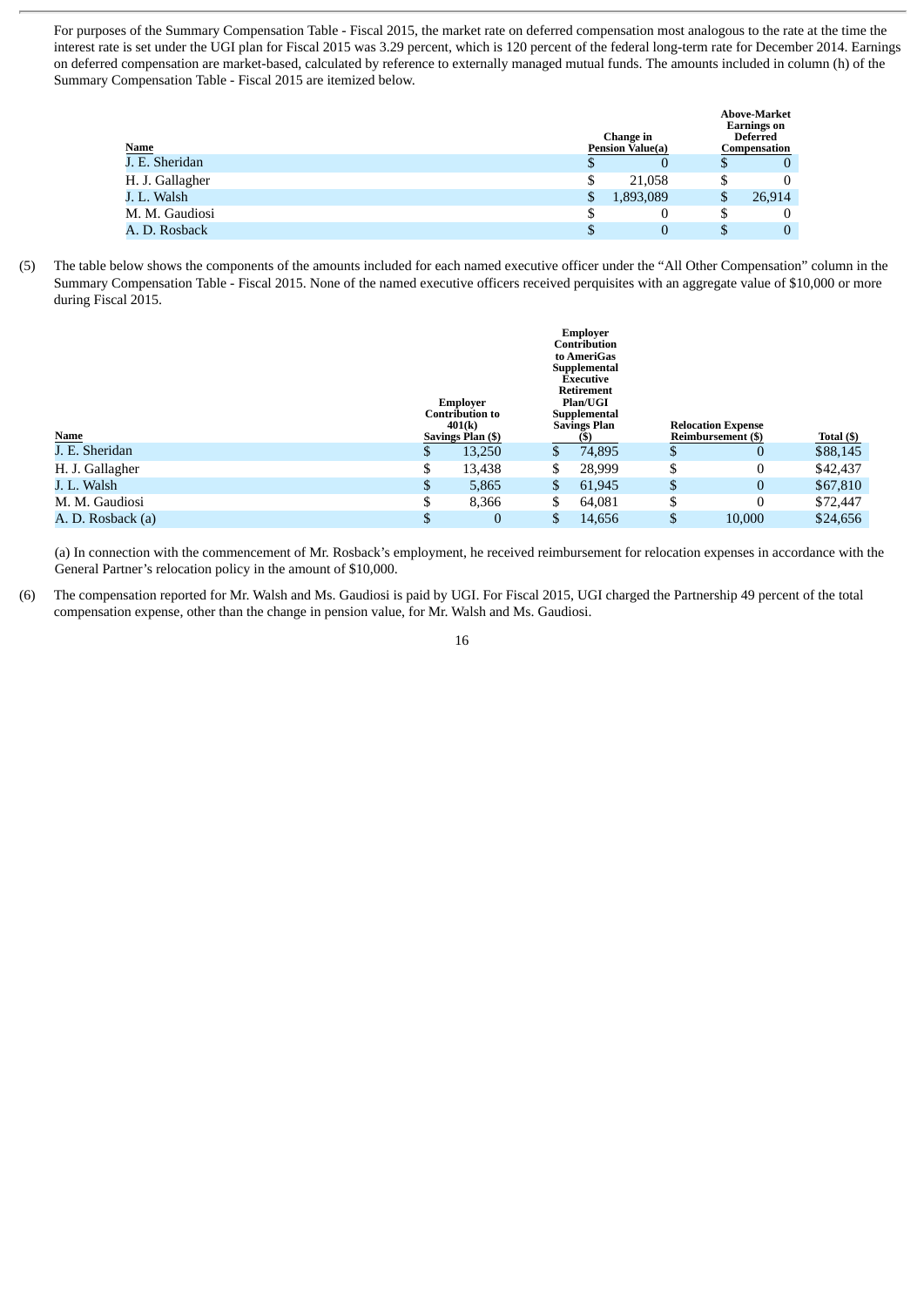For purposes of the Summary Compensation Table - Fiscal 2015, the market rate on deferred compensation most analogous to the rate at the time the interest rate is set under the UGI plan for Fiscal 2015 was 3.29 percent, which is 120 percent of the federal long-term rate for December 2014. Earnings on deferred compensation are market-based, calculated by reference to externally managed mutual funds. The amounts included in column (h) of the Summary Compensation Table - Fiscal 2015 are itemized below.

| Name | Change in Pension Value(a) | Above-Market Earnings on Deferred Compensation |
|---|---|---|
| J. E. Sheridan | $ 0 | $ 0 |
| H. J. Gallagher | $ 21,058 | $ 0 |
| J. L. Walsh | $ 1,893,089 | $ 26,914 |
| M. M. Gaudiosi | $ 0 | $ 0 |
| A. D. Rosback | $ 0 | $ 0 |

(5) The table below shows the components of the amounts included for each named executive officer under the "All Other Compensation" column in the Summary Compensation Table - Fiscal 2015. None of the named executive officers received perquisites with an aggregate value of $10,000 or more during Fiscal 2015.

| Name | Employer Contribution to 401(k) Savings Plan ($) | Employer Contribution to AmeriGas Supplemental Executive Retirement Plan/UGI Supplemental Savings Plan ($) | Relocation Expense Reimbursement ($) | Total ($) |
|---|---|---|---|---|
| J. E. Sheridan | $ 13,250 | $ 74,895 | $ 0 | $88,145 |
| H. J. Gallagher | $ 13,438 | $ 28,999 | $ 0 | $42,437 |
| J. L. Walsh | $ 5,865 | $ 61,945 | $ 0 | $67,810 |
| M. M. Gaudiosi | $ 8,366 | $ 64,081 | $ 0 | $72,447 |
| A. D. Rosback (a) | $ 0 | $ 14,656 | $ 10,000 | $24,656 |

(a) In connection with the commencement of Mr. Rosback's employment, he received reimbursement for relocation expenses in accordance with the General Partner's relocation policy in the amount of $10,000.

(6) The compensation reported for Mr. Walsh and Ms. Gaudiosi is paid by UGI. For Fiscal 2015, UGI charged the Partnership 49 percent of the total compensation expense, other than the change in pension value, for Mr. Walsh and Ms. Gaudiosi.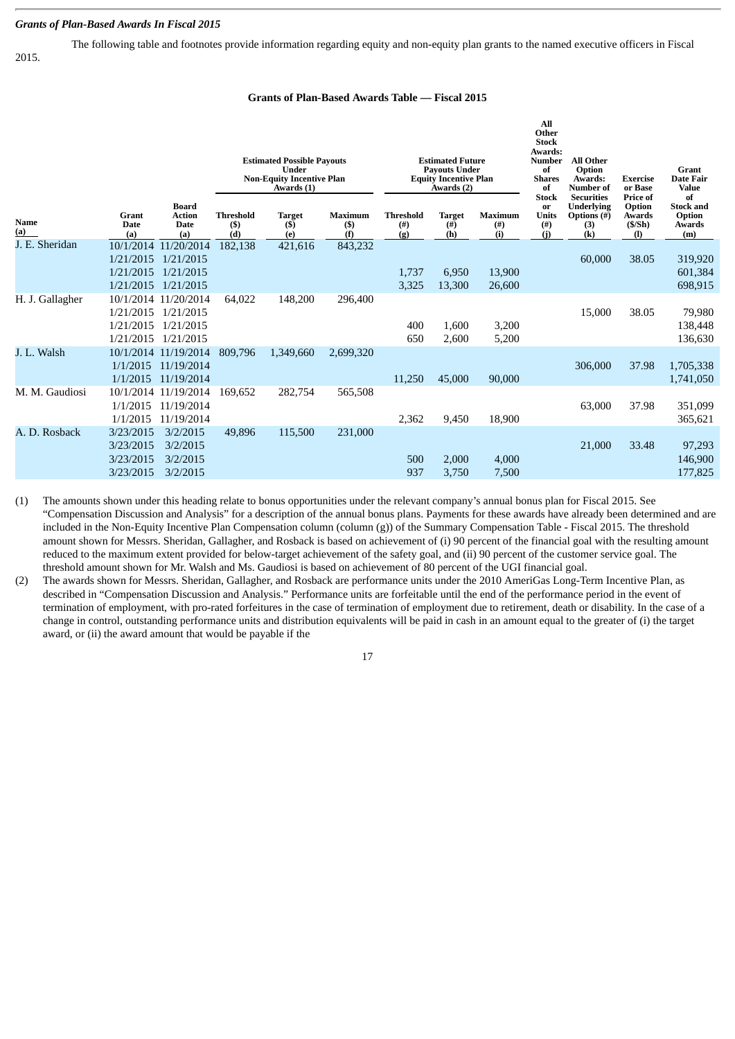***Grants of Plan-Based Awards In Fiscal 2015***

The following table and footnotes provide information regarding equity and non-equity plan grants to the named executive officers in Fiscal 2015.

**Grants of Plan-Based Awards Table — Fiscal 2015**

| | | | Estimated Possible Payouts Under Non-Equity Incentive Plan Awards (1) | | | Estimated Future Payouts Under Equity Incentive Plan Awards (2) | | | | | | |
|---|---|---|---|---|---|---|---|---|---|---|---|---|
| Name (a) | Grant Date (a) | Board Action Date (a) | Threshold ($) (d) | Target ($) (e) | Maximum ($) (f) | Threshold (#) (g) | Target (#) (h) | Maximum (#) (i) | All Other Stock Awards: Number of Shares of Stock or Units (#) (j) | All Other Option Awards: Number of Securities Underlying Options (#) (3) (k) | Exercise or Base Price of Option Awards ($/Sh) (l) | Grant Date Fair Value of Stock and Option Awards (m) |
| J. E. Sheridan | 10/1/2014 | 11/20/2014 | 182,138 | 421,616 | 843,232 | | | | | | | |
| | 1/21/2015 | 1/21/2015 | | | | | | | | 60,000 | 38.05 | 319,920 |
| | 1/21/2015 | 1/21/2015 | | | | 1,737 | 6,950 | 13,900 | | | | 601,384 |
| | 1/21/2015 | 1/21/2015 | | | | 3,325 | 13,300 | 26,600 | | | | 698,915 |
| H. J. Gallagher | 10/1/2014 | 11/20/2014 | 64,022 | 148,200 | 296,400 | | | | | | | |
| | 1/21/2015 | 1/21/2015 | | | | | | | | 15,000 | 38.05 | 79,980 |
| | 1/21/2015 | 1/21/2015 | | | | 400 | 1,600 | 3,200 | | | | 138,448 |
| | 1/21/2015 | 1/21/2015 | | | | 650 | 2,600 | 5,200 | | | | 136,630 |
| J. L. Walsh | 10/1/2014 | 11/19/2014 | 809,796 | 1,349,660 | 2,699,320 | | | | | | | |
| | 1/1/2015 | 11/19/2014 | | | | | | | | 306,000 | 37.98 | 1,705,338 |
| | 1/1/2015 | 11/19/2014 | | | | 11,250 | 45,000 | 90,000 | | | | 1,741,050 |
| M. M. Gaudiosi | 10/1/2014 | 11/19/2014 | 169,652 | 282,754 | 565,508 | | | | | | | |
| | 1/1/2015 | 11/19/2014 | | | | | | | | 63,000 | 37.98 | 351,099 |
| | 1/1/2015 | 11/19/2014 | | | | 2,362 | 9,450 | 18,900 | | | | 365,621 |
| A. D. Rosback | 3/23/2015 | 3/2/2015 | 49,896 | 115,500 | 231,000 | | | | | | | |
| | 3/23/2015 | 3/2/2015 | | | | | | | | 21,000 | 33.48 | 97,293 |
| | 3/23/2015 | 3/2/2015 | | | | 500 | 2,000 | 4,000 | | | | 146,900 |
| | 3/23/2015 | 3/2/2015 | | | | 937 | 3,750 | 7,500 | | | | 177,825 |

(1) The amounts shown under this heading relate to bonus opportunities under the relevant company's annual bonus plan for Fiscal 2015. See "Compensation Discussion and Analysis" for a description of the annual bonus plans. Payments for these awards have already been determined and are included in the Non-Equity Incentive Plan Compensation column (column (g)) of the Summary Compensation Table - Fiscal 2015. The threshold amount shown for Messrs. Sheridan, Gallagher, and Rosback is based on achievement of (i) 90 percent of the financial goal with the resulting amount reduced to the maximum extent provided for below-target achievement of the safety goal, and (ii) 90 percent of the customer service goal. The threshold amount shown for Mr. Walsh and Ms. Gaudiosi is based on achievement of 80 percent of the UGI financial goal.

(2) The awards shown for Messrs. Sheridan, Gallagher, and Rosback are performance units under the 2010 AmeriGas Long-Term Incentive Plan, as described in "Compensation Discussion and Analysis." Performance units are forfeitable until the end of the performance period in the event of termination of employment, with pro-rated forfeitures in the case of termination of employment due to retirement, death or disability. In the case of a change in control, outstanding performance units and distribution equivalents will be paid in cash in an amount equal to the greater of (i) the target award, or (ii) the award amount that would be payable if the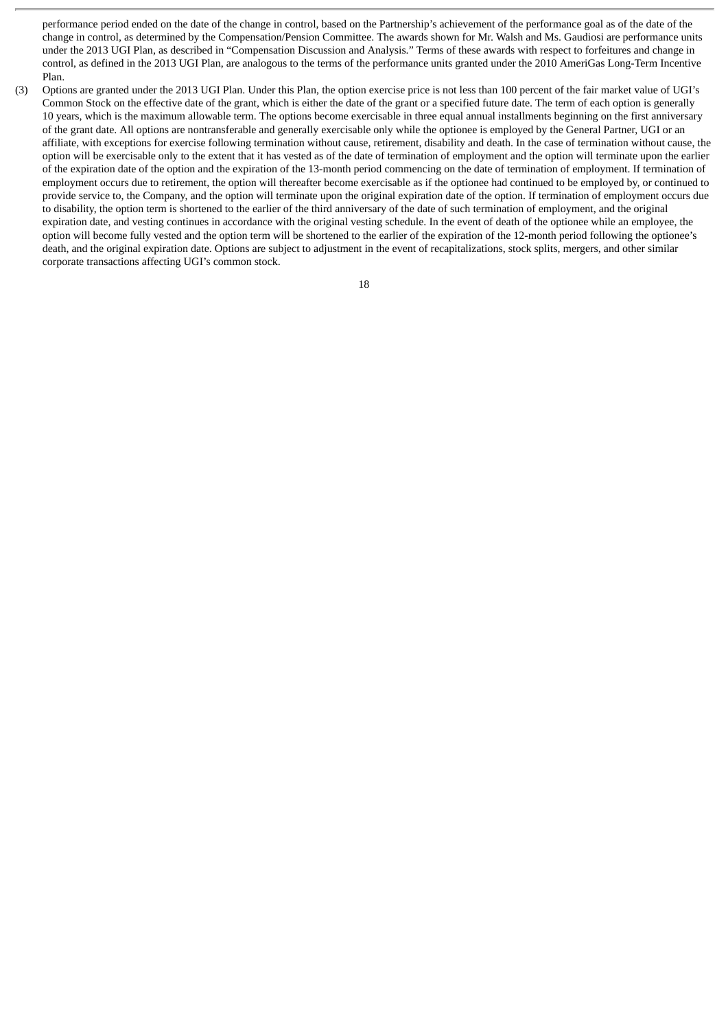performance period ended on the date of the change in control, based on the Partnership's achievement of the performance goal as of the date of the change in control, as determined by the Compensation/Pension Committee. The awards shown for Mr. Walsh and Ms. Gaudiosi are performance units under the 2013 UGI Plan, as described in "Compensation Discussion and Analysis." Terms of these awards with respect to forfeitures and change in control, as defined in the 2013 UGI Plan, are analogous to the terms of the performance units granted under the 2010 AmeriGas Long-Term Incentive Plan.

(3) Options are granted under the 2013 UGI Plan. Under this Plan, the option exercise price is not less than 100 percent of the fair market value of UGI's Common Stock on the effective date of the grant, which is either the date of the grant or a specified future date. The term of each option is generally 10 years, which is the maximum allowable term. The options become exercisable in three equal annual installments beginning on the first anniversary of the grant date. All options are nontransferable and generally exercisable only while the optionee is employed by the General Partner, UGI or an affiliate, with exceptions for exercise following termination without cause, retirement, disability and death. In the case of termination without cause, the option will be exercisable only to the extent that it has vested as of the date of termination of employment and the option will terminate upon the earlier of the expiration date of the option and the expiration of the 13-month period commencing on the date of termination of employment. If termination of employment occurs due to retirement, the option will thereafter become exercisable as if the optionee had continued to be employed by, or continued to provide service to, the Company, and the option will terminate upon the original expiration date of the option. If termination of employment occurs due to disability, the option term is shortened to the earlier of the third anniversary of the date of such termination of employment, and the original expiration date, and vesting continues in accordance with the original vesting schedule. In the event of death of the optionee while an employee, the option will become fully vested and the option term will be shortened to the earlier of the expiration of the 12-month period following the optionee's death, and the original expiration date. Options are subject to adjustment in the event of recapitalizations, stock splits, mergers, and other similar corporate transactions affecting UGI's common stock.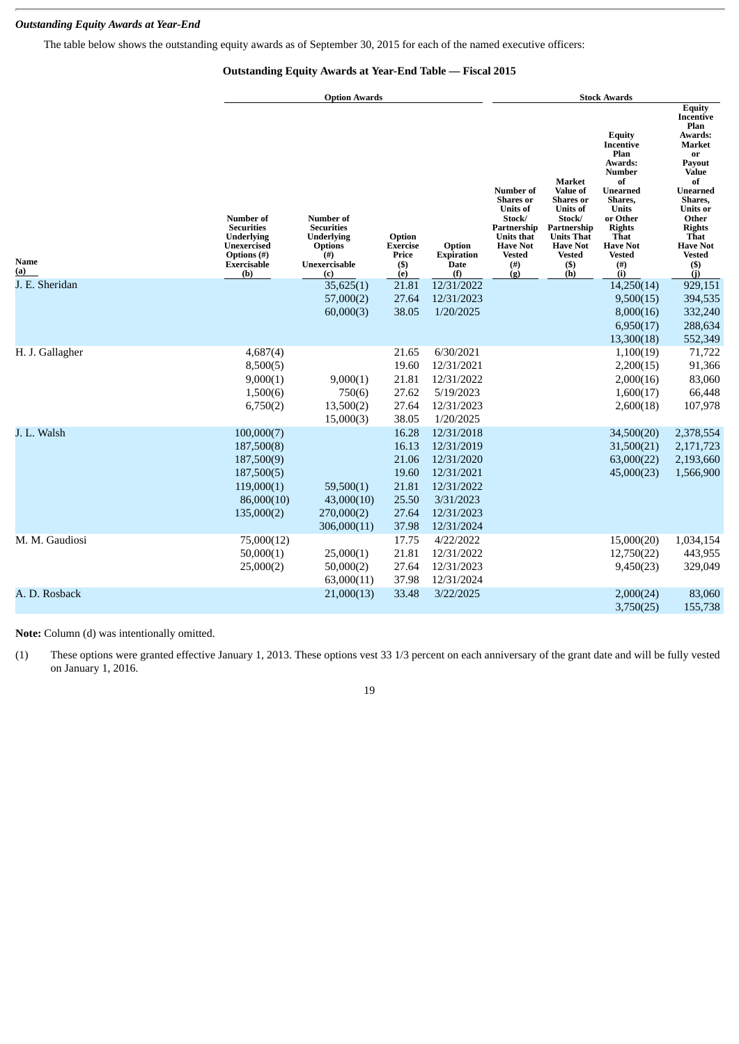***Outstanding Equity Awards at Year-End***

The table below shows the outstanding equity awards as of September 30, 2015 for each of the named executive officers:

**Outstanding Equity Awards at Year-End Table — Fiscal 2015**

| | Option Awards | | | | Stock Awards | | | |
|---|---|---|---|---|---|---|---|---|
| **Name (a)** | **Number of Securities Underlying Unexercised Options (#) Exercisable (b)** | **Number of Securities Underlying Options (#) Unexercisable (c)** | **Option Exercise Price ($) (e)** | **Option Expiration Date (f)** | **Number of Shares or Units of Stock/ Partnership Units that Have Not Vested (#) (g)** | **Market Value of Shares or Units of Stock/ Partnership Units That Have Not Vested ($) (h)** | **Equity Incentive Plan Awards: Number of Unearned Shares, Units or Other Rights That Have Not Vested (#) (i)** | **Equity Incentive Plan Awards: Market or Payout Value of Unearned Shares, Units or Other Rights That Have Not Vested ($) (j)** |
| J. E. Sheridan | | 35,625(1) | 21.81 | 12/31/2022 | | | 14,250(14) | 929,151 |
| | | 57,000(2) | 27.64 | 12/31/2023 | | | 9,500(15) | 394,535 |
| | | 60,000(3) | 38.05 | 1/20/2025 | | | 8,000(16) | 332,240 |
| | | | | | | | 6,950(17) | 288,634 |
| | | | | | | | 13,300(18) | 552,349 |
| H. J. Gallagher | 4,687(4) | | 21.65 | 6/30/2021 | | | 1,100(19) | 71,722 |
| | 8,500(5) | | 19.60 | 12/31/2021 | | | 2,200(15) | 91,366 |
| | 9,000(1) | 9,000(1) | 21.81 | 12/31/2022 | | | 2,000(16) | 83,060 |
| | 1,500(6) | 750(6) | 27.62 | 5/19/2023 | | | 1,600(17) | 66,448 |
| | 6,750(2) | 13,500(2) | 27.64 | 12/31/2023 | | | 2,600(18) | 107,978 |
| | | 15,000(3) | 38.05 | 1/20/2025 | | | | |
| J. L. Walsh | 100,000(7) | | 16.28 | 12/31/2018 | | | 34,500(20) | 2,378,554 |
| | 187,500(8) | | 16.13 | 12/31/2019 | | | 31,500(21) | 2,171,723 |
| | 187,500(9) | | 21.06 | 12/31/2020 | | | 63,000(22) | 2,193,660 |
| | 187,500(5) | | 19.60 | 12/31/2021 | | | 45,000(23) | 1,566,900 |
| | 119,000(1) | 59,500(1) | 21.81 | 12/31/2022 | | | | |
| | 86,000(10) | 43,000(10) | 25.50 | 3/31/2023 | | | | |
| | 135,000(2) | 270,000(2) | 27.64 | 12/31/2023 | | | | |
| | | 306,000(11) | 37.98 | 12/31/2024 | | | | |
| M. M. Gaudiosi | 75,000(12) | | 17.75 | 4/22/2022 | | | 15,000(20) | 1,034,154 |
| | 50,000(1) | 25,000(1) | 21.81 | 12/31/2022 | | | 12,750(22) | 443,955 |
| | 25,000(2) | 50,000(2) | 27.64 | 12/31/2023 | | | 9,450(23) | 329,049 |
| | | 63,000(11) | 37.98 | 12/31/2024 | | | | |
| A. D. Rosback | | 21,000(13) | 33.48 | 3/22/2025 | | | 2,000(24) | 83,060 |
| | | | | | | | 3,750(25) | 155,738 |

**Note:** Column (d) was intentionally omitted.

(1) These options were granted effective January 1, 2013. These options vest 33 1/3 percent on each anniversary of the grant date and will be fully vested on January 1, 2016.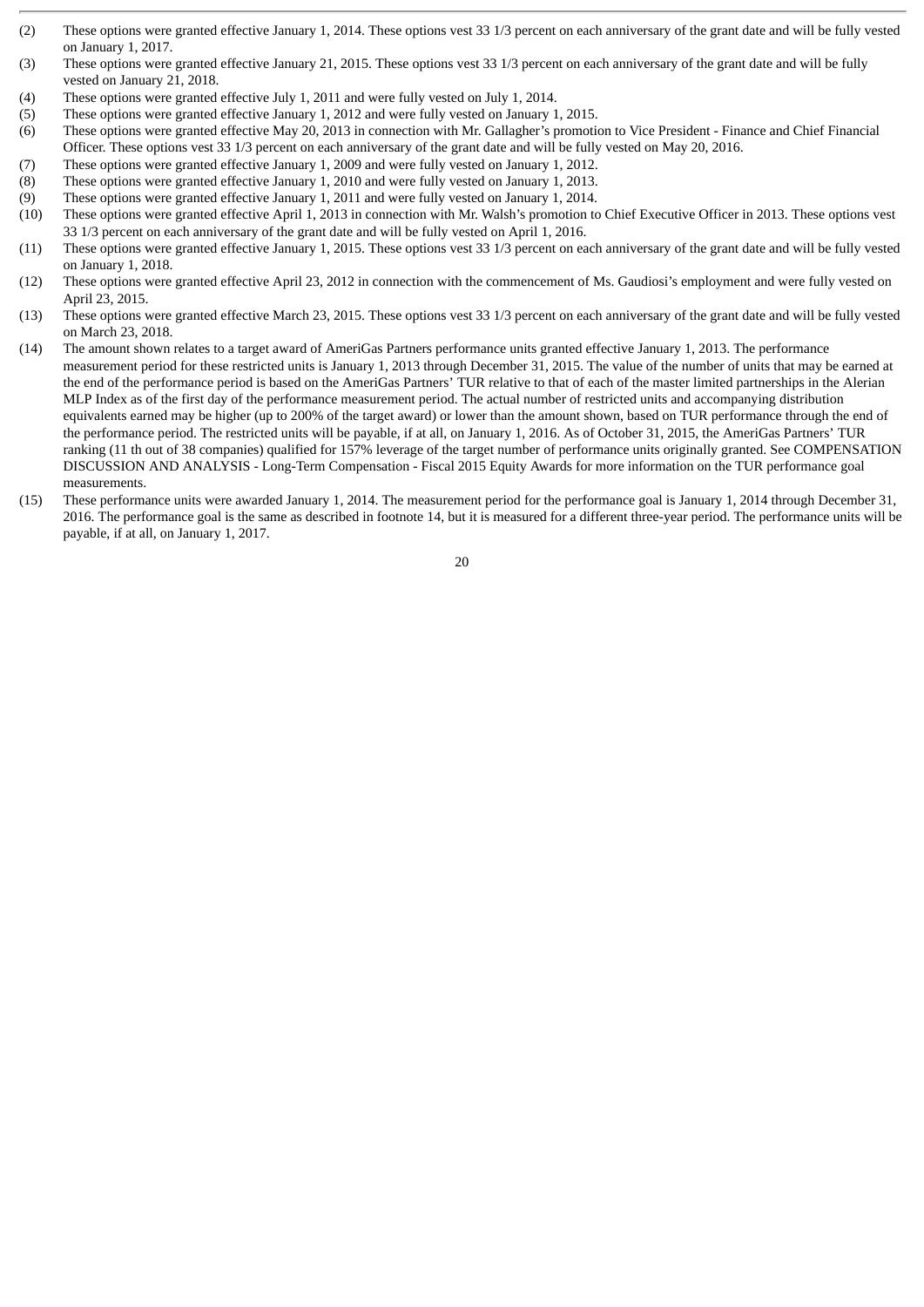(2) These options were granted effective January 1, 2014. These options vest 33 1/3 percent on each anniversary of the grant date and will be fully vested on January 1, 2017.

(3) These options were granted effective January 21, 2015. These options vest 33 1/3 percent on each anniversary of the grant date and will be fully vested on January 21, 2018.

(4) These options were granted effective July 1, 2011 and were fully vested on July 1, 2014.

(5) These options were granted effective January 1, 2012 and were fully vested on January 1, 2015.

(6) These options were granted effective May 20, 2013 in connection with Mr. Gallagher's promotion to Vice President - Finance and Chief Financial Officer. These options vest 33 1/3 percent on each anniversary of the grant date and will be fully vested on May 20, 2016.

(7) These options were granted effective January 1, 2009 and were fully vested on January 1, 2012.

(8) These options were granted effective January 1, 2010 and were fully vested on January 1, 2013.

(9) These options were granted effective January 1, 2011 and were fully vested on January 1, 2014.

(10) These options were granted effective April 1, 2013 in connection with Mr. Walsh's promotion to Chief Executive Officer in 2013. These options vest 33 1/3 percent on each anniversary of the grant date and will be fully vested on April 1, 2016.

(11) These options were granted effective January 1, 2015. These options vest 33 1/3 percent on each anniversary of the grant date and will be fully vested on January 1, 2018.

(12) These options were granted effective April 23, 2012 in connection with the commencement of Ms. Gaudiosi's employment and were fully vested on April 23, 2015.

(13) These options were granted effective March 23, 2015. These options vest 33 1/3 percent on each anniversary of the grant date and will be fully vested on March 23, 2018.

(14) The amount shown relates to a target award of AmeriGas Partners performance units granted effective January 1, 2013. The performance measurement period for these restricted units is January 1, 2013 through December 31, 2015. The value of the number of units that may be earned at the end of the performance period is based on the AmeriGas Partners' TUR relative to that of each of the master limited partnerships in the Alerian MLP Index as of the first day of the performance measurement period. The actual number of restricted units and accompanying distribution equivalents earned may be higher (up to 200% of the target award) or lower than the amount shown, based on TUR performance through the end of the performance period. The restricted units will be payable, if at all, on January 1, 2016. As of October 31, 2015, the AmeriGas Partners' TUR ranking (11 th out of 38 companies) qualified for 157% leverage of the target number of performance units originally granted. See COMPENSATION DISCUSSION AND ANALYSIS - Long-Term Compensation - Fiscal 2015 Equity Awards for more information on the TUR performance goal measurements.

(15) These performance units were awarded January 1, 2014. The measurement period for the performance goal is January 1, 2014 through December 31, 2016. The performance goal is the same as described in footnote 14, but it is measured for a different three-year period. The performance units will be payable, if at all, on January 1, 2017.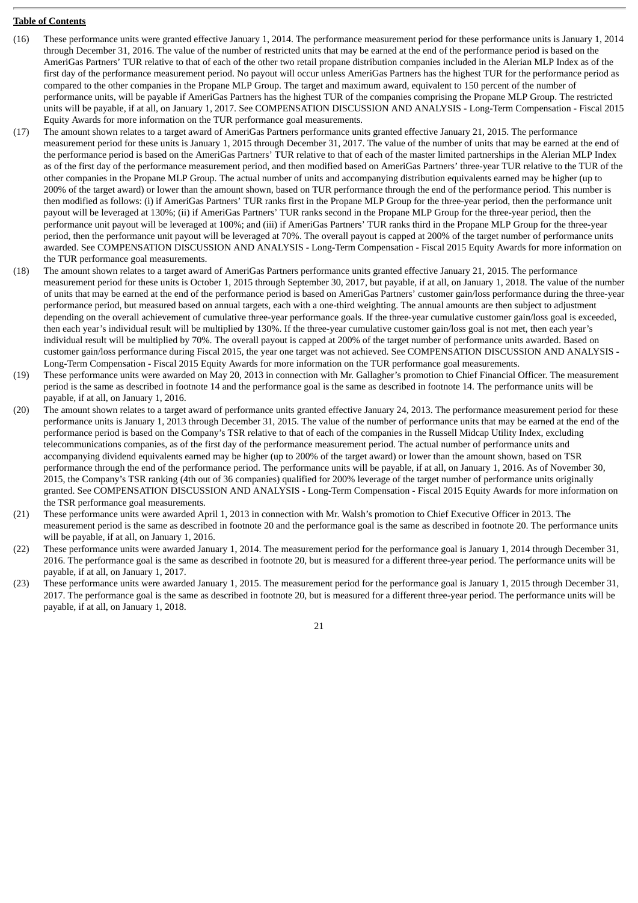**Table of Contents**

(16) These performance units were granted effective January 1, 2014. The performance measurement period for these performance units is January 1, 2014 through December 31, 2016. The value of the number of restricted units that may be earned at the end of the performance period is based on the AmeriGas Partners' TUR relative to that of each of the other two retail propane distribution companies included in the Alerian MLP Index as of the first day of the performance measurement period. No payout will occur unless AmeriGas Partners has the highest TUR for the performance period as compared to the other companies in the Propane MLP Group. The target and maximum award, equivalent to 150 percent of the number of performance units, will be payable if AmeriGas Partners has the highest TUR of the companies comprising the Propane MLP Group. The restricted units will be payable, if at all, on January 1, 2017. See COMPENSATION DISCUSSION AND ANALYSIS - Long-Term Compensation - Fiscal 2015 Equity Awards for more information on the TUR performance goal measurements.

(17) The amount shown relates to a target award of AmeriGas Partners performance units granted effective January 21, 2015. The performance measurement period for these units is January 1, 2015 through December 31, 2017. The value of the number of units that may be earned at the end of the performance period is based on the AmeriGas Partners' TUR relative to that of each of the master limited partnerships in the Alerian MLP Index as of the first day of the performance measurement period, and then modified based on AmeriGas Partners' three-year TUR relative to the TUR of the other companies in the Propane MLP Group. The actual number of units and accompanying distribution equivalents earned may be higher (up to 200% of the target award) or lower than the amount shown, based on TUR performance through the end of the performance period. This number is then modified as follows: (i) if AmeriGas Partners' TUR ranks first in the Propane MLP Group for the three-year period, then the performance unit payout will be leveraged at 130%; (ii) if AmeriGas Partners' TUR ranks second in the Propane MLP Group for the three-year period, then the performance unit payout will be leveraged at 100%; and (iii) if AmeriGas Partners' TUR ranks third in the Propane MLP Group for the three-year period, then the performance unit payout will be leveraged at 70%. The overall payout is capped at 200% of the target number of performance units awarded. See COMPENSATION DISCUSSION AND ANALYSIS - Long-Term Compensation - Fiscal 2015 Equity Awards for more information on the TUR performance goal measurements.

(18) The amount shown relates to a target award of AmeriGas Partners performance units granted effective January 21, 2015. The performance measurement period for these units is October 1, 2015 through September 30, 2017, but payable, if at all, on January 1, 2018. The value of the number of units that may be earned at the end of the performance period is based on AmeriGas Partners' customer gain/loss performance during the three-year performance period, but measured based on annual targets, each with a one-third weighting. The annual amounts are then subject to adjustment depending on the overall achievement of cumulative three-year performance goals. If the three-year cumulative customer gain/loss goal is exceeded, then each year's individual result will be multiplied by 130%. If the three-year cumulative customer gain/loss goal is not met, then each year's individual result will be multiplied by 70%. The overall payout is capped at 200% of the target number of performance units awarded. Based on customer gain/loss performance during Fiscal 2015, the year one target was not achieved. See COMPENSATION DISCUSSION AND ANALYSIS - Long-Term Compensation - Fiscal 2015 Equity Awards for more information on the TUR performance goal measurements.

(19) These performance units were awarded on May 20, 2013 in connection with Mr. Gallagher's promotion to Chief Financial Officer. The measurement period is the same as described in footnote 14 and the performance goal is the same as described in footnote 14. The performance units will be payable, if at all, on January 1, 2016.

(20) The amount shown relates to a target award of performance units granted effective January 24, 2013. The performance measurement period for these performance units is January 1, 2013 through December 31, 2015. The value of the number of performance units that may be earned at the end of the performance period is based on the Company's TSR relative to that of each of the companies in the Russell Midcap Utility Index, excluding telecommunications companies, as of the first day of the performance measurement period. The actual number of performance units and accompanying dividend equivalents earned may be higher (up to 200% of the target award) or lower than the amount shown, based on TSR performance through the end of the performance period. The performance units will be payable, if at all, on January 1, 2016. As of November 30, 2015, the Company's TSR ranking (4th out of 36 companies) qualified for 200% leverage of the target number of performance units originally granted. See COMPENSATION DISCUSSION AND ANALYSIS - Long-Term Compensation - Fiscal 2015 Equity Awards for more information on the TSR performance goal measurements.

(21) These performance units were awarded April 1, 2013 in connection with Mr. Walsh's promotion to Chief Executive Officer in 2013. The measurement period is the same as described in footnote 20 and the performance goal is the same as described in footnote 20. The performance units will be payable, if at all, on January 1, 2016.

(22) These performance units were awarded January 1, 2014. The measurement period for the performance goal is January 1, 2014 through December 31, 2016. The performance goal is the same as described in footnote 20, but is measured for a different three-year period. The performance units will be payable, if at all, on January 1, 2017.

(23) These performance units were awarded January 1, 2015. The measurement period for the performance goal is January 1, 2015 through December 31, 2017. The performance goal is the same as described in footnote 20, but is measured for a different three-year period. The performance units will be payable, if at all, on January 1, 2018.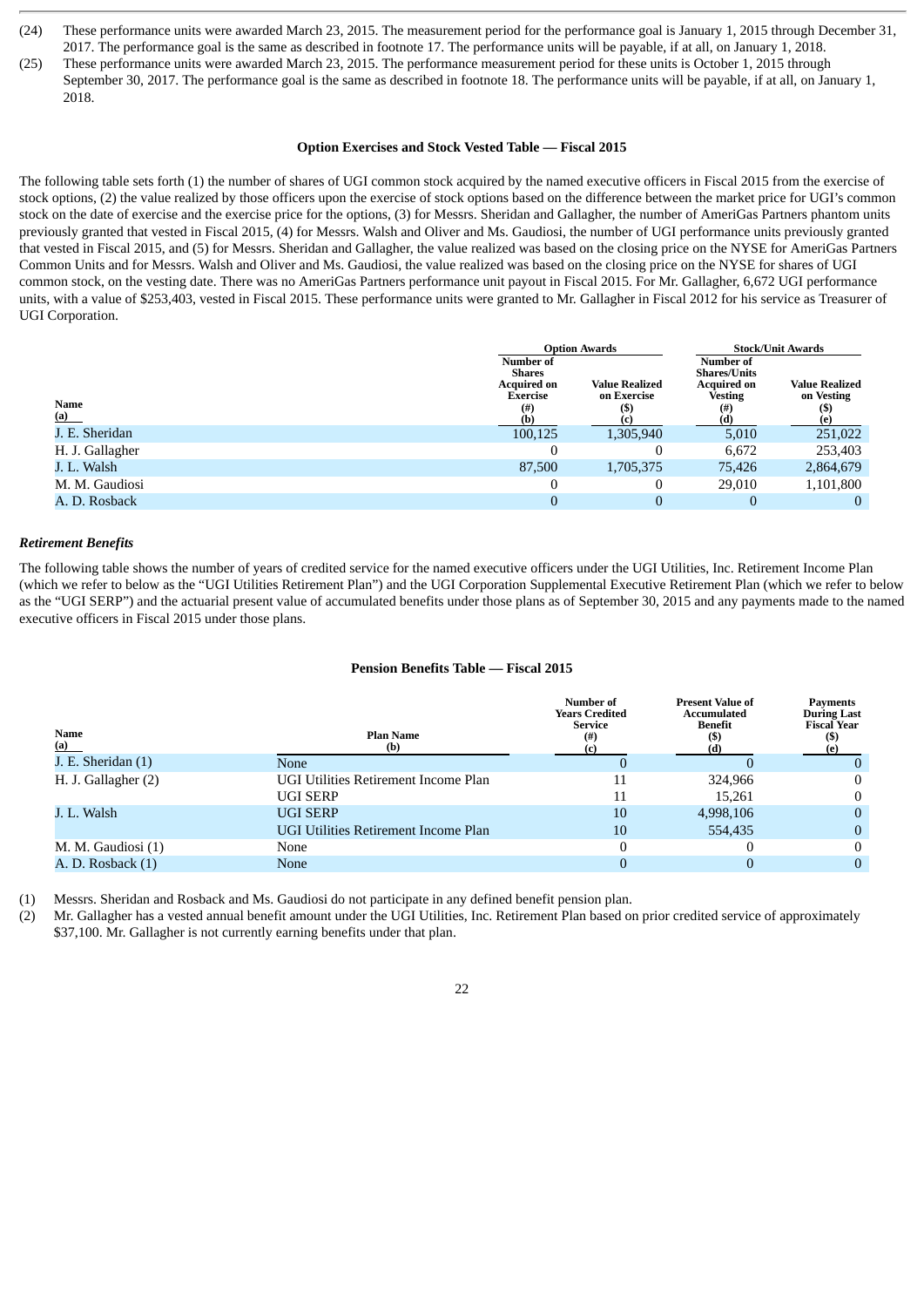(24) These performance units were awarded March 23, 2015. The measurement period for the performance goal is January 1, 2015 through December 31, 2017. The performance goal is the same as described in footnote 17. The performance units will be payable, if at all, on January 1, 2018.

(25) These performance units were awarded March 23, 2015. The performance measurement period for these units is October 1, 2015 through September 30, 2017. The performance goal is the same as described in footnote 18. The performance units will be payable, if at all, on January 1, 2018.

### Option Exercises and Stock Vested Table — Fiscal 2015

The following table sets forth (1) the number of shares of UGI common stock acquired by the named executive officers in Fiscal 2015 from the exercise of stock options, (2) the value realized by those officers upon the exercise of stock options based on the difference between the market price for UGI's common stock on the date of exercise and the exercise price for the options, (3) for Messrs. Sheridan and Gallagher, the number of AmeriGas Partners phantom units previously granted that vested in Fiscal 2015, (4) for Messrs. Walsh and Oliver and Ms. Gaudiosi, the number of UGI performance units previously granted that vested in Fiscal 2015, and (5) for Messrs. Sheridan and Gallagher, the value realized was based on the closing price on the NYSE for AmeriGas Partners Common Units and for Messrs. Walsh and Oliver and Ms. Gaudiosi, the value realized was based on the closing price on the NYSE for shares of UGI common stock, on the vesting date. There was no AmeriGas Partners performance unit payout in Fiscal 2015. For Mr. Gallagher, 6,672 UGI performance units, with a value of $253,403, vested in Fiscal 2015. These performance units were granted to Mr. Gallagher in Fiscal 2012 for his service as Treasurer of UGI Corporation.

| | Option Awards | | Stock/Unit Awards | |
|---|---|---|---|---|
| Name (a) | Number of Shares Acquired on Exercise (#) (b) | Value Realized on Exercise ($) (c) | Number of Shares/Units Acquired on Vesting (#) (d) | Value Realized on Vesting ($) (e) |
| J. E. Sheridan | 100,125 | 1,305,940 | 5,010 | 251,022 |
| H. J. Gallagher | 0 | 0 | 6,672 | 253,403 |
| J. L. Walsh | 87,500 | 1,705,375 | 75,426 | 2,864,679 |
| M. M. Gaudiosi | 0 | 0 | 29,010 | 1,101,800 |
| A. D. Rosback | 0 | 0 | 0 | 0 |

***Retirement Benefits***

The following table shows the number of years of credited service for the named executive officers under the UGI Utilities, Inc. Retirement Income Plan (which we refer to below as the "UGI Utilities Retirement Plan") and the UGI Corporation Supplemental Executive Retirement Plan (which we refer to below as the "UGI SERP") and the actuarial present value of accumulated benefits under those plans as of September 30, 2015 and any payments made to the named executive officers in Fiscal 2015 under those plans.

### Pension Benefits Table — Fiscal 2015

| Name (a) | Plan Name (b) | Number of Years Credited Service (#) (c) | Present Value of Accumulated Benefit ($) (d) | Payments During Last Fiscal Year ($) (e) |
|---|---|---|---|---|
| J. E. Sheridan (1) | None | 0 | 0 | 0 |
| H. J. Gallagher (2) | UGI Utilities Retirement Income Plan | 11 | 324,966 | 0 |
| | UGI SERP | 11 | 15,261 | 0 |
| J. L. Walsh | UGI SERP | 10 | 4,998,106 | 0 |
| | UGI Utilities Retirement Income Plan | 10 | 554,435 | 0 |
| M. M. Gaudiosi (1) | None | 0 | 0 | 0 |
| A. D. Rosback (1) | None | 0 | 0 | 0 |

(1) Messrs. Sheridan and Rosback and Ms. Gaudiosi do not participate in any defined benefit pension plan.

(2) Mr. Gallagher has a vested annual benefit amount under the UGI Utilities, Inc. Retirement Plan based on prior credited service of approximately $37,100. Mr. Gallagher is not currently earning benefits under that plan.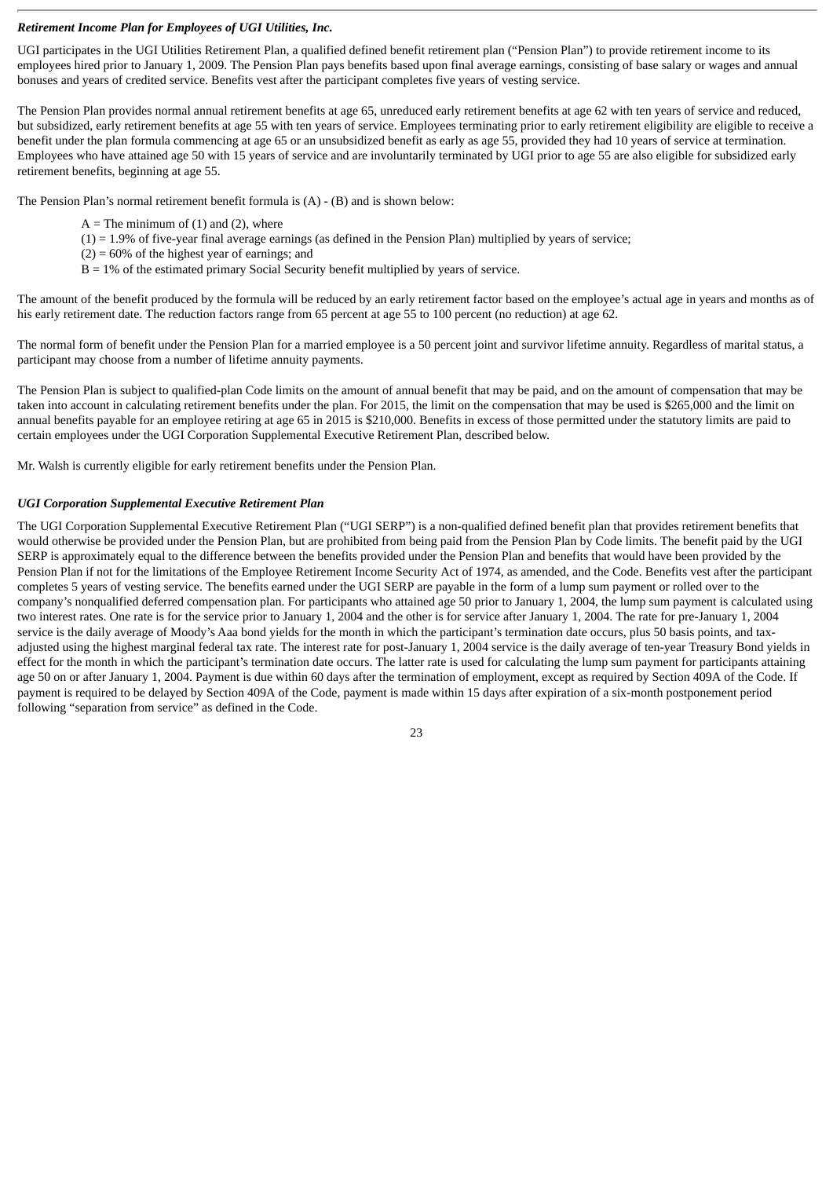***Retirement Income Plan for Employees of UGI Utilities, Inc.***

UGI participates in the UGI Utilities Retirement Plan, a qualified defined benefit retirement plan ("Pension Plan") to provide retirement income to its employees hired prior to January 1, 2009. The Pension Plan pays benefits based upon final average earnings, consisting of base salary or wages and annual bonuses and years of credited service. Benefits vest after the participant completes five years of vesting service.

The Pension Plan provides normal annual retirement benefits at age 65, unreduced early retirement benefits at age 62 with ten years of service and reduced, but subsidized, early retirement benefits at age 55 with ten years of service. Employees terminating prior to early retirement eligibility are eligible to receive a benefit under the plan formula commencing at age 65 or an unsubsidized benefit as early as age 55, provided they had 10 years of service at termination. Employees who have attained age 50 with 15 years of service and are involuntarily terminated by UGI prior to age 55 are also eligible for subsidized early retirement benefits, beginning at age 55.

The Pension Plan's normal retirement benefit formula is (A) - (B) and is shown below:

A = The minimum of (1) and (2), where
(1) = 1.9% of five-year final average earnings (as defined in the Pension Plan) multiplied by years of service;
(2) = 60% of the highest year of earnings; and
B = 1% of the estimated primary Social Security benefit multiplied by years of service.

The amount of the benefit produced by the formula will be reduced by an early retirement factor based on the employee's actual age in years and months as of his early retirement date. The reduction factors range from 65 percent at age 55 to 100 percent (no reduction) at age 62.

The normal form of benefit under the Pension Plan for a married employee is a 50 percent joint and survivor lifetime annuity. Regardless of marital status, a participant may choose from a number of lifetime annuity payments.

The Pension Plan is subject to qualified-plan Code limits on the amount of annual benefit that may be paid, and on the amount of compensation that may be taken into account in calculating retirement benefits under the plan. For 2015, the limit on the compensation that may be used is $265,000 and the limit on annual benefits payable for an employee retiring at age 65 in 2015 is $210,000. Benefits in excess of those permitted under the statutory limits are paid to certain employees under the UGI Corporation Supplemental Executive Retirement Plan, described below.

Mr. Walsh is currently eligible for early retirement benefits under the Pension Plan.

***UGI Corporation Supplemental Executive Retirement Plan***

The UGI Corporation Supplemental Executive Retirement Plan ("UGI SERP") is a non-qualified defined benefit plan that provides retirement benefits that would otherwise be provided under the Pension Plan, but are prohibited from being paid from the Pension Plan by Code limits. The benefit paid by the UGI SERP is approximately equal to the difference between the benefits provided under the Pension Plan and benefits that would have been provided by the Pension Plan if not for the limitations of the Employee Retirement Income Security Act of 1974, as amended, and the Code. Benefits vest after the participant completes 5 years of vesting service. The benefits earned under the UGI SERP are payable in the form of a lump sum payment or rolled over to the company's nonqualified deferred compensation plan. For participants who attained age 50 prior to January 1, 2004, the lump sum payment is calculated using two interest rates. One rate is for the service prior to January 1, 2004 and the other is for service after January 1, 2004. The rate for pre-January 1, 2004 service is the daily average of Moody's Aaa bond yields for the month in which the participant's termination date occurs, plus 50 basis points, and tax-adjusted using the highest marginal federal tax rate. The interest rate for post-January 1, 2004 service is the daily average of ten-year Treasury Bond yields in effect for the month in which the participant's termination date occurs. The latter rate is used for calculating the lump sum payment for participants attaining age 50 on or after January 1, 2004. Payment is due within 60 days after the termination of employment, except as required by Section 409A of the Code. If payment is required to be delayed by Section 409A of the Code, payment is made within 15 days after expiration of a six-month postponement period following "separation from service" as defined in the Code.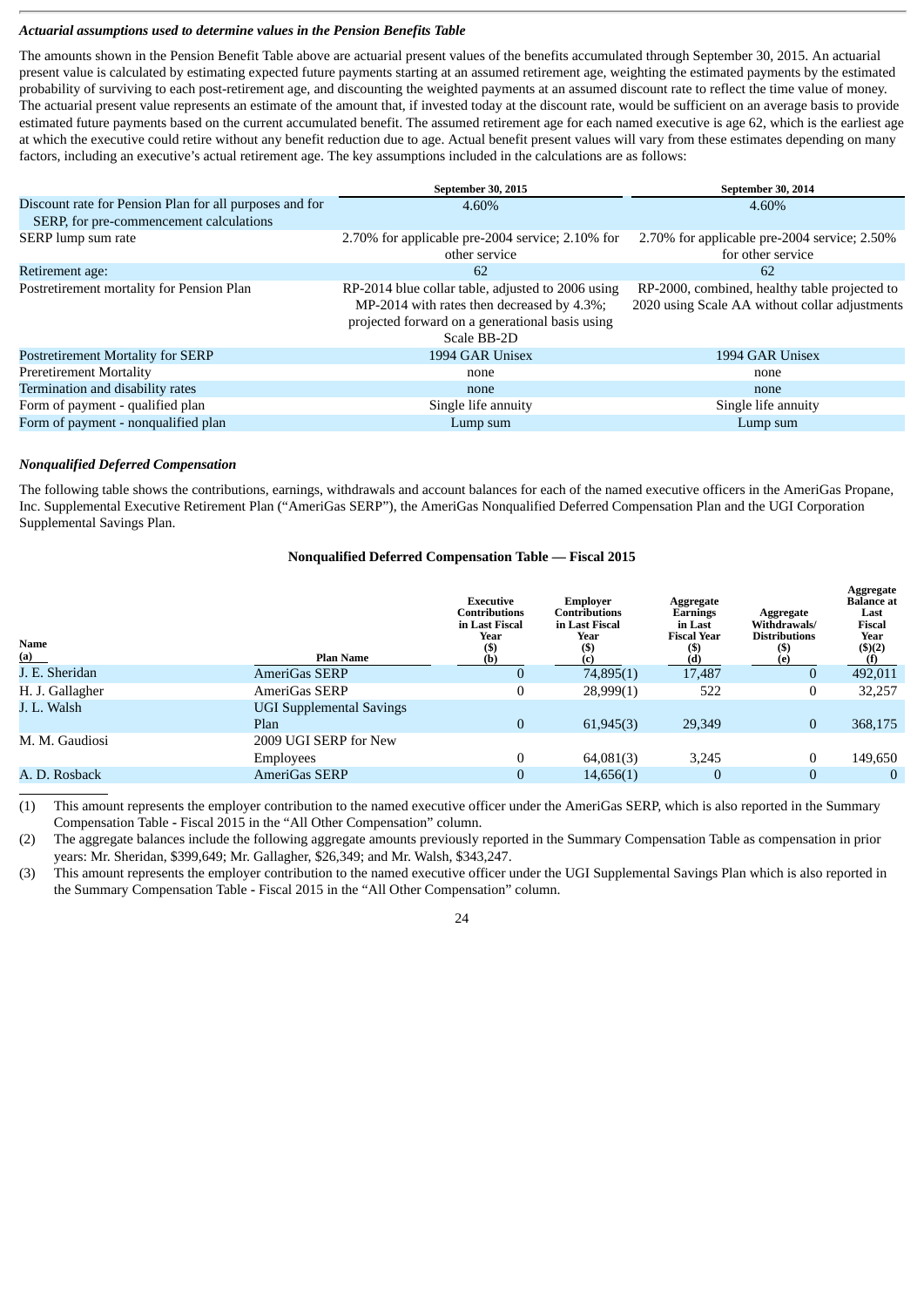***Actuarial assumptions used to determine values in the Pension Benefits Table***

The amounts shown in the Pension Benefit Table above are actuarial present values of the benefits accumulated through September 30, 2015. An actuarial present value is calculated by estimating expected future payments starting at an assumed retirement age, weighting the estimated payments by the estimated probability of surviving to each post-retirement age, and discounting the weighted payments at an assumed discount rate to reflect the time value of money. The actuarial present value represents an estimate of the amount that, if invested today at the discount rate, would be sufficient on an average basis to provide estimated future payments based on the current accumulated benefit. The assumed retirement age for each named executive is age 62, which is the earliest age at which the executive could retire without any benefit reduction due to age. Actual benefit present values will vary from these estimates depending on many factors, including an executive's actual retirement age. The key assumptions included in the calculations are as follows:

| | September 30, 2015 | September 30, 2014 |
|---|---|---|
| Discount rate for Pension Plan for all purposes and for SERP, for pre-commencement calculations | 4.60% | 4.60% |
| SERP lump sum rate | 2.70% for applicable pre-2004 service; 2.10% for other service | 2.70% for applicable pre-2004 service; 2.50% for other service |
| Retirement age: | 62 | 62 |
| Postretirement mortality for Pension Plan | RP-2014 blue collar table, adjusted to 2006 using MP-2014 with rates then decreased by 4.3%; projected forward on a generational basis using Scale BB-2D | RP-2000, combined, healthy table projected to 2020 using Scale AA without collar adjustments |
| Postretirement Mortality for SERP | 1994 GAR Unisex | 1994 GAR Unisex |
| Preretirement Mortality | none | none |
| Termination and disability rates | none | none |
| Form of payment - qualified plan | Single life annuity | Single life annuity |
| Form of payment - nonqualified plan | Lump sum | Lump sum |

***Nonqualified Deferred Compensation***

The following table shows the contributions, earnings, withdrawals and account balances for each of the named executive officers in the AmeriGas Propane, Inc. Supplemental Executive Retirement Plan ("AmeriGas SERP"), the AmeriGas Nonqualified Deferred Compensation Plan and the UGI Corporation Supplemental Savings Plan.

**Nonqualified Deferred Compensation Table — Fiscal 2015**

| Name (a) | Plan Name | Executive Contributions in Last Fiscal Year ($) (b) | Employer Contributions in Last Fiscal Year ($) (c) | Aggregate Earnings in Last Fiscal Year ($) (d) | Aggregate Withdrawals/ Distributions ($) (e) | Aggregate Balance at Last Fiscal Year ($)(2) (f) |
|---|---|---|---|---|---|---|
| J. E. Sheridan | AmeriGas SERP | 0 | 74,895(1) | 17,487 | 0 | 492,011 |
| H. J. Gallagher | AmeriGas SERP | 0 | 28,999(1) | 522 | 0 | 32,257 |
| J. L. Walsh | UGI Supplemental Savings Plan | 0 | 61,945(3) | 29,349 | 0 | 368,175 |
| M. M. Gaudiosi | 2009 UGI SERP for New Employees | 0 | 64,081(3) | 3,245 | 0 | 149,650 |
| A. D. Rosback | AmeriGas SERP | 0 | 14,656(1) | 0 | 0 | 0 |

(1) This amount represents the employer contribution to the named executive officer under the AmeriGas SERP, which is also reported in the Summary Compensation Table - Fiscal 2015 in the "All Other Compensation" column.

(2) The aggregate balances include the following aggregate amounts previously reported in the Summary Compensation Table as compensation in prior years: Mr. Sheridan, $399,649; Mr. Gallagher, $26,349; and Mr. Walsh, $343,247.

(3) This amount represents the employer contribution to the named executive officer under the UGI Supplemental Savings Plan which is also reported in the Summary Compensation Table - Fiscal 2015 in the "All Other Compensation" column.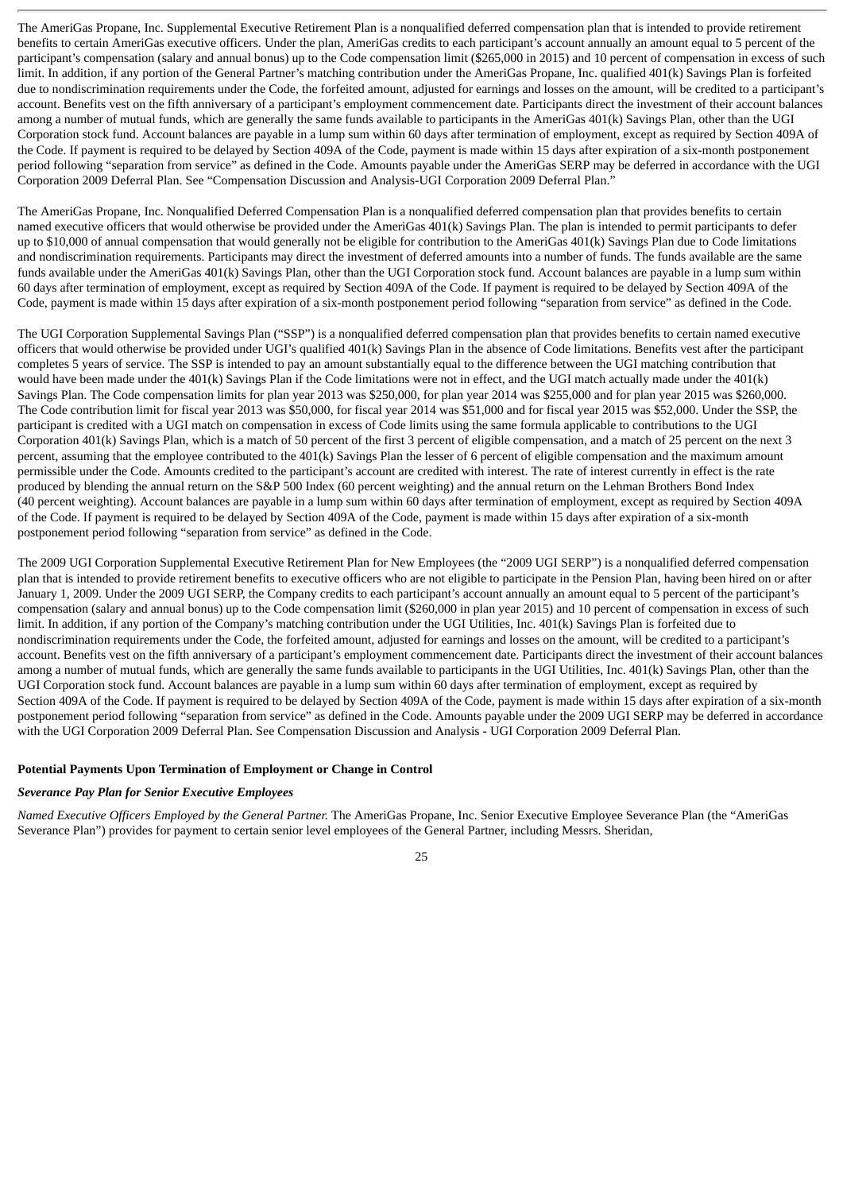The AmeriGas Propane, Inc. Supplemental Executive Retirement Plan is a nonqualified deferred compensation plan that is intended to provide retirement benefits to certain AmeriGas executive officers. Under the plan, AmeriGas credits to each participant's account annually an amount equal to 5 percent of the participant's compensation (salary and annual bonus) up to the Code compensation limit ($265,000 in 2015) and 10 percent of compensation in excess of such limit. In addition, if any portion of the General Partner's matching contribution under the AmeriGas Propane, Inc. qualified 401(k) Savings Plan is forfeited due to nondiscrimination requirements under the Code, the forfeited amount, adjusted for earnings and losses on the amount, will be credited to a participant's account. Benefits vest on the fifth anniversary of a participant's employment commencement date. Participants direct the investment of their account balances among a number of mutual funds, which are generally the same funds available to participants in the AmeriGas 401(k) Savings Plan, other than the UGI Corporation stock fund. Account balances are payable in a lump sum within 60 days after termination of employment, except as required by Section 409A of the Code. If payment is required to be delayed by Section 409A of the Code, payment is made within 15 days after expiration of a six-month postponement period following "separation from service" as defined in the Code. Amounts payable under the AmeriGas SERP may be deferred in accordance with the UGI Corporation 2009 Deferral Plan. See "Compensation Discussion and Analysis-UGI Corporation 2009 Deferral Plan."

The AmeriGas Propane, Inc. Nonqualified Deferred Compensation Plan is a nonqualified deferred compensation plan that provides benefits to certain named executive officers that would otherwise be provided under the AmeriGas 401(k) Savings Plan. The plan is intended to permit participants to defer up to $10,000 of annual compensation that would generally not be eligible for contribution to the AmeriGas 401(k) Savings Plan due to Code limitations and nondiscrimination requirements. Participants may direct the investment of deferred amounts into a number of funds. The funds available are the same funds available under the AmeriGas 401(k) Savings Plan, other than the UGI Corporation stock fund. Account balances are payable in a lump sum within 60 days after termination of employment, except as required by Section 409A of the Code. If payment is required to be delayed by Section 409A of the Code, payment is made within 15 days after expiration of a six-month postponement period following "separation from service" as defined in the Code.

The UGI Corporation Supplemental Savings Plan ("SSP") is a nonqualified deferred compensation plan that provides benefits to certain named executive officers that would otherwise be provided under UGI's qualified 401(k) Savings Plan in the absence of Code limitations. Benefits vest after the participant completes 5 years of service. The SSP is intended to pay an amount substantially equal to the difference between the UGI matching contribution that would have been made under the 401(k) Savings Plan if the Code limitations were not in effect, and the UGI match actually made under the 401(k) Savings Plan. The Code compensation limits for plan year 2013 was $250,000, for plan year 2014 was $255,000 and for plan year 2015 was $260,000. The Code contribution limit for fiscal year 2013 was $50,000, for fiscal year 2014 was $51,000 and for fiscal year 2015 was $52,000. Under the SSP, the participant is credited with a UGI match on compensation in excess of Code limits using the same formula applicable to contributions to the UGI Corporation 401(k) Savings Plan, which is a match of 50 percent of the first 3 percent of eligible compensation, and a match of 25 percent on the next 3 percent, assuming that the employee contributed to the 401(k) Savings Plan the lesser of 6 percent of eligible compensation and the maximum amount permissible under the Code. Amounts credited to the participant's account are credited with interest. The rate of interest currently in effect is the rate produced by blending the annual return on the S&P 500 Index (60 percent weighting) and the annual return on the Lehman Brothers Bond Index (40 percent weighting). Account balances are payable in a lump sum within 60 days after termination of employment, except as required by Section 409A of the Code. If payment is required to be delayed by Section 409A of the Code, payment is made within 15 days after expiration of a six-month postponement period following "separation from service" as defined in the Code.

The 2009 UGI Corporation Supplemental Executive Retirement Plan for New Employees (the "2009 UGI SERP") is a nonqualified deferred compensation plan that is intended to provide retirement benefits to executive officers who are not eligible to participate in the Pension Plan, having been hired on or after January 1, 2009. Under the 2009 UGI SERP, the Company credits to each participant's account annually an amount equal to 5 percent of the participant's compensation (salary and annual bonus) up to the Code compensation limit ($260,000 in plan year 2015) and 10 percent of compensation in excess of such limit. In addition, if any portion of the Company's matching contribution under the UGI Utilities, Inc. 401(k) Savings Plan is forfeited due to nondiscrimination requirements under the Code, the forfeited amount, adjusted for earnings and losses on the amount, will be credited to a participant's account. Benefits vest on the fifth anniversary of a participant's employment commencement date. Participants direct the investment of their account balances among a number of mutual funds, which are generally the same funds available to participants in the UGI Utilities, Inc. 401(k) Savings Plan, other than the UGI Corporation stock fund. Account balances are payable in a lump sum within 60 days after termination of employment, except as required by Section 409A of the Code. If payment is required to be delayed by Section 409A of the Code, payment is made within 15 days after expiration of a six-month postponement period following "separation from service" as defined in the Code. Amounts payable under the 2009 UGI SERP may be deferred in accordance with the UGI Corporation 2009 Deferral Plan. See Compensation Discussion and Analysis - UGI Corporation 2009 Deferral Plan.

**Potential Payments Upon Termination of Employment or Change in Control**

***Severance Pay Plan for Senior Executive Employees***

*Named Executive Officers Employed by the General Partner.* The AmeriGas Propane, Inc. Senior Executive Employee Severance Plan (the "AmeriGas Severance Plan") provides for payment to certain senior level employees of the General Partner, including Messrs. Sheridan,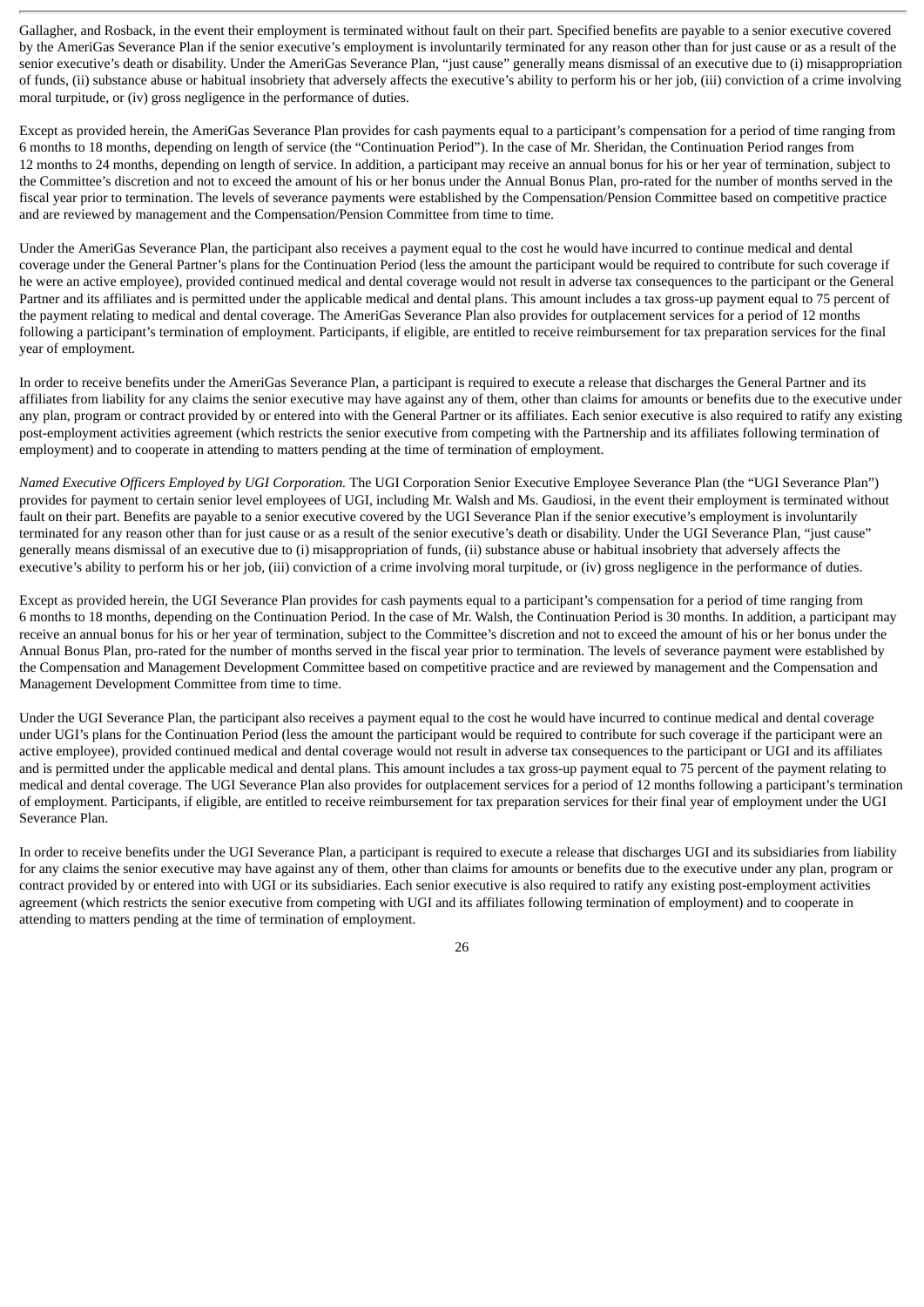Gallagher, and Rosback, in the event their employment is terminated without fault on their part. Specified benefits are payable to a senior executive covered by the AmeriGas Severance Plan if the senior executive's employment is involuntarily terminated for any reason other than for just cause or as a result of the senior executive's death or disability. Under the AmeriGas Severance Plan, "just cause" generally means dismissal of an executive due to (i) misappropriation of funds, (ii) substance abuse or habitual insobriety that adversely affects the executive's ability to perform his or her job, (iii) conviction of a crime involving moral turpitude, or (iv) gross negligence in the performance of duties.

Except as provided herein, the AmeriGas Severance Plan provides for cash payments equal to a participant's compensation for a period of time ranging from 6 months to 18 months, depending on length of service (the "Continuation Period"). In the case of Mr. Sheridan, the Continuation Period ranges from 12 months to 24 months, depending on length of service. In addition, a participant may receive an annual bonus for his or her year of termination, subject to the Committee's discretion and not to exceed the amount of his or her bonus under the Annual Bonus Plan, pro-rated for the number of months served in the fiscal year prior to termination. The levels of severance payments were established by the Compensation/Pension Committee based on competitive practice and are reviewed by management and the Compensation/Pension Committee from time to time.

Under the AmeriGas Severance Plan, the participant also receives a payment equal to the cost he would have incurred to continue medical and dental coverage under the General Partner's plans for the Continuation Period (less the amount the participant would be required to contribute for such coverage if he were an active employee), provided continued medical and dental coverage would not result in adverse tax consequences to the participant or the General Partner and its affiliates and is permitted under the applicable medical and dental plans. This amount includes a tax gross-up payment equal to 75 percent of the payment relating to medical and dental coverage. The AmeriGas Severance Plan also provides for outplacement services for a period of 12 months following a participant's termination of employment. Participants, if eligible, are entitled to receive reimbursement for tax preparation services for the final year of employment.

In order to receive benefits under the AmeriGas Severance Plan, a participant is required to execute a release that discharges the General Partner and its affiliates from liability for any claims the senior executive may have against any of them, other than claims for amounts or benefits due to the executive under any plan, program or contract provided by or entered into with the General Partner or its affiliates. Each senior executive is also required to ratify any existing post-employment activities agreement (which restricts the senior executive from competing with the Partnership and its affiliates following termination of employment) and to cooperate in attending to matters pending at the time of termination of employment.

*Named Executive Officers Employed by UGI Corporation.* The UGI Corporation Senior Executive Employee Severance Plan (the "UGI Severance Plan") provides for payment to certain senior level employees of UGI, including Mr. Walsh and Ms. Gaudiosi, in the event their employment is terminated without fault on their part. Benefits are payable to a senior executive covered by the UGI Severance Plan if the senior executive's employment is involuntarily terminated for any reason other than for just cause or as a result of the senior executive's death or disability. Under the UGI Severance Plan, "just cause" generally means dismissal of an executive due to (i) misappropriation of funds, (ii) substance abuse or habitual insobriety that adversely affects the executive's ability to perform his or her job, (iii) conviction of a crime involving moral turpitude, or (iv) gross negligence in the performance of duties.

Except as provided herein, the UGI Severance Plan provides for cash payments equal to a participant's compensation for a period of time ranging from 6 months to 18 months, depending on the Continuation Period. In the case of Mr. Walsh, the Continuation Period is 30 months. In addition, a participant may receive an annual bonus for his or her year of termination, subject to the Committee's discretion and not to exceed the amount of his or her bonus under the Annual Bonus Plan, pro-rated for the number of months served in the fiscal year prior to termination. The levels of severance payment were established by the Compensation and Management Development Committee based on competitive practice and are reviewed by management and the Compensation and Management Development Committee from time to time.

Under the UGI Severance Plan, the participant also receives a payment equal to the cost he would have incurred to continue medical and dental coverage under UGI's plans for the Continuation Period (less the amount the participant would be required to contribute for such coverage if the participant were an active employee), provided continued medical and dental coverage would not result in adverse tax consequences to the participant or UGI and its affiliates and is permitted under the applicable medical and dental plans. This amount includes a tax gross-up payment equal to 75 percent of the payment relating to medical and dental coverage. The UGI Severance Plan also provides for outplacement services for a period of 12 months following a participant's termination of employment. Participants, if eligible, are entitled to receive reimbursement for tax preparation services for their final year of employment under the UGI Severance Plan.

In order to receive benefits under the UGI Severance Plan, a participant is required to execute a release that discharges UGI and its subsidiaries from liability for any claims the senior executive may have against any of them, other than claims for amounts or benefits due to the executive under any plan, program or contract provided by or entered into with UGI or its subsidiaries. Each senior executive is also required to ratify any existing post-employment activities agreement (which restricts the senior executive from competing with UGI and its affiliates following termination of employment) and to cooperate in attending to matters pending at the time of termination of employment.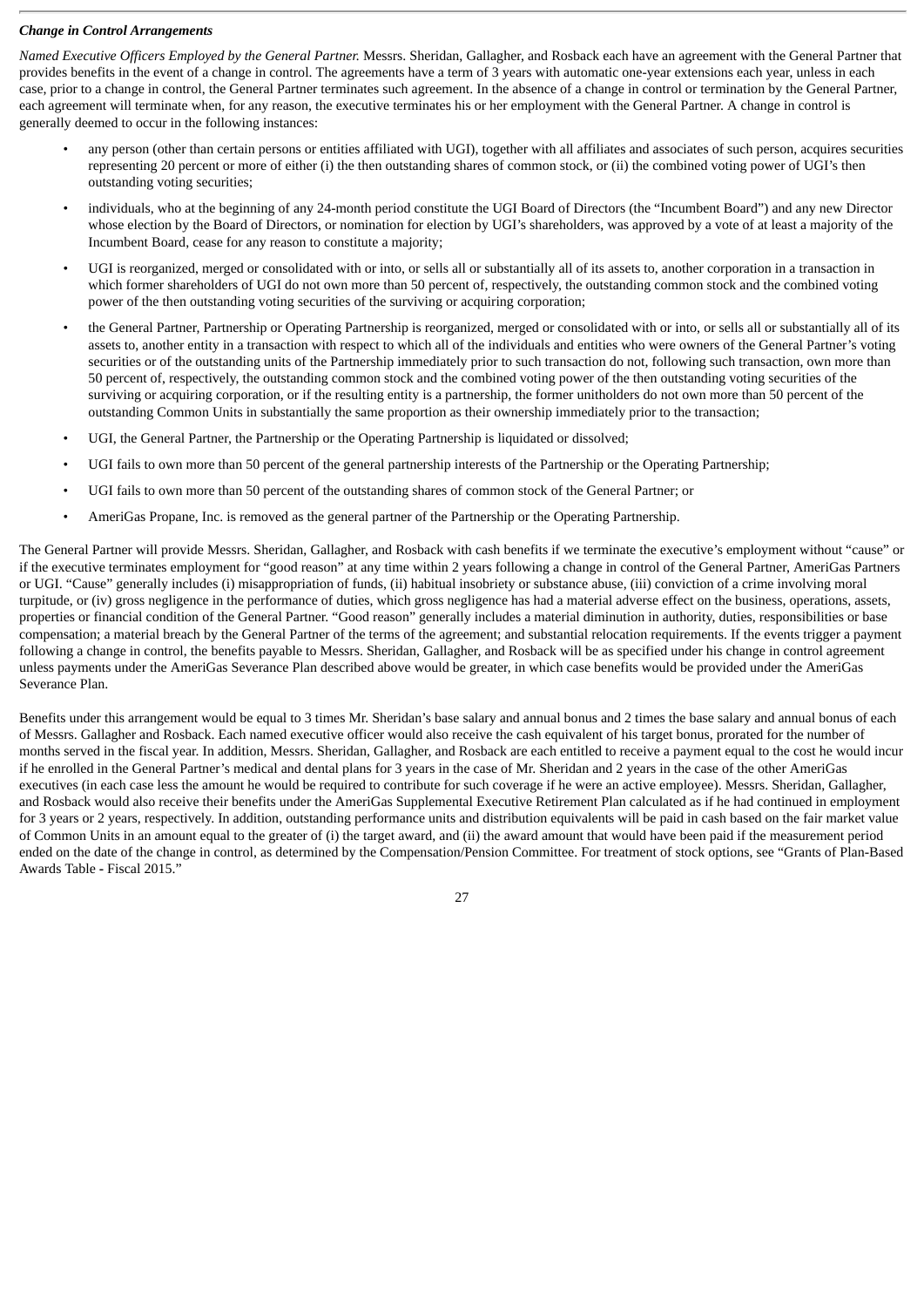### *Change in Control Arrangements*

*Named Executive Officers Employed by the General Partner.* Messrs. Sheridan, Gallagher, and Rosback each have an agreement with the General Partner that provides benefits in the event of a change in control. The agreements have a term of 3 years with automatic one-year extensions each year, unless in each case, prior to a change in control, the General Partner terminates such agreement. In the absence of a change in control or termination by the General Partner, each agreement will terminate when, for any reason, the executive terminates his or her employment with the General Partner. A change in control is generally deemed to occur in the following instances:

- any person (other than certain persons or entities affiliated with UGI), together with all affiliates and associates of such person, acquires securities representing 20 percent or more of either (i) the then outstanding shares of common stock, or (ii) the combined voting power of UGI's then outstanding voting securities;
- individuals, who at the beginning of any 24-month period constitute the UGI Board of Directors (the "Incumbent Board") and any new Director whose election by the Board of Directors, or nomination for election by UGI's shareholders, was approved by a vote of at least a majority of the Incumbent Board, cease for any reason to constitute a majority;
- UGI is reorganized, merged or consolidated with or into, or sells all or substantially all of its assets to, another corporation in a transaction in which former shareholders of UGI do not own more than 50 percent of, respectively, the outstanding common stock and the combined voting power of the then outstanding voting securities of the surviving or acquiring corporation;
- the General Partner, Partnership or Operating Partnership is reorganized, merged or consolidated with or into, or sells all or substantially all of its assets to, another entity in a transaction with respect to which all of the individuals and entities who were owners of the General Partner's voting securities or of the outstanding units of the Partnership immediately prior to such transaction do not, following such transaction, own more than 50 percent of, respectively, the outstanding common stock and the combined voting power of the then outstanding voting securities of the surviving or acquiring corporation, or if the resulting entity is a partnership, the former unitholders do not own more than 50 percent of the outstanding Common Units in substantially the same proportion as their ownership immediately prior to the transaction;
- UGI, the General Partner, the Partnership or the Operating Partnership is liquidated or dissolved;
- UGI fails to own more than 50 percent of the general partnership interests of the Partnership or the Operating Partnership;
- UGI fails to own more than 50 percent of the outstanding shares of common stock of the General Partner; or
- AmeriGas Propane, Inc. is removed as the general partner of the Partnership or the Operating Partnership.

The General Partner will provide Messrs. Sheridan, Gallagher, and Rosback with cash benefits if we terminate the executive's employment without "cause" or if the executive terminates employment for "good reason" at any time within 2 years following a change in control of the General Partner, AmeriGas Partners or UGI. "Cause" generally includes (i) misappropriation of funds, (ii) habitual insobriety or substance abuse, (iii) conviction of a crime involving moral turpitude, or (iv) gross negligence in the performance of duties, which gross negligence has had a material adverse effect on the business, operations, assets, properties or financial condition of the General Partner. "Good reason" generally includes a material diminution in authority, duties, responsibilities or base compensation; a material breach by the General Partner of the terms of the agreement; and substantial relocation requirements. If the events trigger a payment following a change in control, the benefits payable to Messrs. Sheridan, Gallagher, and Rosback will be as specified under his change in control agreement unless payments under the AmeriGas Severance Plan described above would be greater, in which case benefits would be provided under the AmeriGas Severance Plan.

Benefits under this arrangement would be equal to 3 times Mr. Sheridan's base salary and annual bonus and 2 times the base salary and annual bonus of each of Messrs. Gallagher and Rosback. Each named executive officer would also receive the cash equivalent of his target bonus, prorated for the number of months served in the fiscal year. In addition, Messrs. Sheridan, Gallagher, and Rosback are each entitled to receive a payment equal to the cost he would incur if he enrolled in the General Partner's medical and dental plans for 3 years in the case of Mr. Sheridan and 2 years in the case of the other AmeriGas executives (in each case less the amount he would be required to contribute for such coverage if he were an active employee). Messrs. Sheridan, Gallagher, and Rosback would also receive their benefits under the AmeriGas Supplemental Executive Retirement Plan calculated as if he had continued in employment for 3 years or 2 years, respectively. In addition, outstanding performance units and distribution equivalents will be paid in cash based on the fair market value of Common Units in an amount equal to the greater of (i) the target award, and (ii) the award amount that would have been paid if the measurement period ended on the date of the change in control, as determined by the Compensation/Pension Committee. For treatment of stock options, see "Grants of Plan-Based Awards Table - Fiscal 2015."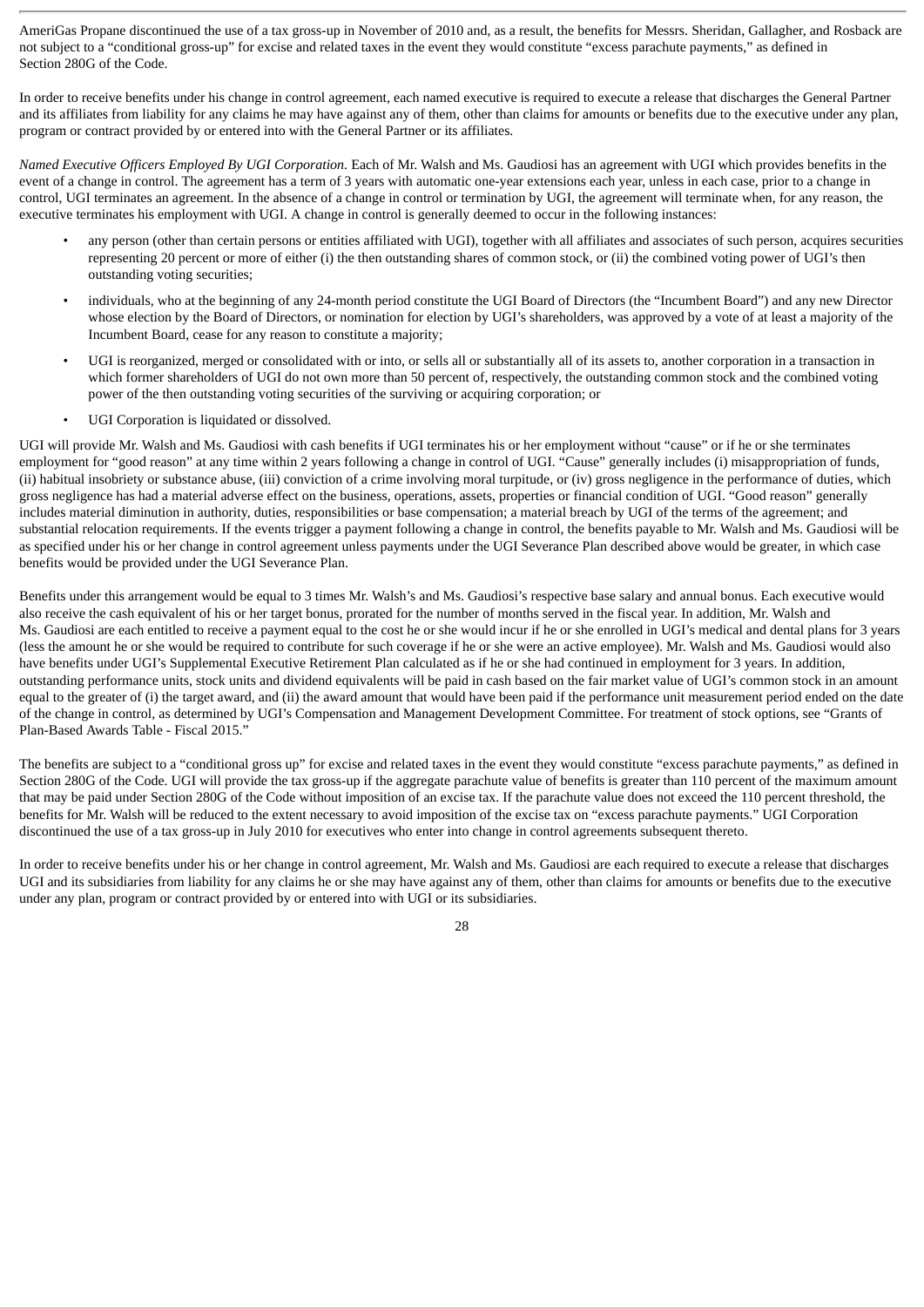AmeriGas Propane discontinued the use of a tax gross-up in November of 2010 and, as a result, the benefits for Messrs. Sheridan, Gallagher, and Rosback are not subject to a "conditional gross-up" for excise and related taxes in the event they would constitute "excess parachute payments," as defined in Section 280G of the Code.

In order to receive benefits under his change in control agreement, each named executive is required to execute a release that discharges the General Partner and its affiliates from liability for any claims he may have against any of them, other than claims for amounts or benefits due to the executive under any plan, program or contract provided by or entered into with the General Partner or its affiliates.

*Named Executive Officers Employed By UGI Corporation.* Each of Mr. Walsh and Ms. Gaudiosi has an agreement with UGI which provides benefits in the event of a change in control. The agreement has a term of 3 years with automatic one-year extensions each year, unless in each case, prior to a change in control, UGI terminates an agreement. In the absence of a change in control or termination by UGI, the agreement will terminate when, for any reason, the executive terminates his employment with UGI. A change in control is generally deemed to occur in the following instances:

- any person (other than certain persons or entities affiliated with UGI), together with all affiliates and associates of such person, acquires securities representing 20 percent or more of either (i) the then outstanding shares of common stock, or (ii) the combined voting power of UGI's then outstanding voting securities;
- individuals, who at the beginning of any 24-month period constitute the UGI Board of Directors (the "Incumbent Board") and any new Director whose election by the Board of Directors, or nomination for election by UGI's shareholders, was approved by a vote of at least a majority of the Incumbent Board, cease for any reason to constitute a majority;
- UGI is reorganized, merged or consolidated with or into, or sells all or substantially all of its assets to, another corporation in a transaction in which former shareholders of UGI do not own more than 50 percent of, respectively, the outstanding common stock and the combined voting power of the then outstanding voting securities of the surviving or acquiring corporation; or
- UGI Corporation is liquidated or dissolved.

UGI will provide Mr. Walsh and Ms. Gaudiosi with cash benefits if UGI terminates his or her employment without "cause" or if he or she terminates employment for "good reason" at any time within 2 years following a change in control of UGI. "Cause" generally includes (i) misappropriation of funds, (ii) habitual insobriety or substance abuse, (iii) conviction of a crime involving moral turpitude, or (iv) gross negligence in the performance of duties, which gross negligence has had a material adverse effect on the business, operations, assets, properties or financial condition of UGI. "Good reason" generally includes material diminution in authority, duties, responsibilities or base compensation; a material breach by UGI of the terms of the agreement; and substantial relocation requirements. If the events trigger a payment following a change in control, the benefits payable to Mr. Walsh and Ms. Gaudiosi will be as specified under his or her change in control agreement unless payments under the UGI Severance Plan described above would be greater, in which case benefits would be provided under the UGI Severance Plan.

Benefits under this arrangement would be equal to 3 times Mr. Walsh's and Ms. Gaudiosi's respective base salary and annual bonus. Each executive would also receive the cash equivalent of his or her target bonus, prorated for the number of months served in the fiscal year. In addition, Mr. Walsh and Ms. Gaudiosi are each entitled to receive a payment equal to the cost he or she would incur if he or she enrolled in UGI's medical and dental plans for 3 years (less the amount he or she would be required to contribute for such coverage if he or she were an active employee). Mr. Walsh and Ms. Gaudiosi would also have benefits under UGI's Supplemental Executive Retirement Plan calculated as if he or she had continued in employment for 3 years. In addition, outstanding performance units, stock units and dividend equivalents will be paid in cash based on the fair market value of UGI's common stock in an amount equal to the greater of (i) the target award, and (ii) the award amount that would have been paid if the performance unit measurement period ended on the date of the change in control, as determined by UGI's Compensation and Management Development Committee. For treatment of stock options, see "Grants of Plan-Based Awards Table - Fiscal 2015."

The benefits are subject to a "conditional gross up" for excise and related taxes in the event they would constitute "excess parachute payments," as defined in Section 280G of the Code. UGI will provide the tax gross-up if the aggregate parachute value of benefits is greater than 110 percent of the maximum amount that may be paid under Section 280G of the Code without imposition of an excise tax. If the parachute value does not exceed the 110 percent threshold, the benefits for Mr. Walsh will be reduced to the extent necessary to avoid imposition of the excise tax on "excess parachute payments." UGI Corporation discontinued the use of a tax gross-up in July 2010 for executives who enter into change in control agreements subsequent thereto.

In order to receive benefits under his or her change in control agreement, Mr. Walsh and Ms. Gaudiosi are each required to execute a release that discharges UGI and its subsidiaries from liability for any claims he or she may have against any of them, other than claims for amounts or benefits due to the executive under any plan, program or contract provided by or entered into with UGI or its subsidiaries.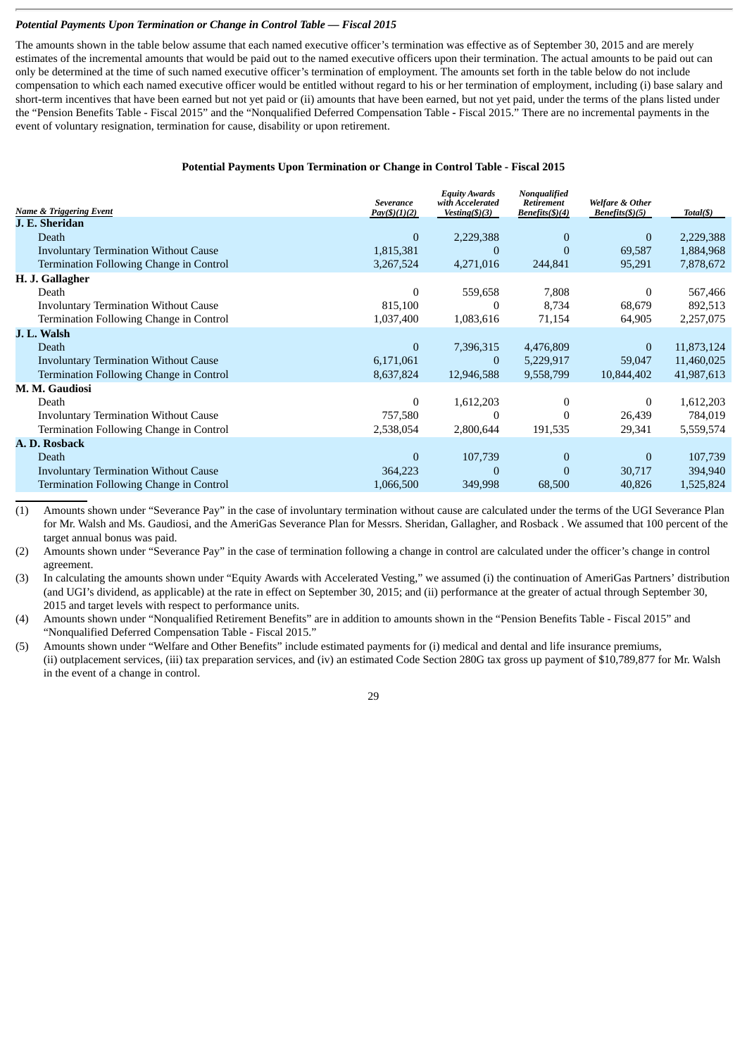### *Potential Payments Upon Termination or Change in Control Table — Fiscal 2015*

The amounts shown in the table below assume that each named executive officer's termination was effective as of September 30, 2015 and are merely estimates of the incremental amounts that would be paid out to the named executive officers upon their termination. The actual amounts to be paid out can only be determined at the time of such named executive officer's termination of employment. The amounts set forth in the table below do not include compensation to which each named executive officer would be entitled without regard to his or her termination of employment, including (i) base salary and short-term incentives that have been earned but not yet paid or (ii) amounts that have been earned, but not yet paid, under the terms of the plans listed under the "Pension Benefits Table - Fiscal 2015" and the "Nonqualified Deferred Compensation Table - Fiscal 2015." There are no incremental payments in the event of voluntary resignation, termination for cause, disability or upon retirement.

**Potential Payments Upon Termination or Change in Control Table - Fiscal 2015**

| *Name & Triggering Event* | *Severance Pay($)(1)(2)* | *Equity Awards with Accelerated Vesting($)(3)* | *Nonqualified Retirement Benefits($)(4)* | *Welfare & Other Benefits($)(5)* | *Total($)* |
|---|---|---|---|---|---|
| **J. E. Sheridan** | | | | | |
| Death | 0 | 2,229,388 | 0 | 0 | 2,229,388 |
| Involuntary Termination Without Cause | 1,815,381 | 0 | 0 | 69,587 | 1,884,968 |
| Termination Following Change in Control | 3,267,524 | 4,271,016 | 244,841 | 95,291 | 7,878,672 |
| **H. J. Gallagher** | | | | | |
| Death | 0 | 559,658 | 7,808 | 0 | 567,466 |
| Involuntary Termination Without Cause | 815,100 | 0 | 8,734 | 68,679 | 892,513 |
| Termination Following Change in Control | 1,037,400 | 1,083,616 | 71,154 | 64,905 | 2,257,075 |
| **J. L. Walsh** | | | | | |
| Death | 0 | 7,396,315 | 4,476,809 | 0 | 11,873,124 |
| Involuntary Termination Without Cause | 6,171,061 | 0 | 5,229,917 | 59,047 | 11,460,025 |
| Termination Following Change in Control | 8,637,824 | 12,946,588 | 9,558,799 | 10,844,402 | 41,987,613 |
| **M. M. Gaudiosi** | | | | | |
| Death | 0 | 1,612,203 | 0 | 0 | 1,612,203 |
| Involuntary Termination Without Cause | 757,580 | 0 | 0 | 26,439 | 784,019 |
| Termination Following Change in Control | 2,538,054 | 2,800,644 | 191,535 | 29,341 | 5,559,574 |
| **A. D. Rosback** | | | | | |
| Death | 0 | 107,739 | 0 | 0 | 107,739 |
| Involuntary Termination Without Cause | 364,223 | 0 | 0 | 30,717 | 394,940 |
| Termination Following Change in Control | 1,066,500 | 349,998 | 68,500 | 40,826 | 1,525,824 |

(1) Amounts shown under "Severance Pay" in the case of involuntary termination without cause are calculated under the terms of the UGI Severance Plan for Mr. Walsh and Ms. Gaudiosi, and the AmeriGas Severance Plan for Messrs. Sheridan, Gallagher, and Rosback . We assumed that 100 percent of the target annual bonus was paid.

(2) Amounts shown under "Severance Pay" in the case of termination following a change in control are calculated under the officer's change in control agreement.

(3) In calculating the amounts shown under "Equity Awards with Accelerated Vesting," we assumed (i) the continuation of AmeriGas Partners' distribution (and UGI's dividend, as applicable) at the rate in effect on September 30, 2015; and (ii) performance at the greater of actual through September 30, 2015 and target levels with respect to performance units.

(4) Amounts shown under "Nonqualified Retirement Benefits" are in addition to amounts shown in the "Pension Benefits Table - Fiscal 2015" and "Nonqualified Deferred Compensation Table - Fiscal 2015."

(5) Amounts shown under "Welfare and Other Benefits" include estimated payments for (i) medical and dental and life insurance premiums, (ii) outplacement services, (iii) tax preparation services, and (iv) an estimated Code Section 280G tax gross up payment of $10,789,877 for Mr. Walsh in the event of a change in control.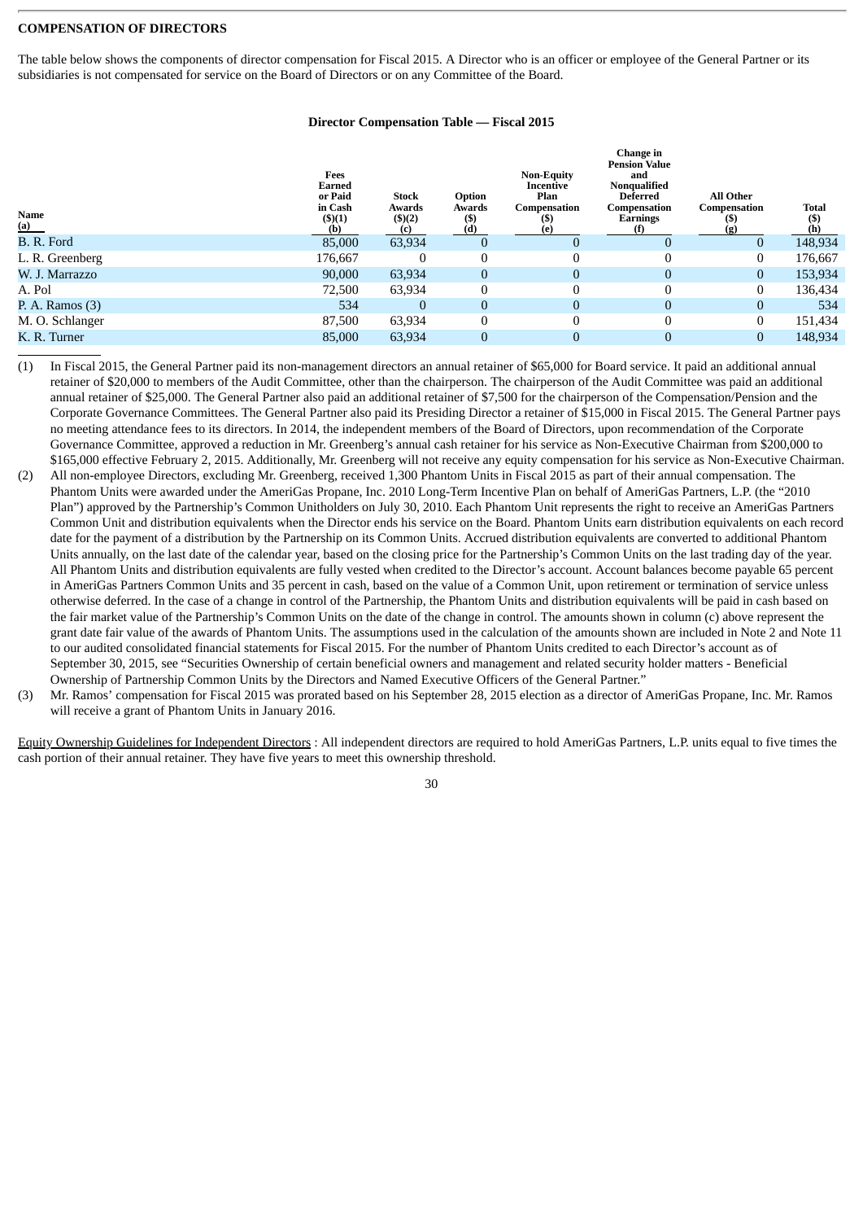**COMPENSATION OF DIRECTORS**

The table below shows the components of director compensation for Fiscal 2015. A Director who is an officer or employee of the General Partner or its subsidiaries is not compensated for service on the Board of Directors or on any Committee of the Board.

**Director Compensation Table — Fiscal 2015**

| Name (a) | Fees Earned or Paid in Cash ($)(1) (b) | Stock Awards ($)(2) (c) | Option Awards ($) (d) | Non-Equity Incentive Plan Compensation ($) (e) | Change in Pension Value and Nonqualified Deferred Compensation Earnings (f) | All Other Compensation ($) (g) | Total ($) (h) |
|---|---|---|---|---|---|---|---|
| B. R. Ford | 85,000 | 63,934 | 0 | 0 | 0 | 0 | 148,934 |
| L. R. Greenberg | 176,667 | 0 | 0 | 0 | 0 | 0 | 176,667 |
| W. J. Marrazzo | 90,000 | 63,934 | 0 | 0 | 0 | 0 | 153,934 |
| A. Pol | 72,500 | 63,934 | 0 | 0 | 0 | 0 | 136,434 |
| P. A. Ramos (3) | 534 | 0 | 0 | 0 | 0 | 0 | 534 |
| M. O. Schlanger | 87,500 | 63,934 | 0 | 0 | 0 | 0 | 151,434 |
| K. R. Turner | 85,000 | 63,934 | 0 | 0 | 0 | 0 | 148,934 |

(1) In Fiscal 2015, the General Partner paid its non-management directors an annual retainer of $65,000 for Board service. It paid an additional annual retainer of $20,000 to members of the Audit Committee, other than the chairperson. The chairperson of the Audit Committee was paid an additional annual retainer of $25,000. The General Partner also paid an additional retainer of $7,500 for the chairperson of the Compensation/Pension and the Corporate Governance Committees. The General Partner also paid its Presiding Director a retainer of $15,000 in Fiscal 2015. The General Partner pays no meeting attendance fees to its directors. In 2014, the independent members of the Board of Directors, upon recommendation of the Corporate Governance Committee, approved a reduction in Mr. Greenberg's annual cash retainer for his service as Non-Executive Chairman from $200,000 to $165,000 effective February 2, 2015. Additionally, Mr. Greenberg will not receive any equity compensation for his service as Non-Executive Chairman.

(2) All non-employee Directors, excluding Mr. Greenberg, received 1,300 Phantom Units in Fiscal 2015 as part of their annual compensation. The Phantom Units were awarded under the AmeriGas Propane, Inc. 2010 Long-Term Incentive Plan on behalf of AmeriGas Partners, L.P. (the "2010 Plan") approved by the Partnership's Common Unitholders on July 30, 2010. Each Phantom Unit represents the right to receive an AmeriGas Partners Common Unit and distribution equivalents when the Director ends his service on the Board. Phantom Units earn distribution equivalents on each record date for the payment of a distribution by the Partnership on its Common Units. Accrued distribution equivalents are converted to additional Phantom Units annually, on the last date of the calendar year, based on the closing price for the Partnership's Common Units on the last trading day of the year. All Phantom Units and distribution equivalents are fully vested when credited to the Director's account. Account balances become payable 65 percent in AmeriGas Partners Common Units and 35 percent in cash, based on the value of a Common Unit, upon retirement or termination of service unless otherwise deferred. In the case of a change in control of the Partnership, the Phantom Units and distribution equivalents will be paid in cash based on the fair market value of the Partnership's Common Units on the date of the change in control. The amounts shown in column (c) above represent the grant date fair value of the awards of Phantom Units. The assumptions used in the calculation of the amounts shown are included in Note 2 and Note 11 to our audited consolidated financial statements for Fiscal 2015. For the number of Phantom Units credited to each Director's account as of September 30, 2015, see "Securities Ownership of certain beneficial owners and management and related security holder matters - Beneficial Ownership of Partnership Common Units by the Directors and Named Executive Officers of the General Partner."

(3) Mr. Ramos' compensation for Fiscal 2015 was prorated based on his September 28, 2015 election as a director of AmeriGas Propane, Inc. Mr. Ramos will receive a grant of Phantom Units in January 2016.

Equity Ownership Guidelines for Independent Directors : All independent directors are required to hold AmeriGas Partners, L.P. units equal to five times the cash portion of their annual retainer. They have five years to meet this ownership threshold.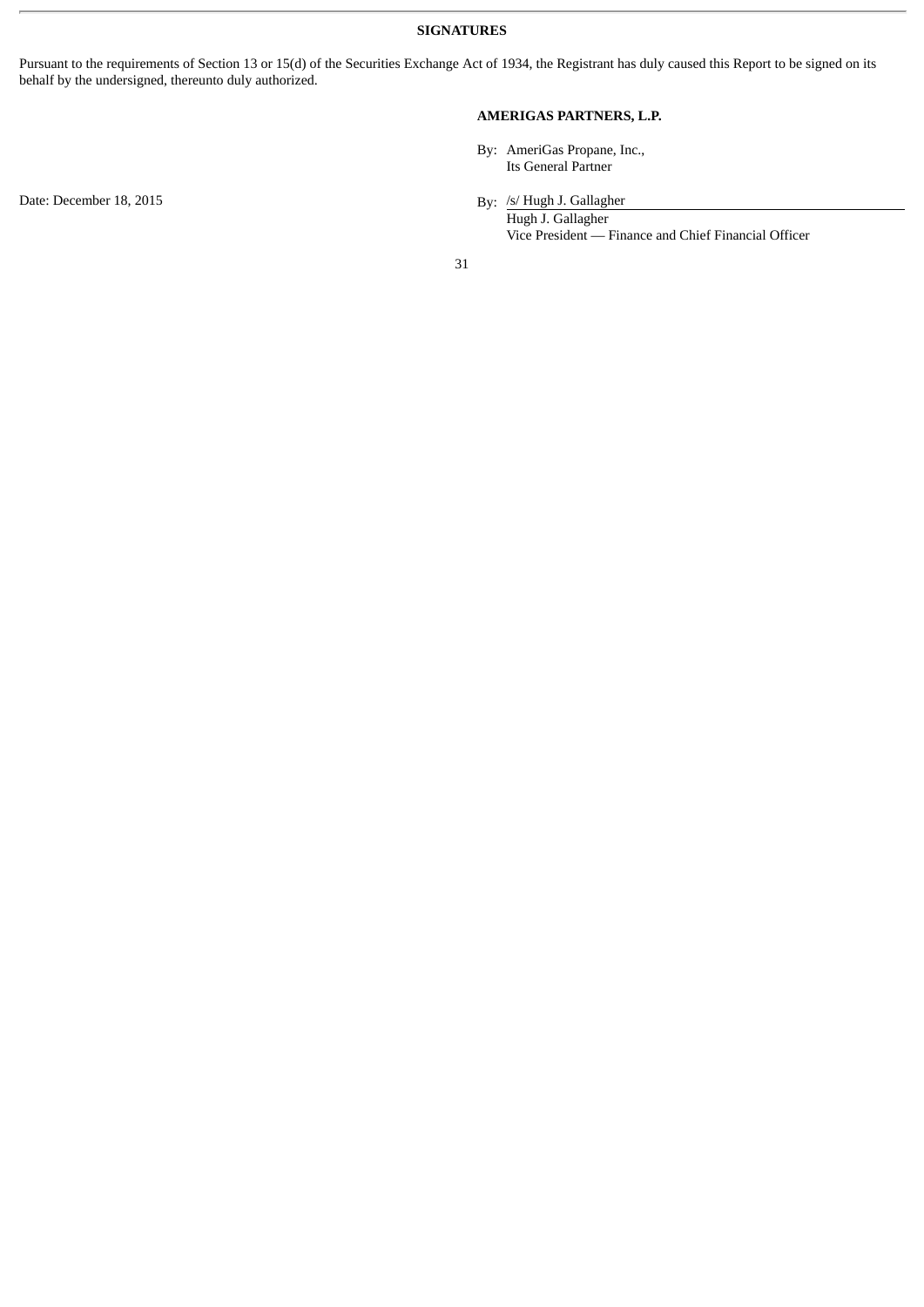## SIGNATURES

Pursuant to the requirements of Section 13 or 15(d) of the Securities Exchange Act of 1934, the Registrant has duly caused this Report to be signed on its behalf by the undersigned, thereunto duly authorized.

**AMERIGAS PARTNERS, L.P.**

By: AmeriGas Propane, Inc.,
Its General Partner

Date: December 18, 2015

By: /s/ Hugh J. Gallagher
Hugh J. Gallagher
Vice President — Finance and Chief Financial Officer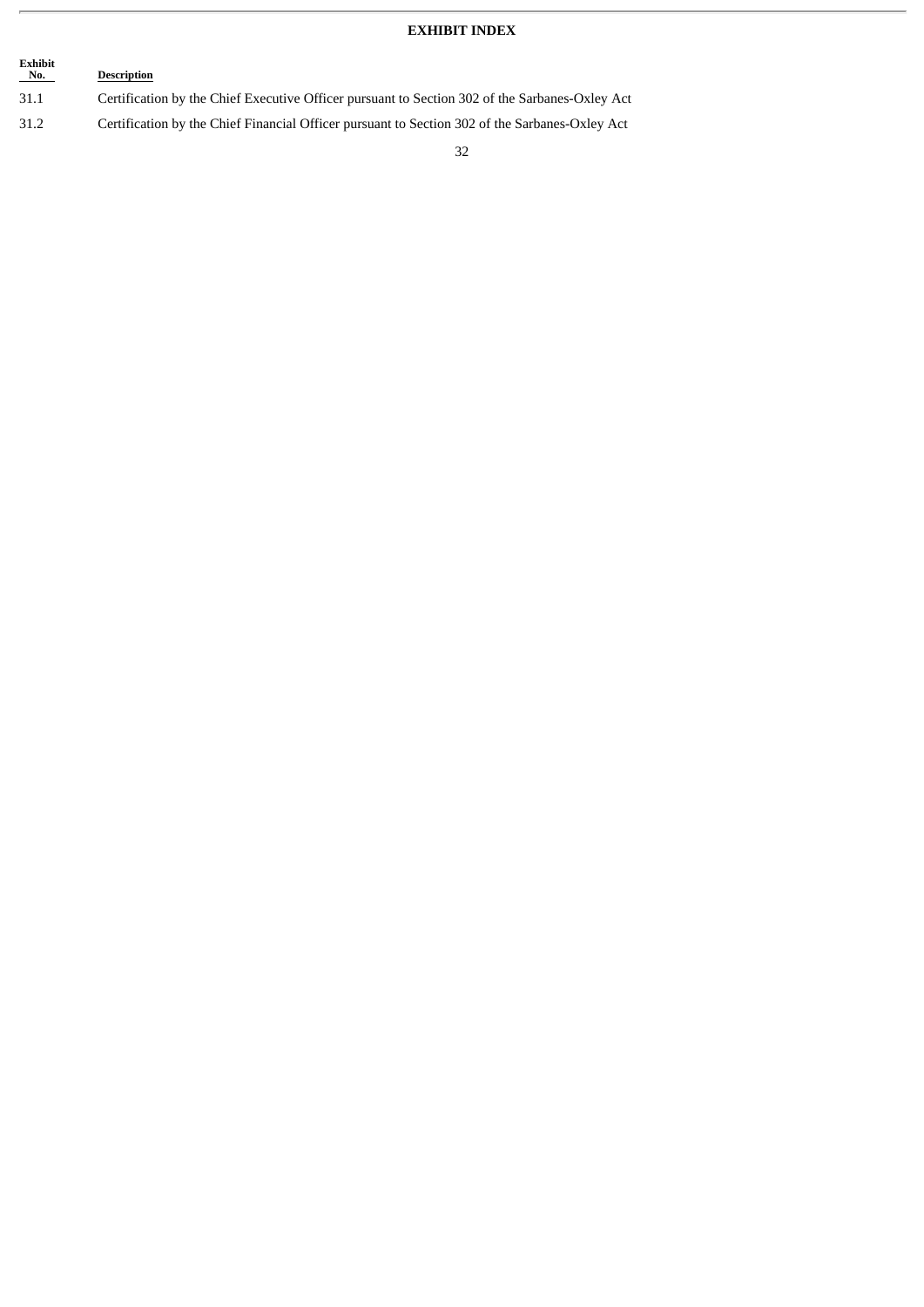## EXHIBIT INDEX

| Exhibit No. | Description |
|---|---|
| 31.1 | Certification by the Chief Executive Officer pursuant to Section 302 of the Sarbanes-Oxley Act |
| 31.2 | Certification by the Chief Financial Officer pursuant to Section 302 of the Sarbanes-Oxley Act |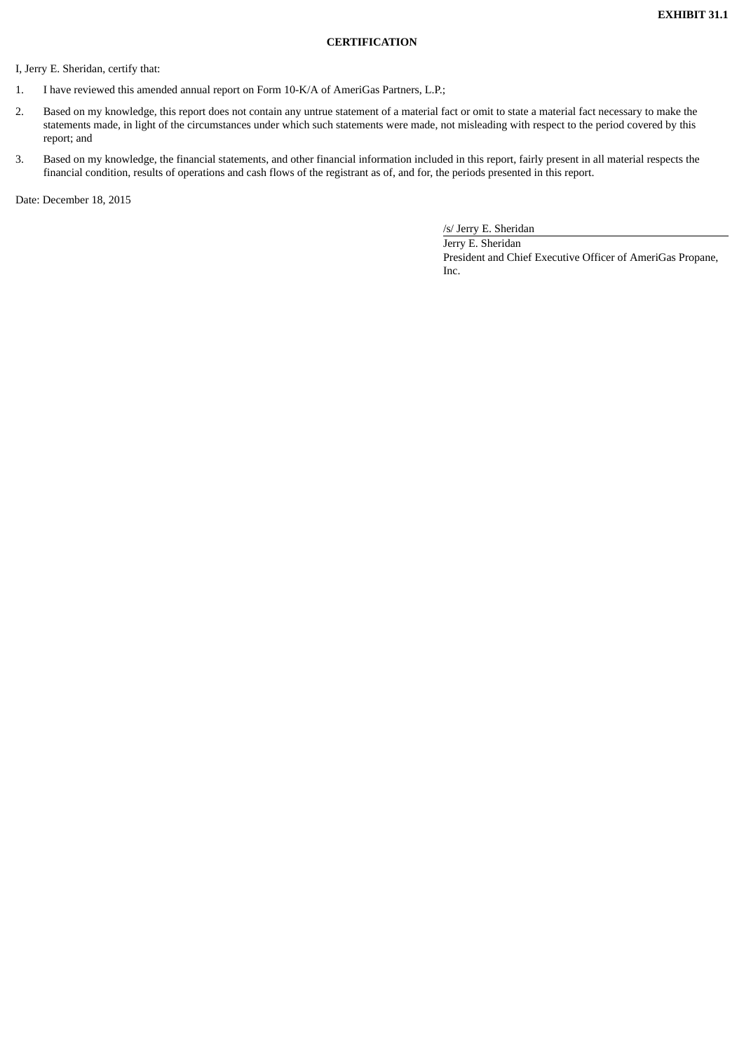**EXHIBIT 31.1**

**CERTIFICATION**

I, Jerry E. Sheridan, certify that:

1. I have reviewed this amended annual report on Form 10-K/A of AmeriGas Partners, L.P.;
2. Based on my knowledge, this report does not contain any untrue statement of a material fact or omit to state a material fact necessary to make the statements made, in light of the circumstances under which such statements were made, not misleading with respect to the period covered by this report; and
3. Based on my knowledge, the financial statements, and other financial information included in this report, fairly present in all material respects the financial condition, results of operations and cash flows of the registrant as of, and for, the periods presented in this report.

Date: December 18, 2015

/s/ Jerry E. Sheridan
Jerry E. Sheridan
President and Chief Executive Officer of AmeriGas Propane, Inc.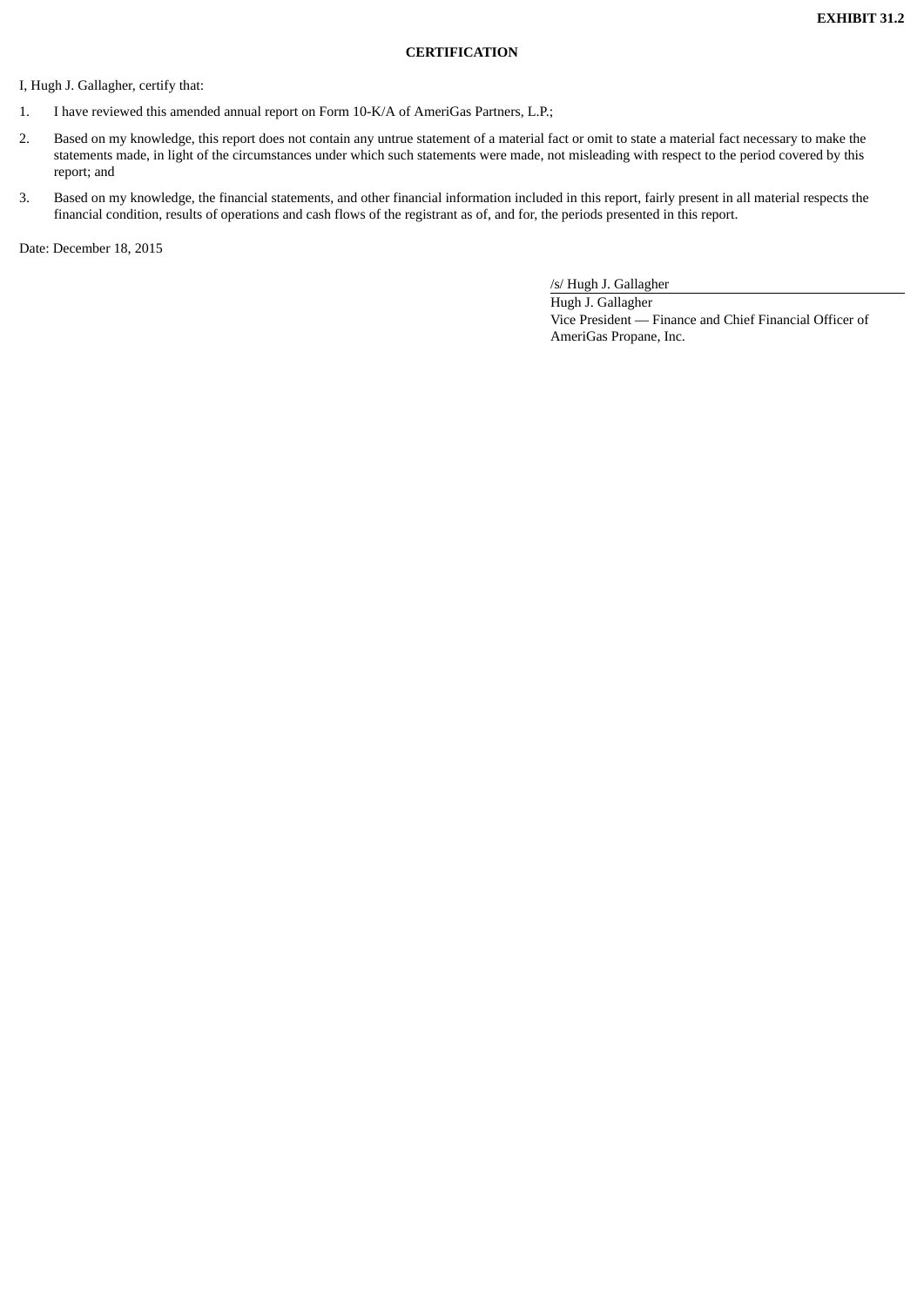**EXHIBIT 31.2**

**CERTIFICATION**

I, Hugh J. Gallagher, certify that:

1. I have reviewed this amended annual report on Form 10-K/A of AmeriGas Partners, L.P.;
2. Based on my knowledge, this report does not contain any untrue statement of a material fact or omit to state a material fact necessary to make the statements made, in light of the circumstances under which such statements were made, not misleading with respect to the period covered by this report; and
3. Based on my knowledge, the financial statements, and other financial information included in this report, fairly present in all material respects the financial condition, results of operations and cash flows of the registrant as of, and for, the periods presented in this report.

Date: December 18, 2015

/s/ Hugh J. Gallagher
Hugh J. Gallagher
Vice President — Finance and Chief Financial Officer of AmeriGas Propane, Inc.